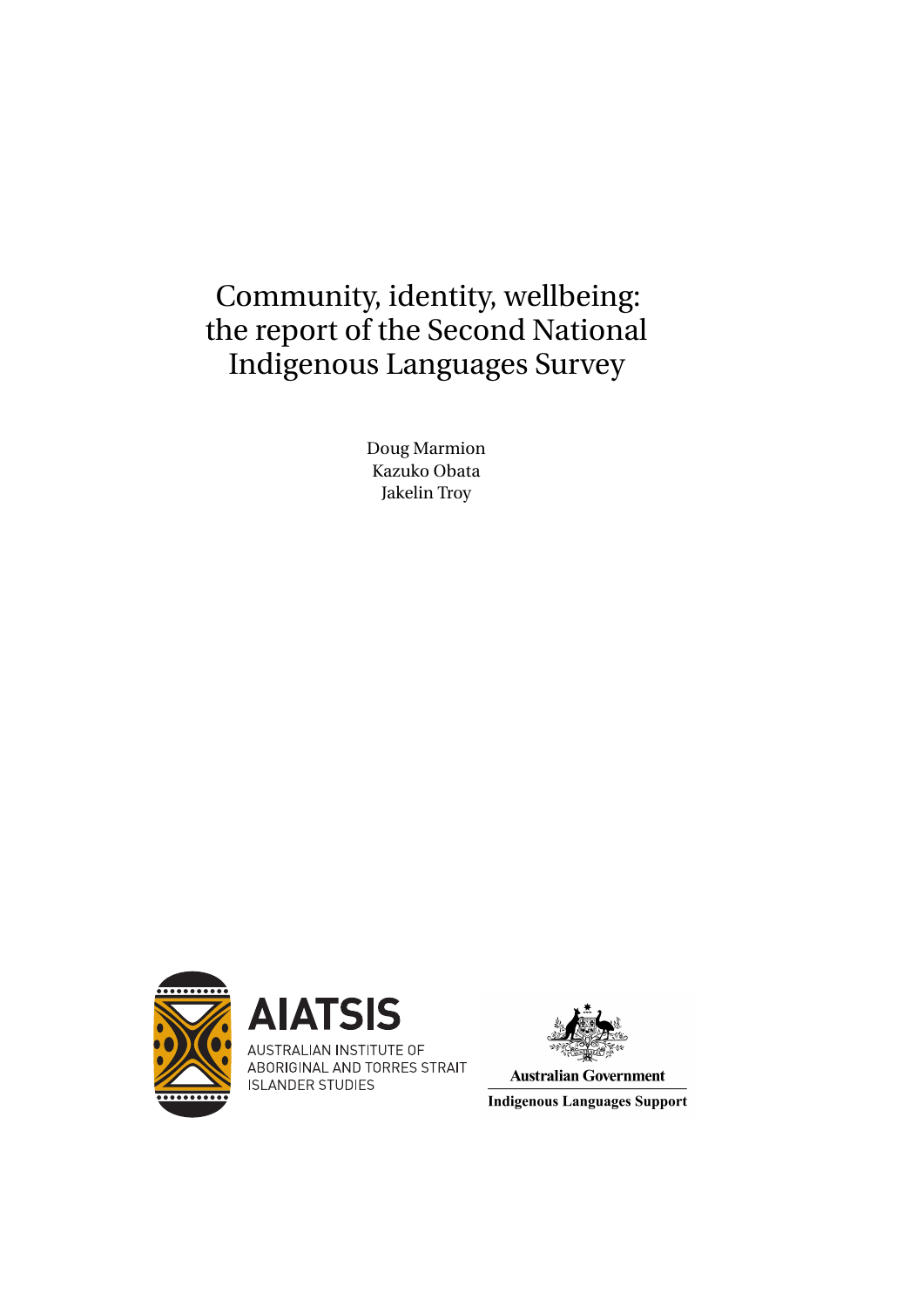# Community, identity, wellbeing: the report of the Second National Indigenous Languages Survey

Doug Marmion
Kazuko Obata
Jakelin Troy

AIATSIS
AUSTRALIAN INSTITUTE OF ABORIGINAL AND TORRES STRAIT ISLANDER STUDIES

Australian Government
Indigenous Languages Support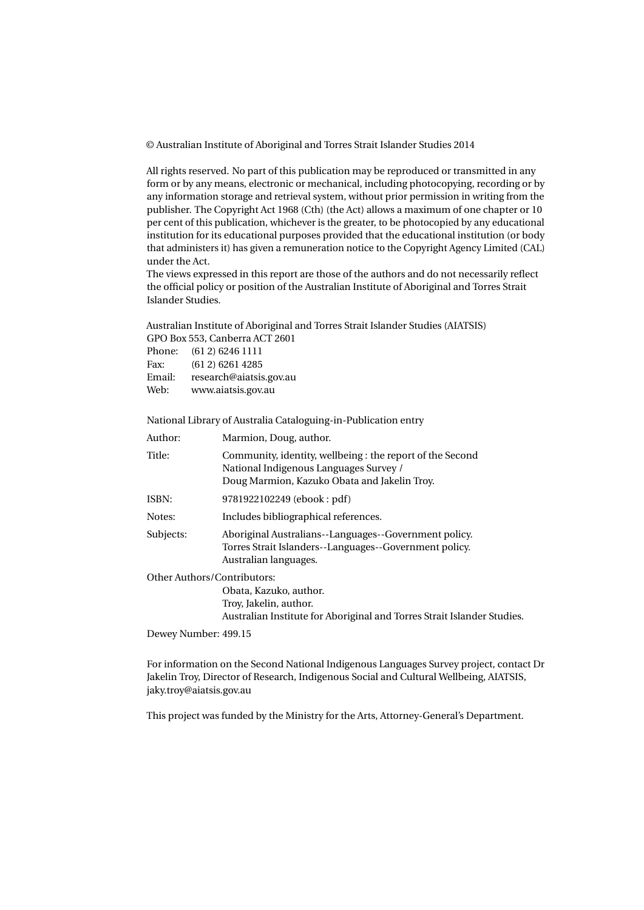© Australian Institute of Aboriginal and Torres Strait Islander Studies 2014

All rights reserved. No part of this publication may be reproduced or transmitted in any form or by any means, electronic or mechanical, including photocopying, recording or by any information storage and retrieval system, without prior permission in writing from the publisher. The Copyright Act 1968 (Cth) (the Act) allows a maximum of one chapter or 10 per cent of this publication, whichever is the greater, to be photocopied by any educational institution for its educational purposes provided that the educational institution (or body that administers it) has given a remuneration notice to the Copyright Agency Limited (CAL) under the Act.
The views expressed in this report are those of the authors and do not necessarily reflect the official policy or position of the Australian Institute of Aboriginal and Torres Strait Islander Studies.

Australian Institute of Aboriginal and Torres Strait Islander Studies (AIATSIS)
GPO Box 553, Canberra ACT 2601
Phone: (61 2) 6246 1111
Fax: (61 2) 6261 4285
Email: research@aiatsis.gov.au
Web: www.aiatsis.gov.au

National Library of Australia Cataloguing-in-Publication entry

| | |
|---|---|
| Author: | Marmion, Doug, author. |
| Title: | Community, identity, wellbeing : the report of the Second National Indigenous Languages Survey / Doug Marmion, Kazuko Obata and Jakelin Troy. |
| ISBN: | 9781922102249 (ebook : pdf) |
| Notes: | Includes bibliographical references. |
| Subjects: | Aboriginal Australians--Languages--Government policy. Torres Strait Islanders--Languages--Government policy. Australian languages. |
| Other Authors/Contributors: | Obata, Kazuko, author. Troy, Jakelin, author. Australian Institute for Aboriginal and Torres Strait Islander Studies. |

Dewey Number: 499.15

For information on the Second National Indigenous Languages Survey project, contact Dr Jakelin Troy, Director of Research, Indigenous Social and Cultural Wellbeing, AIATSIS, jaky.troy@aiatsis.gov.au

This project was funded by the Ministry for the Arts, Attorney-General's Department.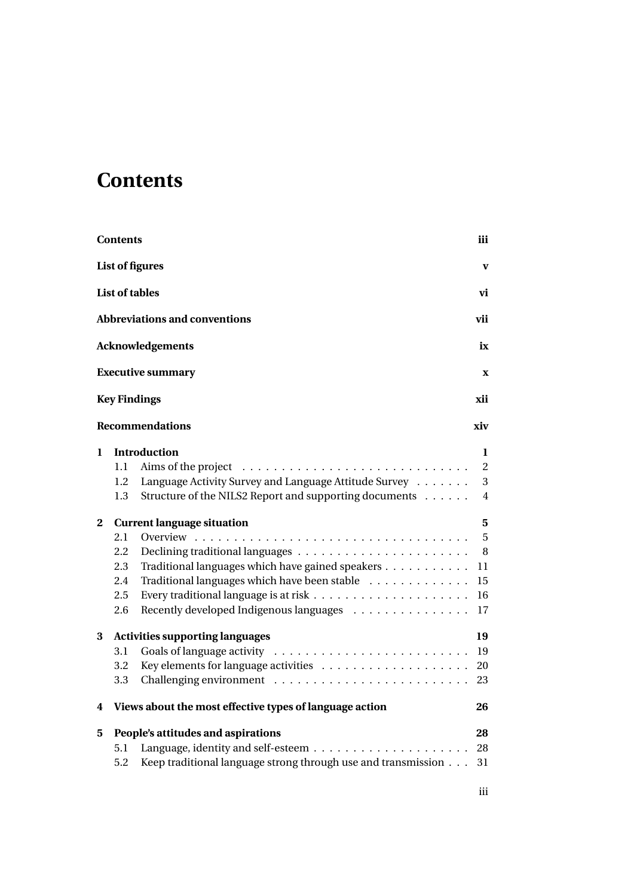# Contents

| | | |
|---|---|---|
| **Contents** | | **iii** |
| **List of figures** | | **v** |
| **List of tables** | | **vi** |
| **Abbreviations and conventions** | | **vii** |
| **Acknowledgements** | | **ix** |
| **Executive summary** | | **x** |
| **Key Findings** | | **xii** |
| **Recommendations** | | **xiv** |
| **1** | **Introduction** | **1** |
| 1.1 | Aims of the project | 2 |
| 1.2 | Language Activity Survey and Language Attitude Survey | 3 |
| 1.3 | Structure of the NILS2 Report and supporting documents | 4 |
| **2** | **Current language situation** | **5** |
| 2.1 | Overview | 5 |
| 2.2 | Declining traditional languages | 8 |
| 2.3 | Traditional languages which have gained speakers | 11 |
| 2.4 | Traditional languages which have been stable | 15 |
| 2.5 | Every traditional language is at risk | 16 |
| 2.6 | Recently developed Indigenous languages | 17 |
| **3** | **Activities supporting languages** | **19** |
| 3.1 | Goals of language activity | 19 |
| 3.2 | Key elements for language activities | 20 |
| 3.3 | Challenging environment | 23 |
| **4** | **Views about the most effective types of language action** | **26** |
| **5** | **People's attitudes and aspirations** | **28** |
| 5.1 | Language, identity and self-esteem | 28 |
| 5.2 | Keep traditional language strong through use and transmission | 31 |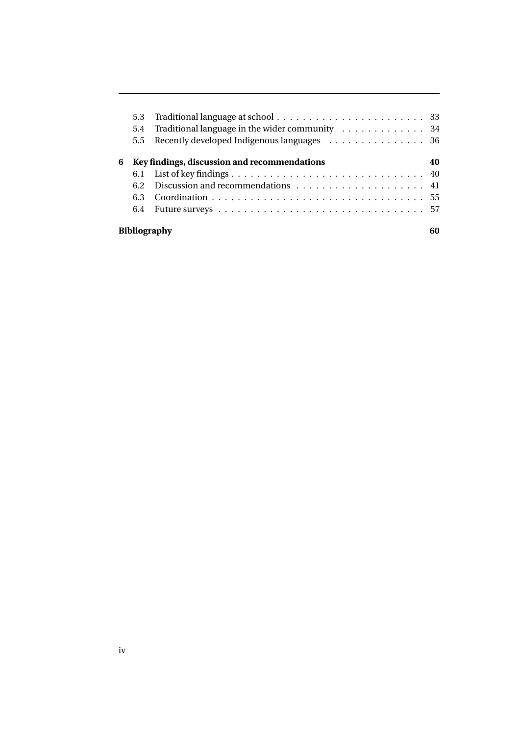- 5.3 Traditional language at school . . . . . . . . . . . . . . . . . . . . . . . . 33
- 5.4 Traditional language in the wider community . . . . . . . . . . . . . 34
- 5.5 Recently developed Indigenous languages . . . . . . . . . . . . . . . 36

**6 Key findings, discussion and recommendations** **40**

- 6.1 List of key findings . . . . . . . . . . . . . . . . . . . . . . . . . . . . . . 40
- 6.2 Discussion and recommendations . . . . . . . . . . . . . . . . . . . . 41
- 6.3 Coordination . . . . . . . . . . . . . . . . . . . . . . . . . . . . . . . . . 55
- 6.4 Future surveys . . . . . . . . . . . . . . . . . . . . . . . . . . . . . . . . 57

**Bibliography** **60**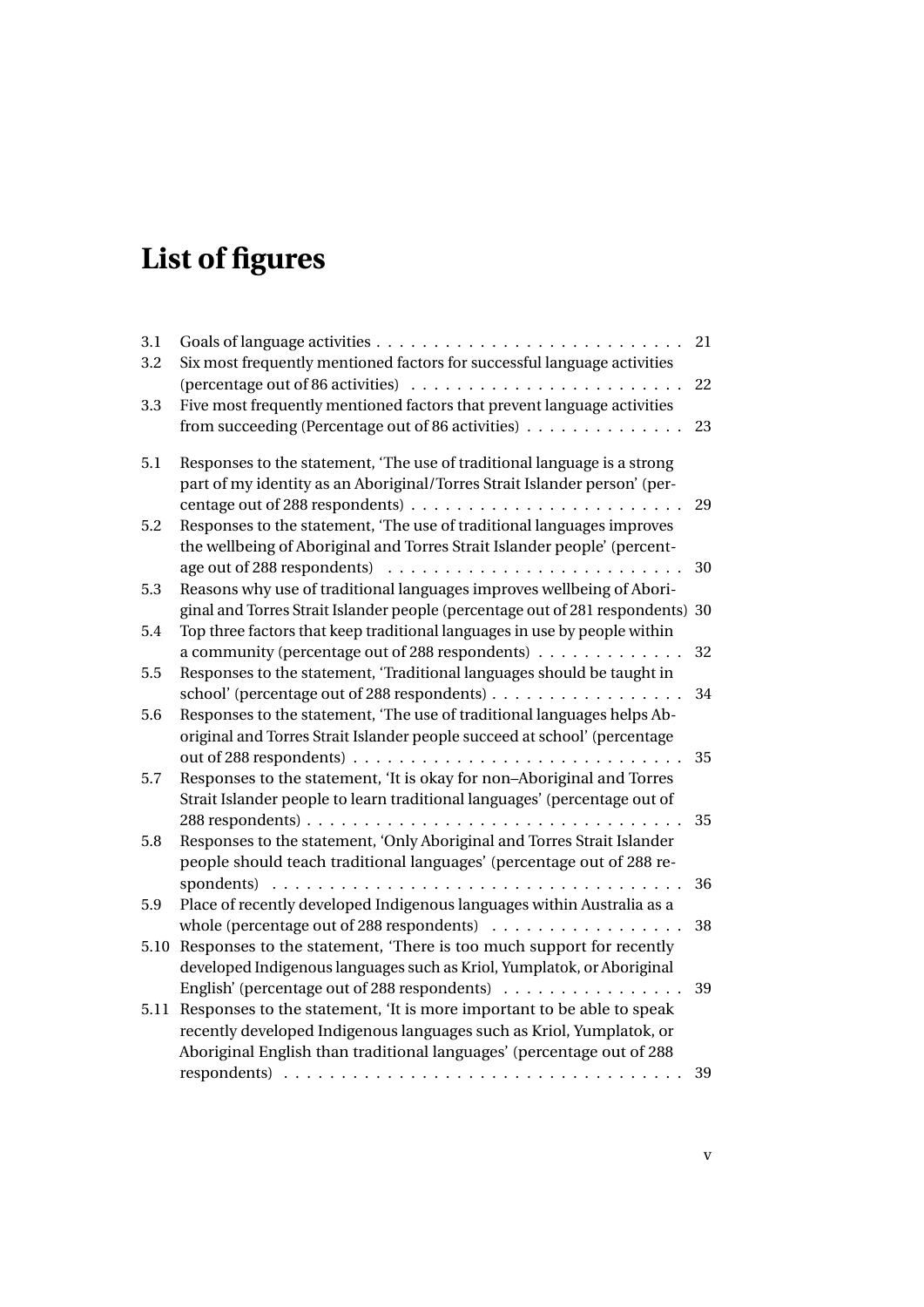# List of figures

| | | |
|---|---|---|
| 3.1 | Goals of language activities | 21 |
| 3.2 | Six most frequently mentioned factors for successful language activities (percentage out of 86 activities) | 22 |
| 3.3 | Five most frequently mentioned factors that prevent language activities from succeeding (Percentage out of 86 activities) | 23 |
| 5.1 | Responses to the statement, 'The use of traditional language is a strong part of my identity as an Aboriginal/Torres Strait Islander person' (percentage out of 288 respondents) | 29 |
| 5.2 | Responses to the statement, 'The use of traditional languages improves the wellbeing of Aboriginal and Torres Strait Islander people' (percentage out of 288 respondents) | 30 |
| 5.3 | Reasons why use of traditional languages improves wellbeing of Aboriginal and Torres Strait Islander people (percentage out of 281 respondents) | 30 |
| 5.4 | Top three factors that keep traditional languages in use by people within a community (percentage out of 288 respondents) | 32 |
| 5.5 | Responses to the statement, 'Traditional languages should be taught in school' (percentage out of 288 respondents) | 34 |
| 5.6 | Responses to the statement, 'The use of traditional languages helps Aboriginal and Torres Strait Islander people succeed at school' (percentage out of 288 respondents) | 35 |
| 5.7 | Responses to the statement, 'It is okay for non–Aboriginal and Torres Strait Islander people to learn traditional languages' (percentage out of 288 respondents) | 35 |
| 5.8 | Responses to the statement, 'Only Aboriginal and Torres Strait Islander people should teach traditional languages' (percentage out of 288 respondents) | 36 |
| 5.9 | Place of recently developed Indigenous languages within Australia as a whole (percentage out of 288 respondents) | 38 |
| 5.10 | Responses to the statement, 'There is too much support for recently developed Indigenous languages such as Kriol, Yumplatok, or Aboriginal English' (percentage out of 288 respondents) | 39 |
| 5.11 | Responses to the statement, 'It is more important to be able to speak recently developed Indigenous languages such as Kriol, Yumplatok, or Aboriginal English than traditional languages' (percentage out of 288 respondents) | 39 |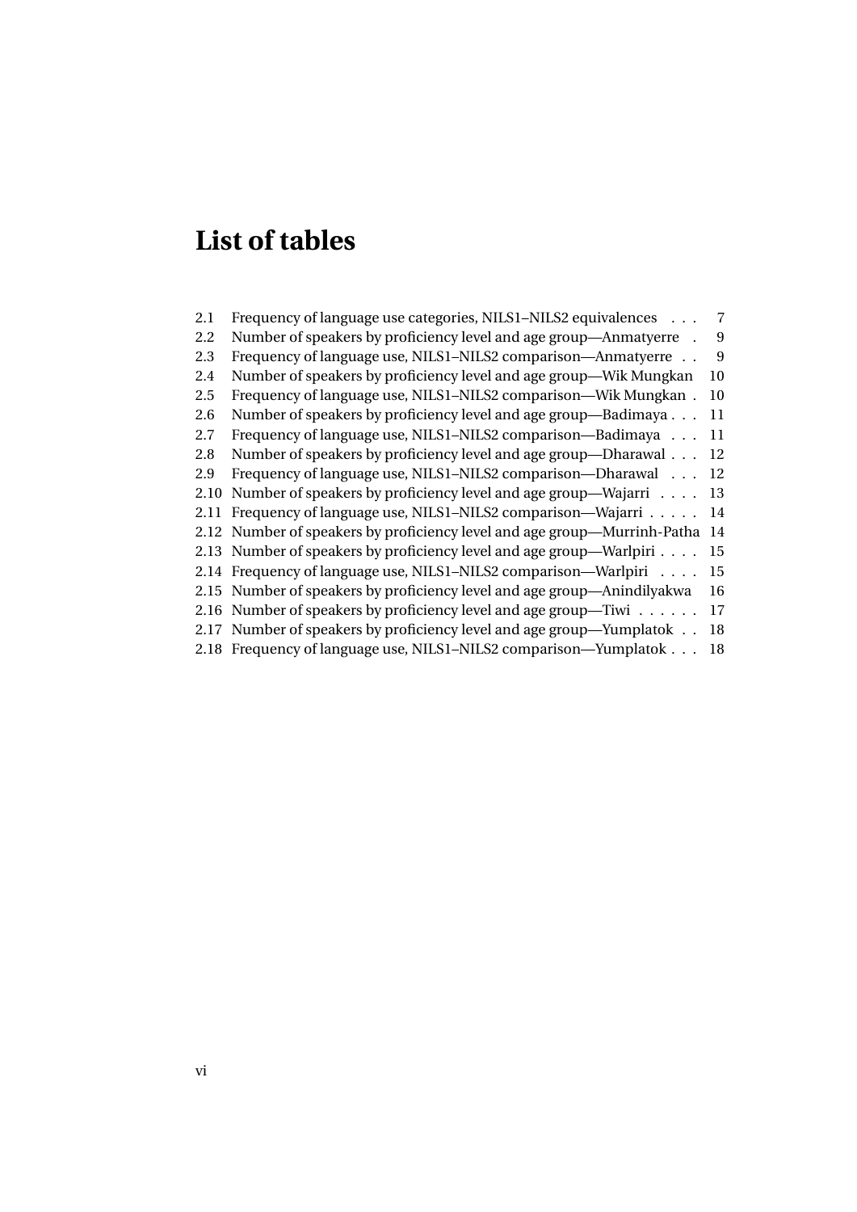# List of tables

- 2.1 Frequency of language use categories, NILS1–NILS2 equivalences . . . 7
- 2.2 Number of speakers by proficiency level and age group—Anmatyerre . 9
- 2.3 Frequency of language use, NILS1–NILS2 comparison—Anmatyerre . . 9
- 2.4 Number of speakers by proficiency level and age group—Wik Mungkan 10
- 2.5 Frequency of language use, NILS1–NILS2 comparison—Wik Mungkan . 10
- 2.6 Number of speakers by proficiency level and age group—Badimaya . . . 11
- 2.7 Frequency of language use, NILS1–NILS2 comparison—Badimaya . . . 11
- 2.8 Number of speakers by proficiency level and age group—Dharawal . . . 12
- 2.9 Frequency of language use, NILS1–NILS2 comparison—Dharawal . . . 12
- 2.10 Number of speakers by proficiency level and age group—Wajarri . . . . 13
- 2.11 Frequency of language use, NILS1–NILS2 comparison—Wajarri . . . . . 14
- 2.12 Number of speakers by proficiency level and age group—Murrinh-Patha 14
- 2.13 Number of speakers by proficiency level and age group—Warlpiri . . . . 15
- 2.14 Frequency of language use, NILS1–NILS2 comparison—Warlpiri . . . . 15
- 2.15 Number of speakers by proficiency level and age group—Anindilyakwa 16
- 2.16 Number of speakers by proficiency level and age group—Tiwi . . . . . . 17
- 2.17 Number of speakers by proficiency level and age group—Yumplatok . . 18
- 2.18 Frequency of language use, NILS1–NILS2 comparison—Yumplatok . . . 18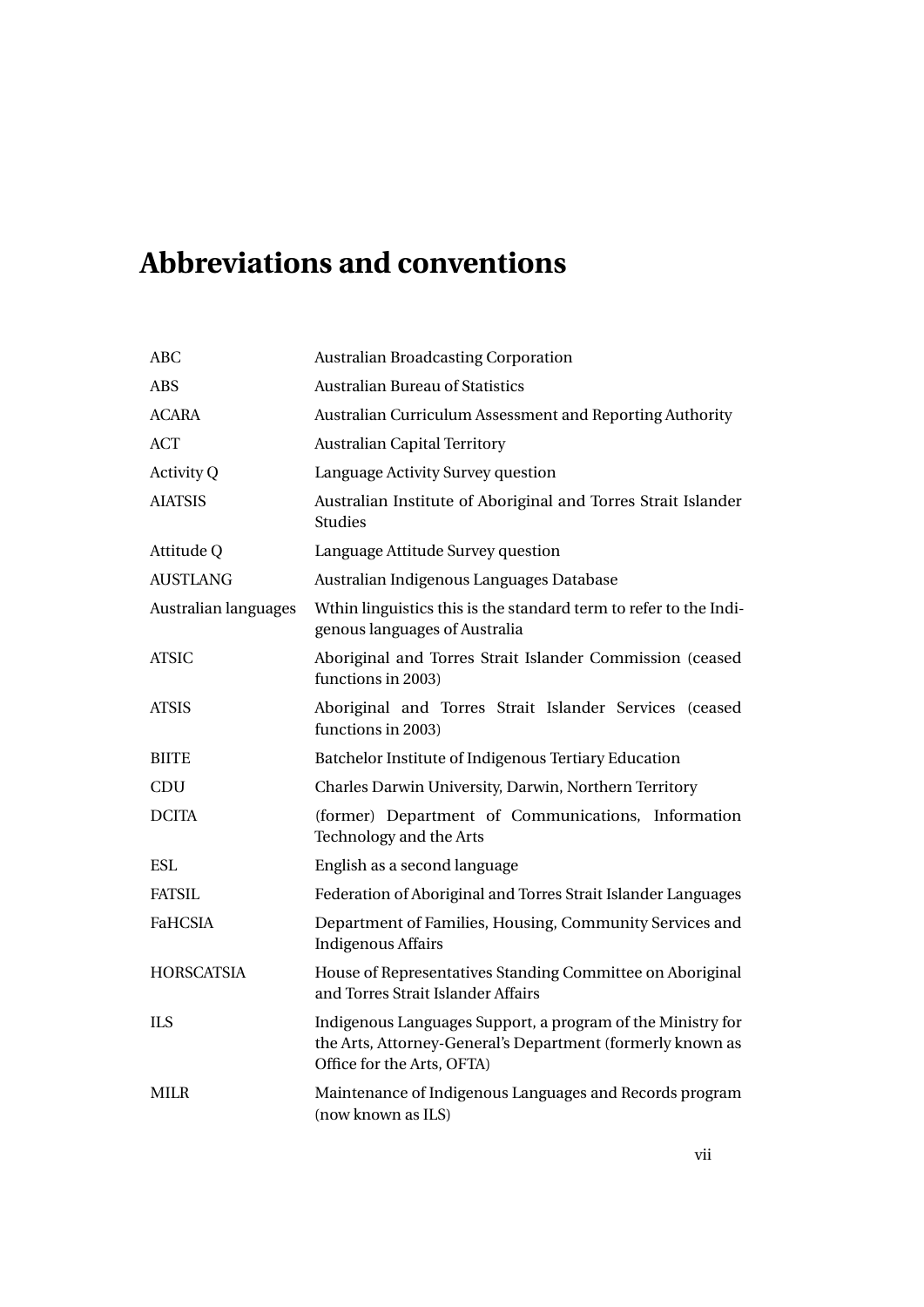# Abbreviations and conventions

| | |
|---|---|
| ABC | Australian Broadcasting Corporation |
| ABS | Australian Bureau of Statistics |
| ACARA | Australian Curriculum Assessment and Reporting Authority |
| ACT | Australian Capital Territory |
| Activity Q | Language Activity Survey question |
| AIATSIS | Australian Institute of Aboriginal and Torres Strait Islander Studies |
| Attitude Q | Language Attitude Survey question |
| AUSTLANG | Australian Indigenous Languages Database |
| Australian languages | Wthin linguistics this is the standard term to refer to the Indigenous languages of Australia |
| ATSIC | Aboriginal and Torres Strait Islander Commission (ceased functions in 2003) |
| ATSIS | Aboriginal and Torres Strait Islander Services (ceased functions in 2003) |
| BIITE | Batchelor Institute of Indigenous Tertiary Education |
| CDU | Charles Darwin University, Darwin, Northern Territory |
| DCITA | (former) Department of Communications, Information Technology and the Arts |
| ESL | English as a second language |
| FATSIL | Federation of Aboriginal and Torres Strait Islander Languages |
| FaHCSIA | Department of Families, Housing, Community Services and Indigenous Affairs |
| HORSCATSIA | House of Representatives Standing Committee on Aboriginal and Torres Strait Islander Affairs |
| ILS | Indigenous Languages Support, a program of the Ministry for the Arts, Attorney-General's Department (formerly known as Office for the Arts, OFTA) |
| MILR | Maintenance of Indigenous Languages and Records program (now known as ILS) |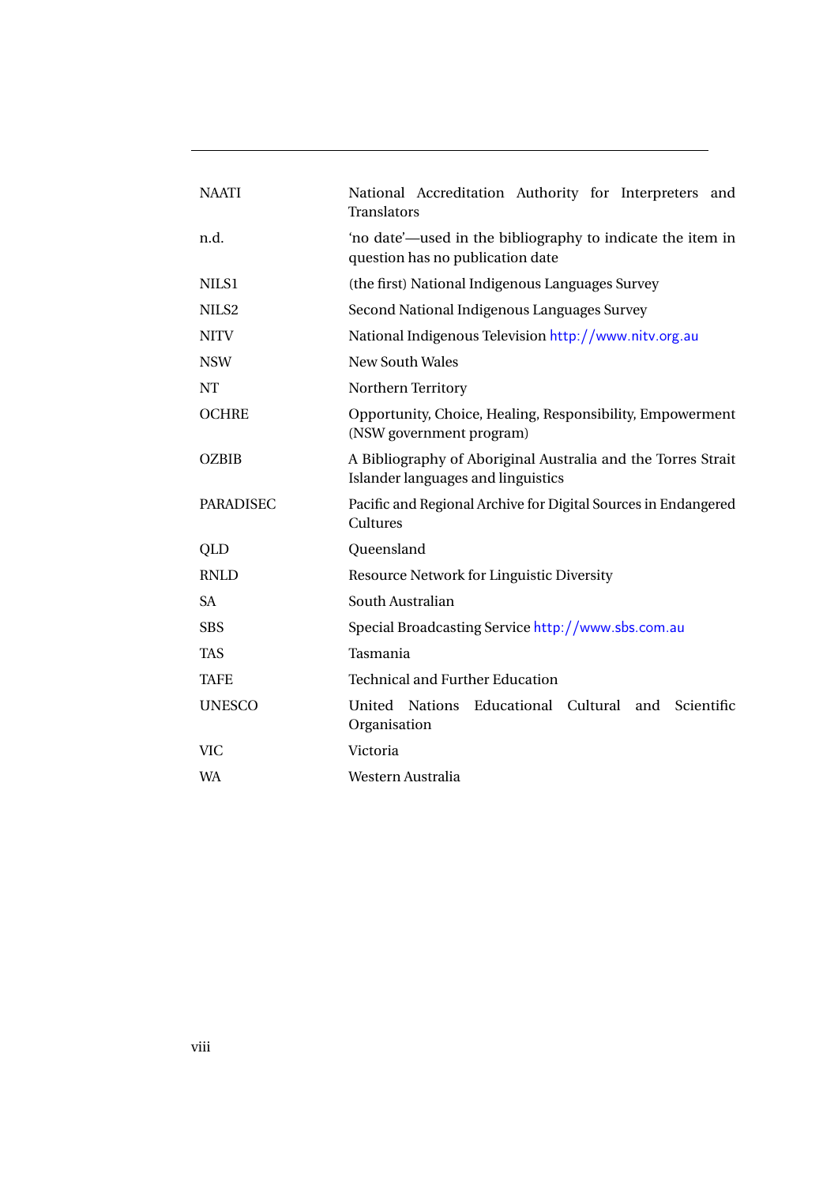| | |
|---|---|
| NAATI | National Accreditation Authority for Interpreters and Translators |
| n.d. | 'no date'—used in the bibliography to indicate the item in question has no publication date |
| NILS1 | (the first) National Indigenous Languages Survey |
| NILS2 | Second National Indigenous Languages Survey |
| NITV | National Indigenous Television http://www.nitv.org.au |
| NSW | New South Wales |
| NT | Northern Territory |
| OCHRE | Opportunity, Choice, Healing, Responsibility, Empowerment (NSW government program) |
| OZBIB | A Bibliography of Aboriginal Australia and the Torres Strait Islander languages and linguistics |
| PARADISEC | Pacific and Regional Archive for Digital Sources in Endangered Cultures |
| QLD | Queensland |
| RNLD | Resource Network for Linguistic Diversity |
| SA | South Australian |
| SBS | Special Broadcasting Service http://www.sbs.com.au |
| TAS | Tasmania |
| TAFE | Technical and Further Education |
| UNESCO | United Nations Educational Cultural and Scientific Organisation |
| VIC | Victoria |
| WA | Western Australia |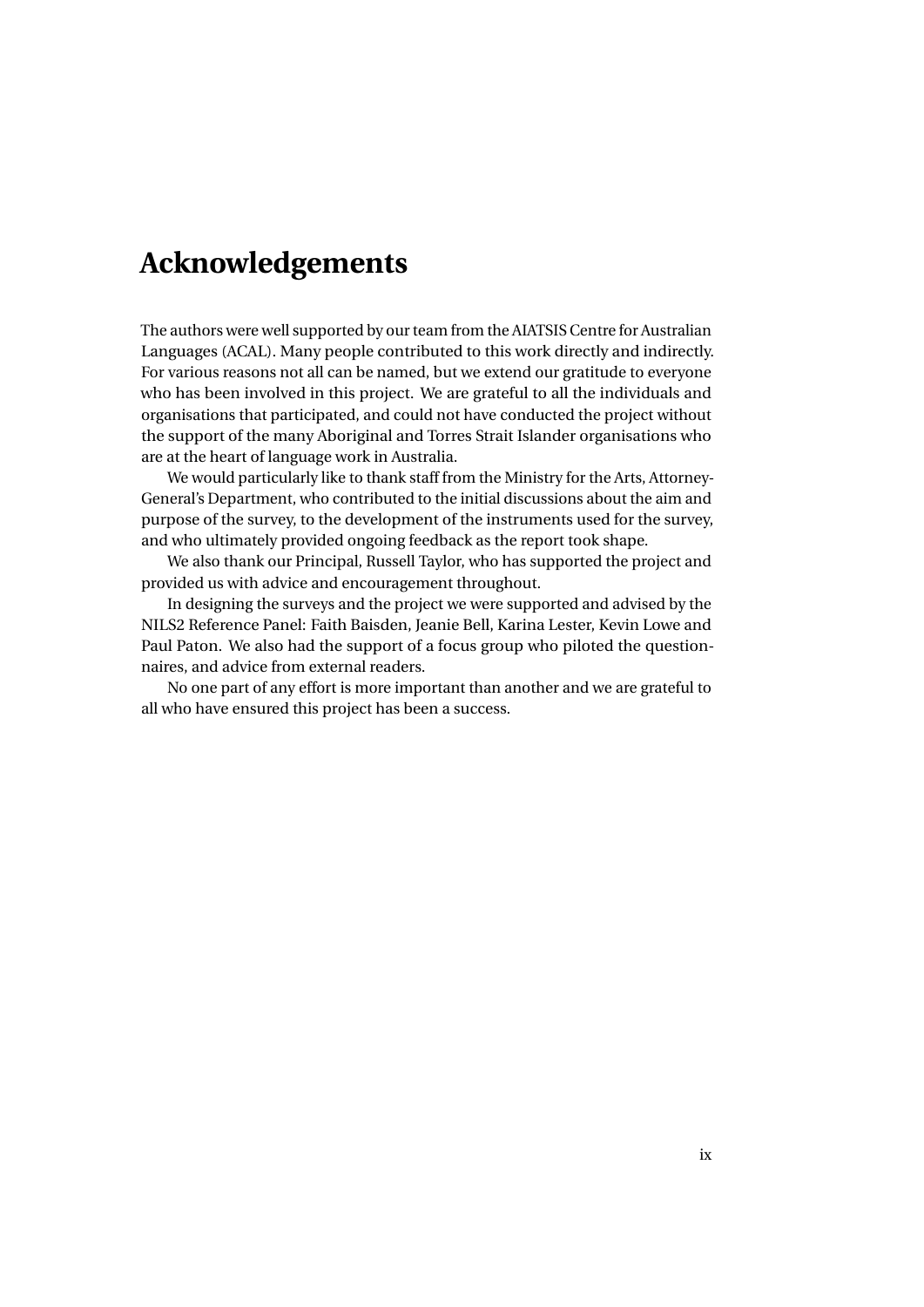# Acknowledgements

The authors were well supported by our team from the AIATSIS Centre for Australian Languages (ACAL). Many people contributed to this work directly and indirectly. For various reasons not all can be named, but we extend our gratitude to everyone who has been involved in this project. We are grateful to all the individuals and organisations that participated, and could not have conducted the project without the support of the many Aboriginal and Torres Strait Islander organisations who are at the heart of language work in Australia.

We would particularly like to thank staff from the Ministry for the Arts, Attorney-General's Department, who contributed to the initial discussions about the aim and purpose of the survey, to the development of the instruments used for the survey, and who ultimately provided ongoing feedback as the report took shape.

We also thank our Principal, Russell Taylor, who has supported the project and provided us with advice and encouragement throughout.

In designing the surveys and the project we were supported and advised by the NILS2 Reference Panel: Faith Baisden, Jeanie Bell, Karina Lester, Kevin Lowe and Paul Paton. We also had the support of a focus group who piloted the questionnaires, and advice from external readers.

No one part of any effort is more important than another and we are grateful to all who have ensured this project has been a success.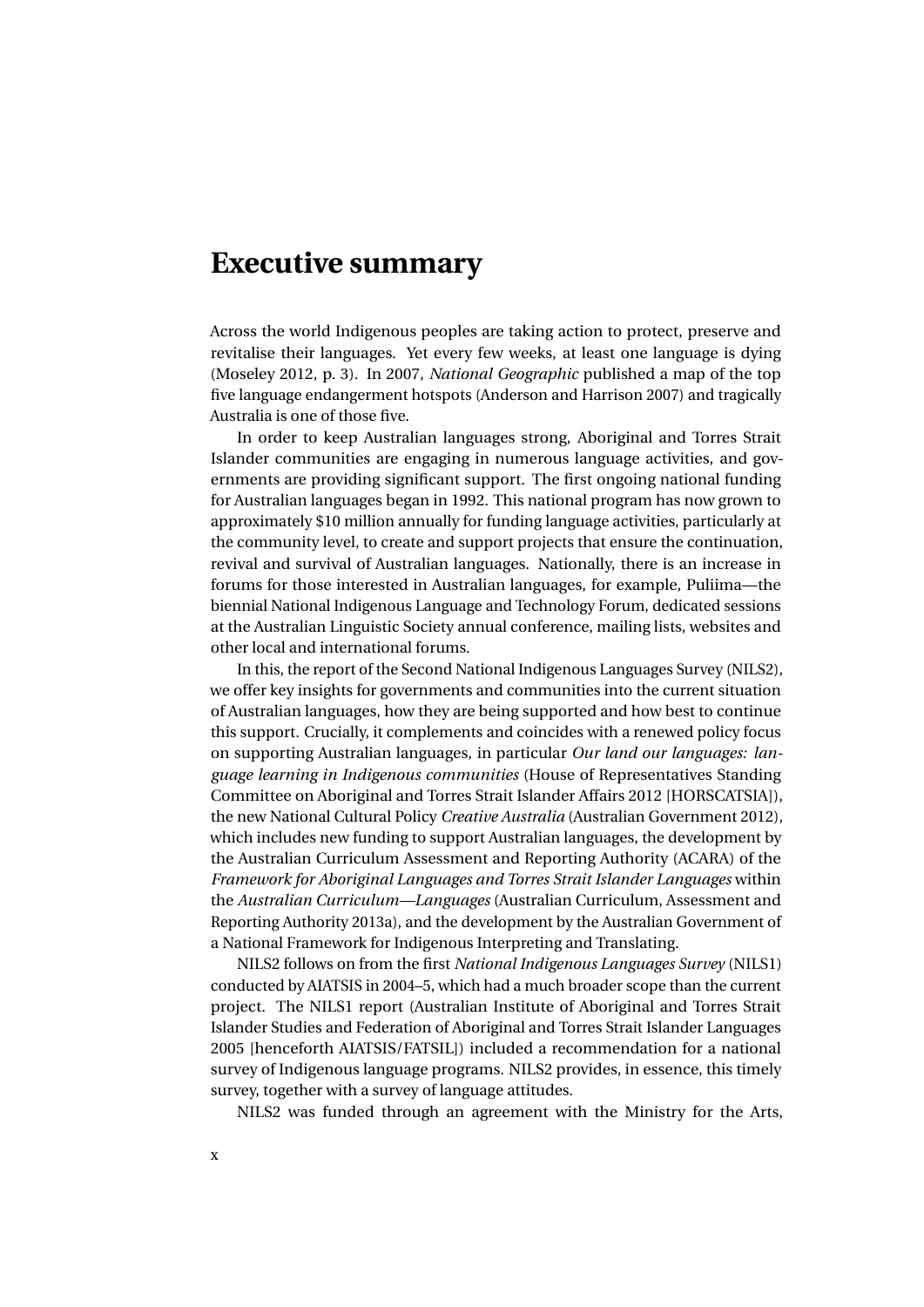# Executive summary

Across the world Indigenous peoples are taking action to protect, preserve and revitalise their languages. Yet every few weeks, at least one language is dying (Moseley 2012, p. 3). In 2007, *National Geographic* published a map of the top five language endangerment hotspots (Anderson and Harrison 2007) and tragically Australia is one of those five.

In order to keep Australian languages strong, Aboriginal and Torres Strait Islander communities are engaging in numerous language activities, and governments are providing significant support. The first ongoing national funding for Australian languages began in 1992. This national program has now grown to approximately $10 million annually for funding language activities, particularly at the community level, to create and support projects that ensure the continuation, revival and survival of Australian languages. Nationally, there is an increase in forums for those interested in Australian languages, for example, Puliima—the biennial National Indigenous Language and Technology Forum, dedicated sessions at the Australian Linguistic Society annual conference, mailing lists, websites and other local and international forums.

In this, the report of the Second National Indigenous Languages Survey (NILS2), we offer key insights for governments and communities into the current situation of Australian languages, how they are being supported and how best to continue this support. Crucially, it complements and coincides with a renewed policy focus on supporting Australian languages, in particular *Our land our languages: language learning in Indigenous communities* (House of Representatives Standing Committee on Aboriginal and Torres Strait Islander Affairs 2012 [HORSCATSIA]), the new National Cultural Policy *Creative Australia* (Australian Government 2012), which includes new funding to support Australian languages, the development by the Australian Curriculum Assessment and Reporting Authority (ACARA) of the *Framework for Aboriginal Languages and Torres Strait Islander Languages* within the *Australian Curriculum—Languages* (Australian Curriculum, Assessment and Reporting Authority 2013a), and the development by the Australian Government of a National Framework for Indigenous Interpreting and Translating.

NILS2 follows on from the first *National Indigenous Languages Survey* (NILS1) conducted by AIATSIS in 2004–5, which had a much broader scope than the current project. The NILS1 report (Australian Institute of Aboriginal and Torres Strait Islander Studies and Federation of Aboriginal and Torres Strait Islander Languages 2005 [henceforth AIATSIS/FATSIL]) included a recommendation for a national survey of Indigenous language programs. NILS2 provides, in essence, this timely survey, together with a survey of language attitudes.

NILS2 was funded through an agreement with the Ministry for the Arts,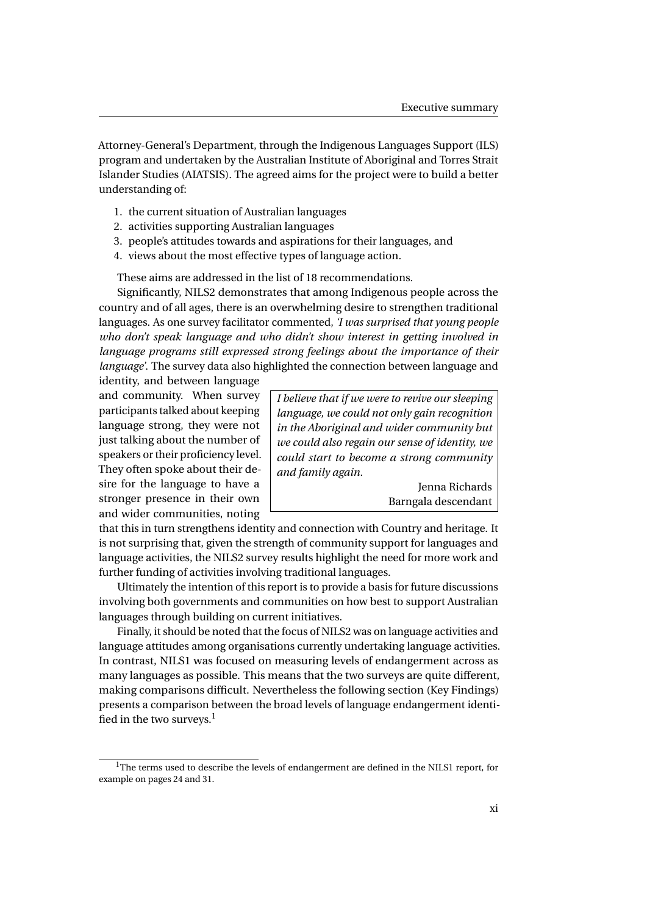Attorney-General's Department, through the Indigenous Languages Support (ILS) program and undertaken by the Australian Institute of Aboriginal and Torres Strait Islander Studies (AIATSIS). The agreed aims for the project were to build a better understanding of:

1. the current situation of Australian languages
2. activities supporting Australian languages
3. people's attitudes towards and aspirations for their languages, and
4. views about the most effective types of language action.

These aims are addressed in the list of 18 recommendations.

Significantly, NILS2 demonstrates that among Indigenous people across the country and of all ages, there is an overwhelming desire to strengthen traditional languages. As one survey facilitator commented, *'I was surprised that young people who don't speak language and who didn't show interest in getting involved in language programs still expressed strong feelings about the importance of their language'*. The survey data also highlighted the connection between language and identity, and between language and community. When survey participants talked about keeping language strong, they were not just talking about the number of speakers or their proficiency level. They often spoke about their desire for the language to have a stronger presence in their own and wider communities, noting that this in turn strengthens identity and connection with Country and heritage. It is not surprising that, given the strength of community support for languages and language activities, the NILS2 survey results highlight the need for more work and further funding of activities involving traditional languages.

> *I believe that if we were to revive our sleeping language, we could not only gain recognition in the Aboriginal and wider community but we could also regain our sense of identity, we could start to become a strong community and family again.*
>
> Jenna Richards
> Barngala descendant

Ultimately the intention of this report is to provide a basis for future discussions involving both governments and communities on how best to support Australian languages through building on current initiatives.

Finally, it should be noted that the focus of NILS2 was on language activities and language attitudes among organisations currently undertaking language activities. In contrast, NILS1 was focused on measuring levels of endangerment across as many languages as possible. This means that the two surveys are quite different, making comparisons difficult. Nevertheless the following section (Key Findings) presents a comparison between the broad levels of language endangerment identified in the two surveys.[1]

[1] The terms used to describe the levels of endangerment are defined in the NILS1 report, for example on pages 24 and 31.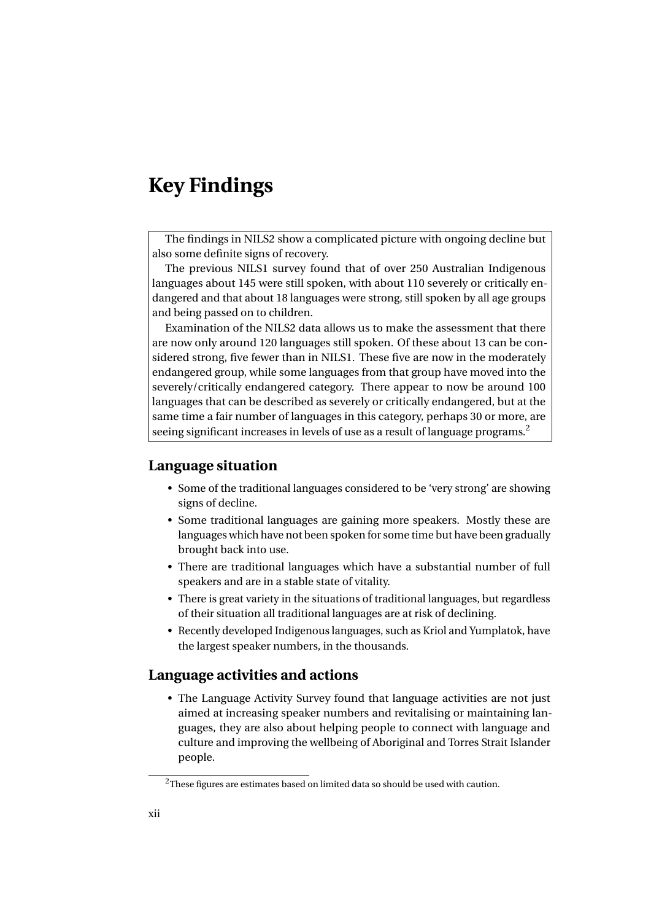# Key Findings

The findings in NILS2 show a complicated picture with ongoing decline but also some definite signs of recovery.

The previous NILS1 survey found that of over 250 Australian Indigenous languages about 145 were still spoken, with about 110 severely or critically endangered and that about 18 languages were strong, still spoken by all age groups and being passed on to children.

Examination of the NILS2 data allows us to make the assessment that there are now only around 120 languages still spoken. Of these about 13 can be considered strong, five fewer than in NILS1. These five are now in the moderately endangered group, while some languages from that group have moved into the severely/critically endangered category. There appear to now be around 100 languages that can be described as severely or critically endangered, but at the same time a fair number of languages in this category, perhaps 30 or more, are seeing significant increases in levels of use as a result of language programs.[2]

## Language situation

- Some of the traditional languages considered to be 'very strong' are showing signs of decline.
- Some traditional languages are gaining more speakers. Mostly these are languages which have not been spoken for some time but have been gradually brought back into use.
- There are traditional languages which have a substantial number of full speakers and are in a stable state of vitality.
- There is great variety in the situations of traditional languages, but regardless of their situation all traditional languages are at risk of declining.
- Recently developed Indigenous languages, such as Kriol and Yumplatok, have the largest speaker numbers, in the thousands.

## Language activities and actions

- The Language Activity Survey found that language activities are not just aimed at increasing speaker numbers and revitalising or maintaining languages, they are also about helping people to connect with language and culture and improving the wellbeing of Aboriginal and Torres Strait Islander people.

[2] These figures are estimates based on limited data so should be used with caution.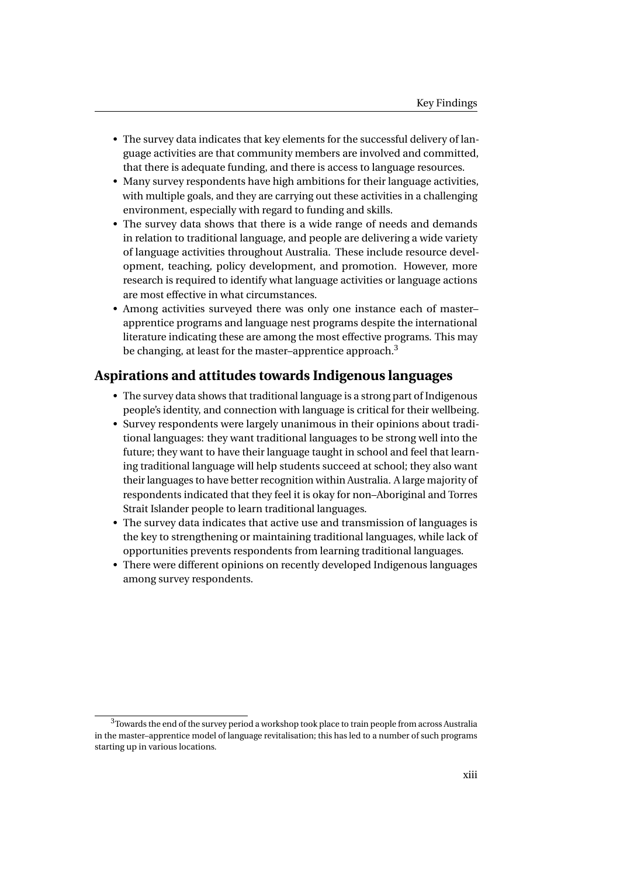- The survey data indicates that key elements for the successful delivery of language activities are that community members are involved and committed, that there is adequate funding, and there is access to language resources.
- Many survey respondents have high ambitions for their language activities, with multiple goals, and they are carrying out these activities in a challenging environment, especially with regard to funding and skills.
- The survey data shows that there is a wide range of needs and demands in relation to traditional language, and people are delivering a wide variety of language activities throughout Australia. These include resource development, teaching, policy development, and promotion. However, more research is required to identify what language activities or language actions are most effective in what circumstances.
- Among activities surveyed there was only one instance each of master–apprentice programs and language nest programs despite the international literature indicating these are among the most effective programs. This may be changing, at least for the master–apprentice approach.[3]

## Aspirations and attitudes towards Indigenous languages

- The survey data shows that traditional language is a strong part of Indigenous people's identity, and connection with language is critical for their wellbeing.
- Survey respondents were largely unanimous in their opinions about traditional languages: they want traditional languages to be strong well into the future; they want to have their language taught in school and feel that learning traditional language will help students succeed at school; they also want their languages to have better recognition within Australia. A large majority of respondents indicated that they feel it is okay for non–Aboriginal and Torres Strait Islander people to learn traditional languages.
- The survey data indicates that active use and transmission of languages is the key to strengthening or maintaining traditional languages, while lack of opportunities prevents respondents from learning traditional languages.
- There were different opinions on recently developed Indigenous languages among survey respondents.

[3] Towards the end of the survey period a workshop took place to train people from across Australia in the master–apprentice model of language revitalisation; this has led to a number of such programs starting up in various locations.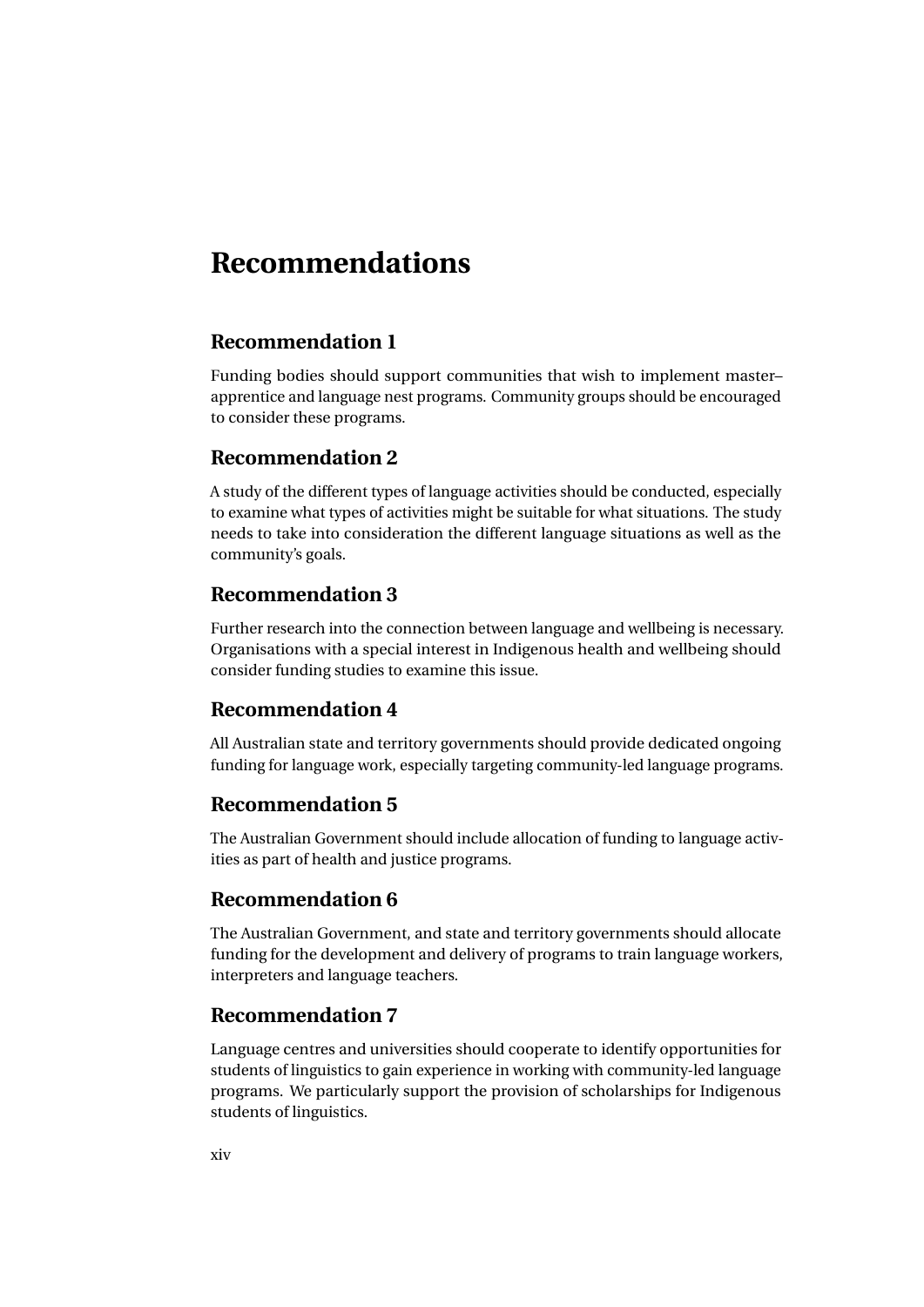# Recommendations

## Recommendation 1

Funding bodies should support communities that wish to implement master–apprentice and language nest programs. Community groups should be encouraged to consider these programs.

## Recommendation 2

A study of the different types of language activities should be conducted, especially to examine what types of activities might be suitable for what situations. The study needs to take into consideration the different language situations as well as the community's goals.

## Recommendation 3

Further research into the connection between language and wellbeing is necessary. Organisations with a special interest in Indigenous health and wellbeing should consider funding studies to examine this issue.

## Recommendation 4

All Australian state and territory governments should provide dedicated ongoing funding for language work, especially targeting community-led language programs.

## Recommendation 5

The Australian Government should include allocation of funding to language activities as part of health and justice programs.

## Recommendation 6

The Australian Government, and state and territory governments should allocate funding for the development and delivery of programs to train language workers, interpreters and language teachers.

## Recommendation 7

Language centres and universities should cooperate to identify opportunities for students of linguistics to gain experience in working with community-led language programs. We particularly support the provision of scholarships for Indigenous students of linguistics.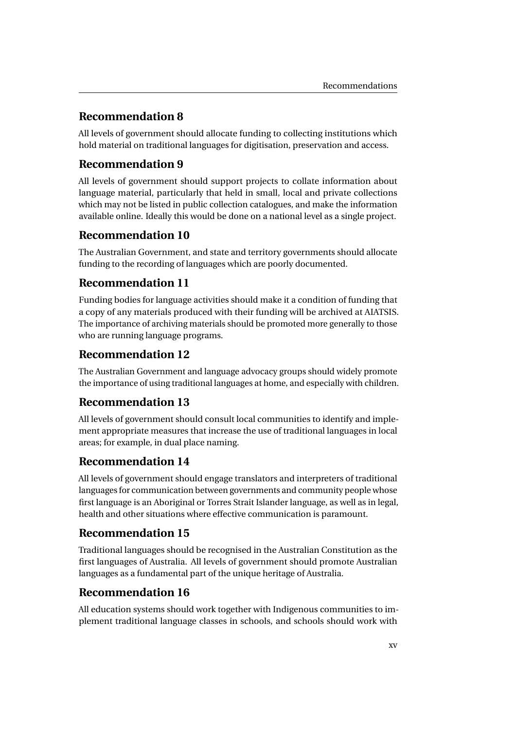## Recommendation 8

All levels of government should allocate funding to collecting institutions which hold material on traditional languages for digitisation, preservation and access.

## Recommendation 9

All levels of government should support projects to collate information about language material, particularly that held in small, local and private collections which may not be listed in public collection catalogues, and make the information available online. Ideally this would be done on a national level as a single project.

## Recommendation 10

The Australian Government, and state and territory governments should allocate funding to the recording of languages which are poorly documented.

## Recommendation 11

Funding bodies for language activities should make it a condition of funding that a copy of any materials produced with their funding will be archived at AIATSIS. The importance of archiving materials should be promoted more generally to those who are running language programs.

## Recommendation 12

The Australian Government and language advocacy groups should widely promote the importance of using traditional languages at home, and especially with children.

## Recommendation 13

All levels of government should consult local communities to identify and implement appropriate measures that increase the use of traditional languages in local areas; for example, in dual place naming.

## Recommendation 14

All levels of government should engage translators and interpreters of traditional languages for communication between governments and community people whose first language is an Aboriginal or Torres Strait Islander language, as well as in legal, health and other situations where effective communication is paramount.

## Recommendation 15

Traditional languages should be recognised in the Australian Constitution as the first languages of Australia. All levels of government should promote Australian languages as a fundamental part of the unique heritage of Australia.

## Recommendation 16

All education systems should work together with Indigenous communities to implement traditional language classes in schools, and schools should work with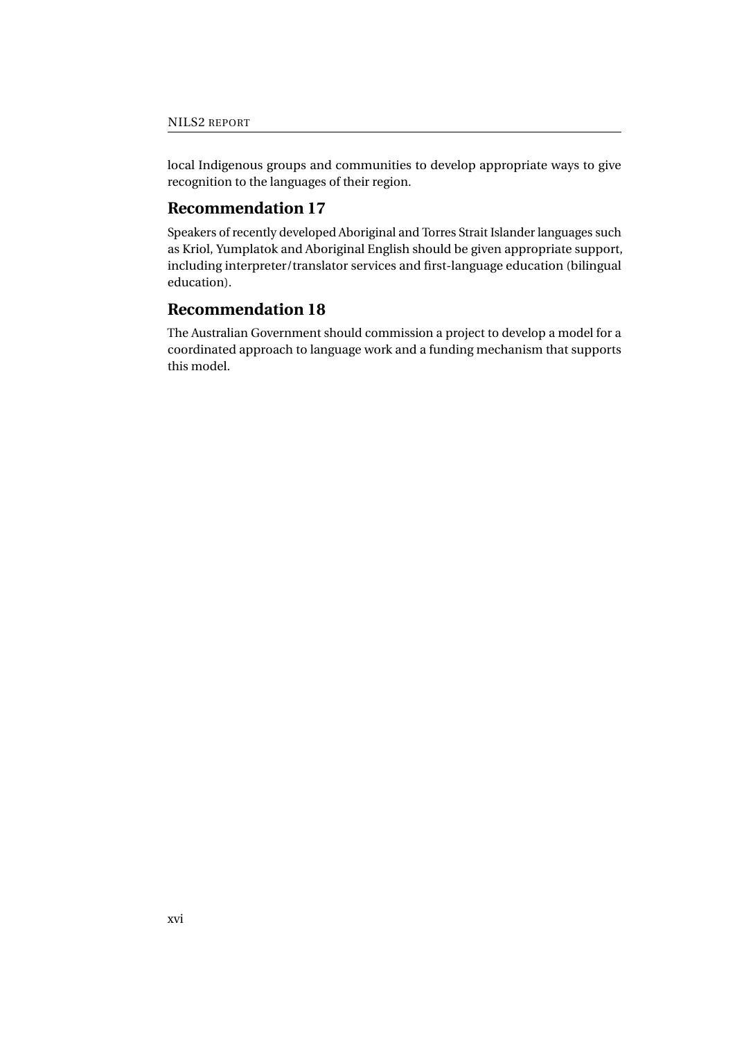local Indigenous groups and communities to develop appropriate ways to give recognition to the languages of their region.

## Recommendation 17

Speakers of recently developed Aboriginal and Torres Strait Islander languages such as Kriol, Yumplatok and Aboriginal English should be given appropriate support, including interpreter/translator services and first-language education (bilingual education).

## Recommendation 18

The Australian Government should commission a project to develop a model for a coordinated approach to language work and a funding mechanism that supports this model.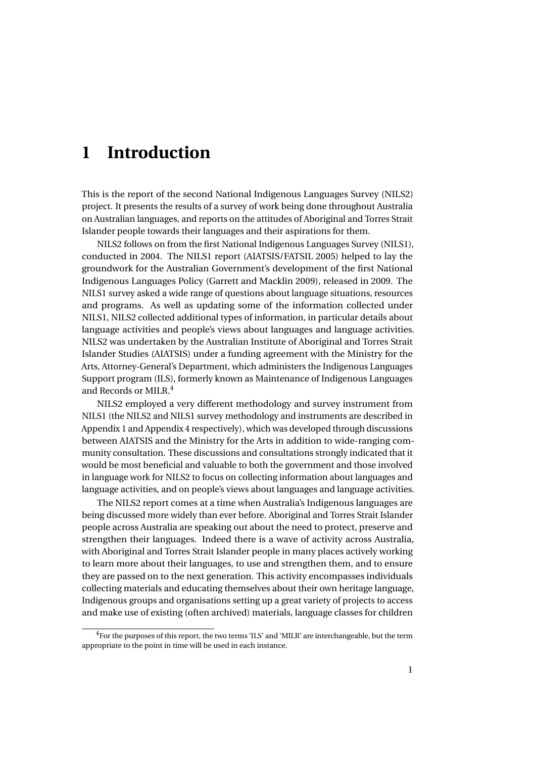# 1 Introduction

This is the report of the second National Indigenous Languages Survey (NILS2) project. It presents the results of a survey of work being done throughout Australia on Australian languages, and reports on the attitudes of Aboriginal and Torres Strait Islander people towards their languages and their aspirations for them.

NILS2 follows on from the first National Indigenous Languages Survey (NILS1), conducted in 2004. The NILS1 report (AIATSIS/FATSIL 2005) helped to lay the groundwork for the Australian Government's development of the first National Indigenous Languages Policy (Garrett and Macklin 2009), released in 2009. The NILS1 survey asked a wide range of questions about language situations, resources and programs. As well as updating some of the information collected under NILS1, NILS2 collected additional types of information, in particular details about language activities and people's views about languages and language activities. NILS2 was undertaken by the Australian Institute of Aboriginal and Torres Strait Islander Studies (AIATSIS) under a funding agreement with the Ministry for the Arts, Attorney-General's Department, which administers the Indigenous Languages Support program (ILS), formerly known as Maintenance of Indigenous Languages and Records or MILR.[4]

NILS2 employed a very different methodology and survey instrument from NILS1 (the NILS2 and NILS1 survey methodology and instruments are described in Appendix 1 and Appendix 4 respectively), which was developed through discussions between AIATSIS and the Ministry for the Arts in addition to wide-ranging community consultation. These discussions and consultations strongly indicated that it would be most beneficial and valuable to both the government and those involved in language work for NILS2 to focus on collecting information about languages and language activities, and on people's views about languages and language activities.

The NILS2 report comes at a time when Australia's Indigenous languages are being discussed more widely than ever before. Aboriginal and Torres Strait Islander people across Australia are speaking out about the need to protect, preserve and strengthen their languages. Indeed there is a wave of activity across Australia, with Aboriginal and Torres Strait Islander people in many places actively working to learn more about their languages, to use and strengthen them, and to ensure they are passed on to the next generation. This activity encompasses individuals collecting materials and educating themselves about their own heritage language, Indigenous groups and organisations setting up a great variety of projects to access and make use of existing (often archived) materials, language classes for children

[4] For the purposes of this report, the two terms 'ILS' and 'MILR' are interchangeable, but the term appropriate to the point in time will be used in each instance.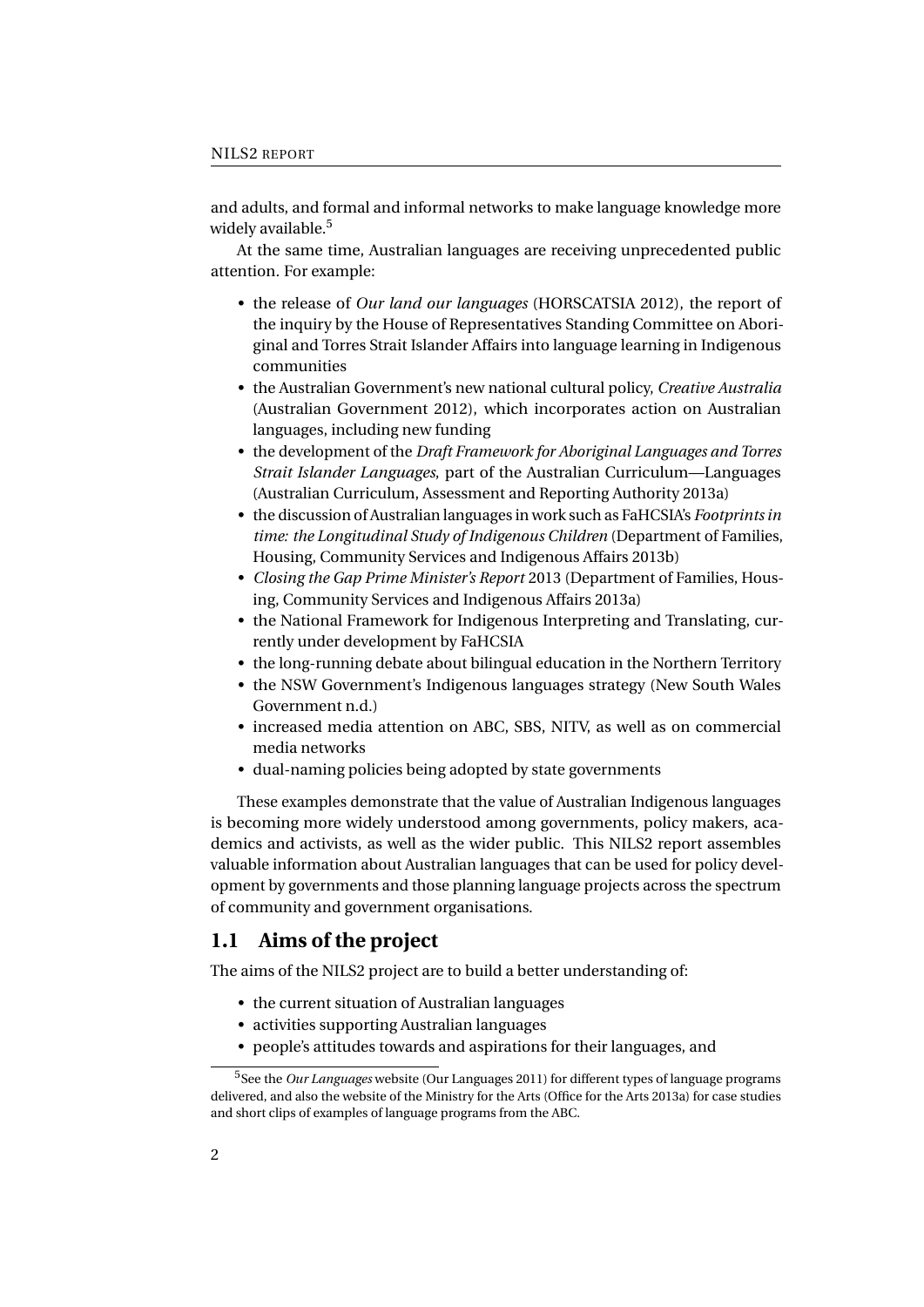and adults, and formal and informal networks to make language knowledge more widely available.[5]

At the same time, Australian languages are receiving unprecedented public attention. For example:

- the release of *Our land our languages* (HORSCATSIA 2012), the report of the inquiry by the House of Representatives Standing Committee on Aboriginal and Torres Strait Islander Affairs into language learning in Indigenous communities
- the Australian Government's new national cultural policy, *Creative Australia* (Australian Government 2012), which incorporates action on Australian languages, including new funding
- the development of the *Draft Framework for Aboriginal Languages and Torres Strait Islander Languages*, part of the Australian Curriculum—Languages (Australian Curriculum, Assessment and Reporting Authority 2013a)
- the discussion of Australian languages in work such as FaHCSIA's *Footprints in time: the Longitudinal Study of Indigenous Children* (Department of Families, Housing, Community Services and Indigenous Affairs 2013b)
- *Closing the Gap Prime Minister's Report* 2013 (Department of Families, Housing, Community Services and Indigenous Affairs 2013a)
- the National Framework for Indigenous Interpreting and Translating, currently under development by FaHCSIA
- the long-running debate about bilingual education in the Northern Territory
- the NSW Government's Indigenous languages strategy (New South Wales Government n.d.)
- increased media attention on ABC, SBS, NITV, as well as on commercial media networks
- dual-naming policies being adopted by state governments

These examples demonstrate that the value of Australian Indigenous languages is becoming more widely understood among governments, policy makers, academics and activists, as well as the wider public. This NILS2 report assembles valuable information about Australian languages that can be used for policy development by governments and those planning language projects across the spectrum of community and government organisations.

## 1.1 Aims of the project

The aims of the NILS2 project are to build a better understanding of:

- the current situation of Australian languages
- activities supporting Australian languages
- people's attitudes towards and aspirations for their languages, and

[5] See the *Our Languages* website (Our Languages 2011) for different types of language programs delivered, and also the website of the Ministry for the Arts (Office for the Arts 2013a) for case studies and short clips of examples of language programs from the ABC.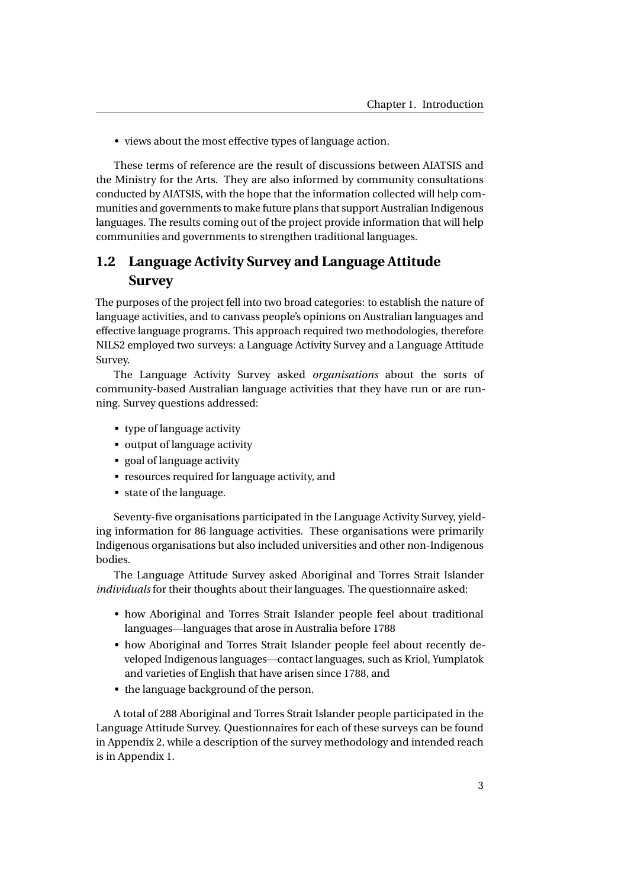- views about the most effective types of language action.

These terms of reference are the result of discussions between AIATSIS and the Ministry for the Arts. They are also informed by community consultations conducted by AIATSIS, with the hope that the information collected will help communities and governments to make future plans that support Australian Indigenous languages. The results coming out of the project provide information that will help communities and governments to strengthen traditional languages.

## 1.2 Language Activity Survey and Language Attitude Survey

The purposes of the project fell into two broad categories: to establish the nature of language activities, and to canvass people's opinions on Australian languages and effective language programs. This approach required two methodologies, therefore NILS2 employed two surveys: a Language Activity Survey and a Language Attitude Survey.

The Language Activity Survey asked *organisations* about the sorts of community-based Australian language activities that they have run or are running. Survey questions addressed:

- type of language activity
- output of language activity
- goal of language activity
- resources required for language activity, and
- state of the language.

Seventy-five organisations participated in the Language Activity Survey, yielding information for 86 language activities. These organisations were primarily Indigenous organisations but also included universities and other non-Indigenous bodies.

The Language Attitude Survey asked Aboriginal and Torres Strait Islander *individuals* for their thoughts about their languages. The questionnaire asked:

- how Aboriginal and Torres Strait Islander people feel about traditional languages—languages that arose in Australia before 1788
- how Aboriginal and Torres Strait Islander people feel about recently developed Indigenous languages—contact languages, such as Kriol, Yumplatok and varieties of English that have arisen since 1788, and
- the language background of the person.

A total of 288 Aboriginal and Torres Strait Islander people participated in the Language Attitude Survey. Questionnaires for each of these surveys can be found in Appendix 2, while a description of the survey methodology and intended reach is in Appendix 1.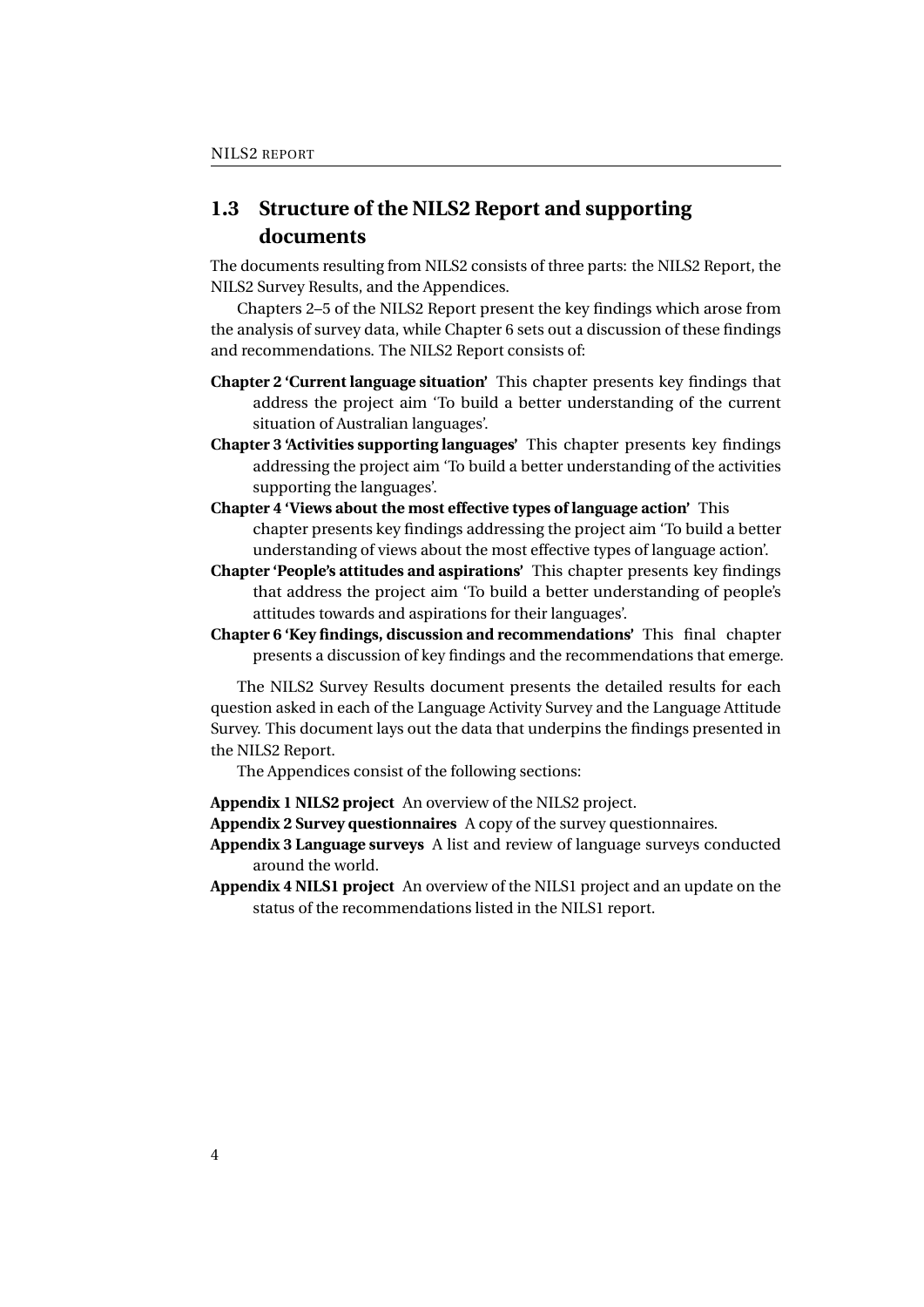## 1.3 Structure of the NILS2 Report and supporting documents

The documents resulting from NILS2 consists of three parts: the NILS2 Report, the NILS2 Survey Results, and the Appendices.

Chapters 2–5 of the NILS2 Report present the key findings which arose from the analysis of survey data, while Chapter 6 sets out a discussion of these findings and recommendations. The NILS2 Report consists of:

**Chapter 2 'Current language situation'** This chapter presents key findings that address the project aim 'To build a better understanding of the current situation of Australian languages'.

**Chapter 3 'Activities supporting languages'** This chapter presents key findings addressing the project aim 'To build a better understanding of the activities supporting the languages'.

**Chapter 4 'Views about the most effective types of language action'** This chapter presents key findings addressing the project aim 'To build a better understanding of views about the most effective types of language action'.

**Chapter 'People's attitudes and aspirations'** This chapter presents key findings that address the project aim 'To build a better understanding of people's attitudes towards and aspirations for their languages'.

**Chapter 6 'Key findings, discussion and recommendations'** This final chapter presents a discussion of key findings and the recommendations that emerge.

The NILS2 Survey Results document presents the detailed results for each question asked in each of the Language Activity Survey and the Language Attitude Survey. This document lays out the data that underpins the findings presented in the NILS2 Report.

The Appendices consist of the following sections:

**Appendix 1 NILS2 project** An overview of the NILS2 project.

**Appendix 2 Survey questionnaires** A copy of the survey questionnaires.

**Appendix 3 Language surveys** A list and review of language surveys conducted around the world.

**Appendix 4 NILS1 project** An overview of the NILS1 project and an update on the status of the recommendations listed in the NILS1 report.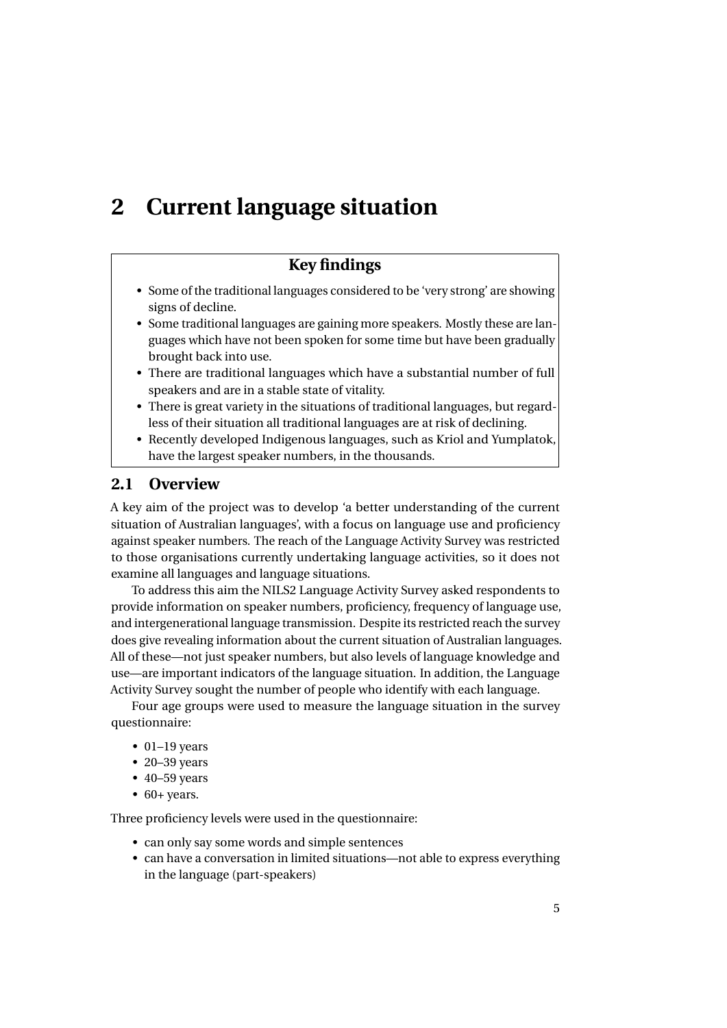# 2 Current language situation

**Key findings**

- Some of the traditional languages considered to be 'very strong' are showing signs of decline.
- Some traditional languages are gaining more speakers. Mostly these are languages which have not been spoken for some time but have been gradually brought back into use.
- There are traditional languages which have a substantial number of full speakers and are in a stable state of vitality.
- There is great variety in the situations of traditional languages, but regardless of their situation all traditional languages are at risk of declining.
- Recently developed Indigenous languages, such as Kriol and Yumplatok, have the largest speaker numbers, in the thousands.

## 2.1 Overview

A key aim of the project was to develop 'a better understanding of the current situation of Australian languages', with a focus on language use and proficiency against speaker numbers. The reach of the Language Activity Survey was restricted to those organisations currently undertaking language activities, so it does not examine all languages and language situations.

To address this aim the NILS2 Language Activity Survey asked respondents to provide information on speaker numbers, proficiency, frequency of language use, and intergenerational language transmission. Despite its restricted reach the survey does give revealing information about the current situation of Australian languages. All of these—not just speaker numbers, but also levels of language knowledge and use—are important indicators of the language situation. In addition, the Language Activity Survey sought the number of people who identify with each language.

Four age groups were used to measure the language situation in the survey questionnaire:

- 01–19 years
- 20–39 years
- 40–59 years
- 60+ years.

Three proficiency levels were used in the questionnaire:

- can only say some words and simple sentences
- can have a conversation in limited situations—not able to express everything in the language (part-speakers)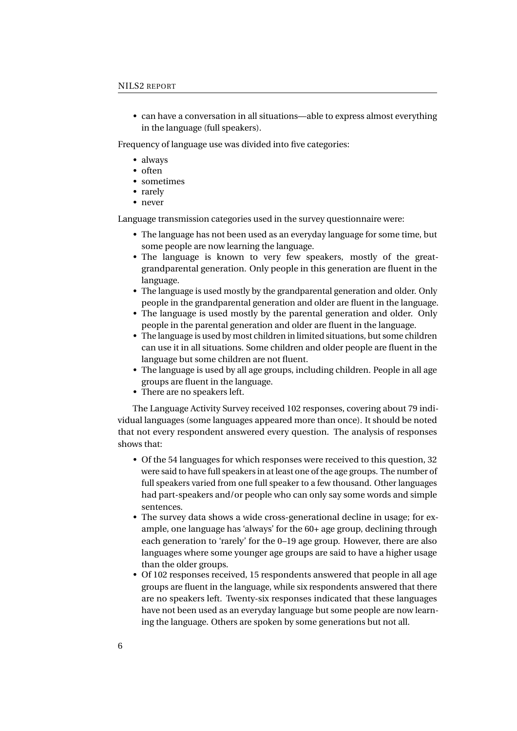- can have a conversation in all situations—able to express almost everything in the language (full speakers).

Frequency of language use was divided into five categories:

- always
- often
- sometimes
- rarely
- never

Language transmission categories used in the survey questionnaire were:

- The language has not been used as an everyday language for some time, but some people are now learning the language.
- The language is known to very few speakers, mostly of the great-grandparental generation. Only people in this generation are fluent in the language.
- The language is used mostly by the grandparental generation and older. Only people in the grandparental generation and older are fluent in the language.
- The language is used mostly by the parental generation and older. Only people in the parental generation and older are fluent in the language.
- The language is used by most children in limited situations, but some children can use it in all situations. Some children and older people are fluent in the language but some children are not fluent.
- The language is used by all age groups, including children. People in all age groups are fluent in the language.
- There are no speakers left.

The Language Activity Survey received 102 responses, covering about 79 individual languages (some languages appeared more than once). It should be noted that not every respondent answered every question. The analysis of responses shows that:

- Of the 54 languages for which responses were received to this question, 32 were said to have full speakers in at least one of the age groups. The number of full speakers varied from one full speaker to a few thousand. Other languages had part-speakers and/or people who can only say some words and simple sentences.
- The survey data shows a wide cross-generational decline in usage; for example, one language has 'always' for the 60+ age group, declining through each generation to 'rarely' for the 0–19 age group. However, there are also languages where some younger age groups are said to have a higher usage than the older groups.
- Of 102 responses received, 15 respondents answered that people in all age groups are fluent in the language, while six respondents answered that there are no speakers left. Twenty-six responses indicated that these languages have not been used as an everyday language but some people are now learning the language. Others are spoken by some generations but not all.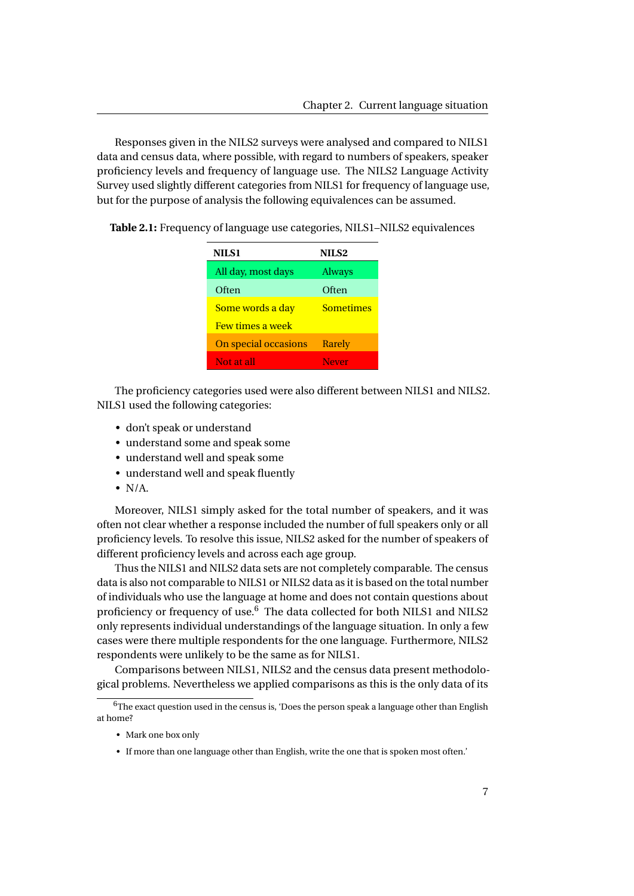Responses given in the NILS2 surveys were analysed and compared to NILS1 data and census data, where possible, with regard to numbers of speakers, speaker proficiency levels and frequency of language use. The NILS2 Language Activity Survey used slightly different categories from NILS1 for frequency of language use, but for the purpose of analysis the following equivalences can be assumed.

**Table 2.1:** Frequency of language use categories, NILS1–NILS2 equivalences

| NILS1 | NILS2 |
|---|---|
| All day, most days | Always |
| Often | Often |
| Some words a day | Sometimes |
| Few times a week | |
| On special occasions | Rarely |
| Not at all | Never |

The proficiency categories used were also different between NILS1 and NILS2. NILS1 used the following categories:

- don't speak or understand
- understand some and speak some
- understand well and speak some
- understand well and speak fluently
- N/A.

Moreover, NILS1 simply asked for the total number of speakers, and it was often not clear whether a response included the number of full speakers only or all proficiency levels. To resolve this issue, NILS2 asked for the number of speakers of different proficiency levels and across each age group.

Thus the NILS1 and NILS2 data sets are not completely comparable. The census data is also not comparable to NILS1 or NILS2 data as it is based on the total number of individuals who use the language at home and does not contain questions about proficiency or frequency of use.[6] The data collected for both NILS1 and NILS2 only represents individual understandings of the language situation. In only a few cases were there multiple respondents for the one language. Furthermore, NILS2 respondents were unlikely to be the same as for NILS1.

Comparisons between NILS1, NILS2 and the census data present methodological problems. Nevertheless we applied comparisons as this is the only data of its

---

[6] The exact question used in the census is, 'Does the person speak a language other than English at home?

- Mark one box only
- If more than one language other than English, write the one that is spoken most often.'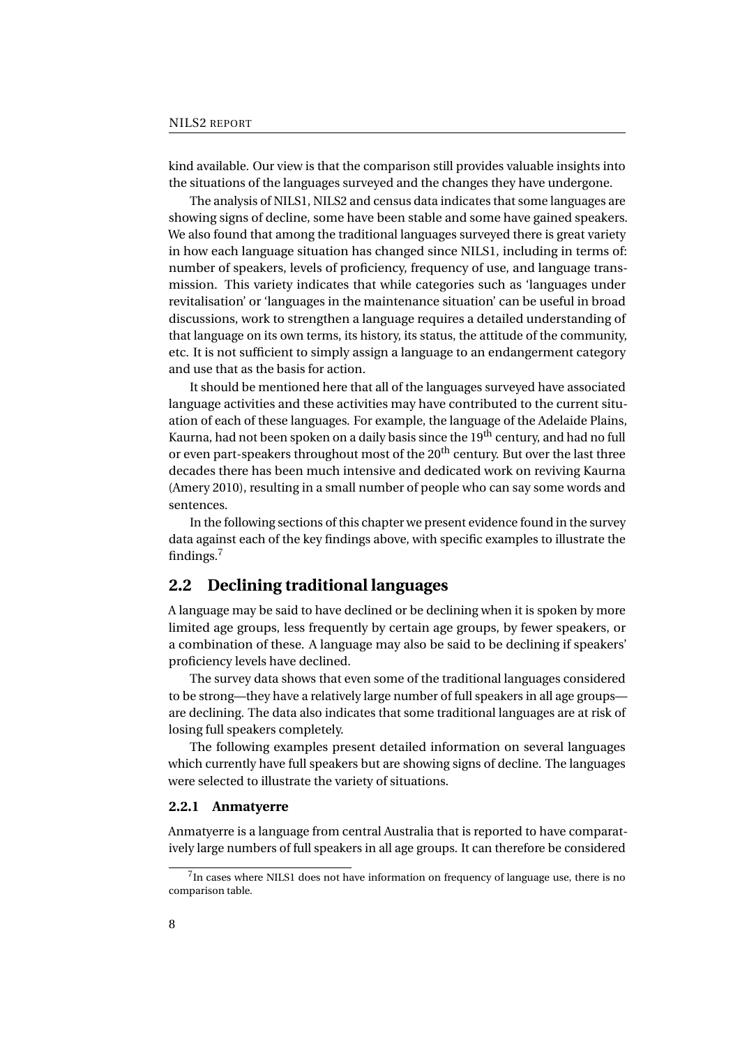kind available. Our view is that the comparison still provides valuable insights into the situations of the languages surveyed and the changes they have undergone.

The analysis of NILS1, NILS2 and census data indicates that some languages are showing signs of decline, some have been stable and some have gained speakers. We also found that among the traditional languages surveyed there is great variety in how each language situation has changed since NILS1, including in terms of: number of speakers, levels of proficiency, frequency of use, and language transmission. This variety indicates that while categories such as 'languages under revitalisation' or 'languages in the maintenance situation' can be useful in broad discussions, work to strengthen a language requires a detailed understanding of that language on its own terms, its history, its status, the attitude of the community, etc. It is not sufficient to simply assign a language to an endangerment category and use that as the basis for action.

It should be mentioned here that all of the languages surveyed have associated language activities and these activities may have contributed to the current situation of each of these languages. For example, the language of the Adelaide Plains, Kaurna, had not been spoken on a daily basis since the 19th century, and had no full or even part-speakers throughout most of the 20th century. But over the last three decades there has been much intensive and dedicated work on reviving Kaurna (Amery 2010), resulting in a small number of people who can say some words and sentences.

In the following sections of this chapter we present evidence found in the survey data against each of the key findings above, with specific examples to illustrate the findings.[7]

## 2.2 Declining traditional languages

A language may be said to have declined or be declining when it is spoken by more limited age groups, less frequently by certain age groups, by fewer speakers, or a combination of these. A language may also be said to be declining if speakers' proficiency levels have declined.

The survey data shows that even some of the traditional languages considered to be strong—they have a relatively large number of full speakers in all age groups—are declining. The data also indicates that some traditional languages are at risk of losing full speakers completely.

The following examples present detailed information on several languages which currently have full speakers but are showing signs of decline. The languages were selected to illustrate the variety of situations.

### 2.2.1 Anmatyerre

Anmatyerre is a language from central Australia that is reported to have comparatively large numbers of full speakers in all age groups. It can therefore be considered

[7] In cases where NILS1 does not have information on frequency of language use, there is no comparison table.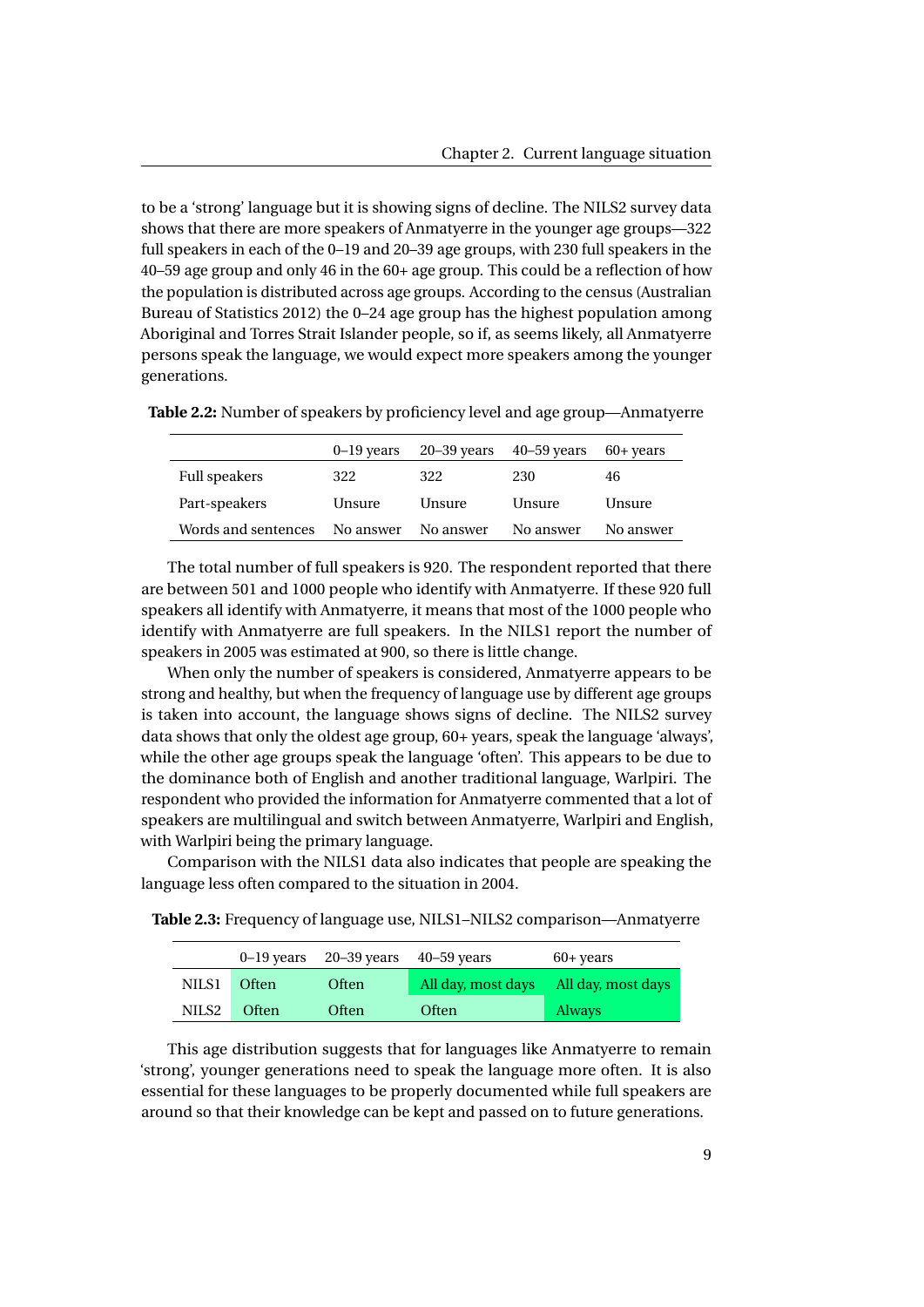to be a 'strong' language but it is showing signs of decline. The NILS2 survey data shows that there are more speakers of Anmatyerre in the younger age groups—322 full speakers in each of the 0–19 and 20–39 age groups, with 230 full speakers in the 40–59 age group and only 46 in the 60+ age group. This could be a reflection of how the population is distributed across age groups. According to the census (Australian Bureau of Statistics 2012) the 0–24 age group has the highest population among Aboriginal and Torres Strait Islander people, so if, as seems likely, all Anmatyerre persons speak the language, we would expect more speakers among the younger generations.

**Table 2.2:** Number of speakers by proficiency level and age group—Anmatyerre

| | 0–19 years | 20–39 years | 40–59 years | 60+ years |
|---|---|---|---|---|
| Full speakers | 322 | 322 | 230 | 46 |
| Part-speakers | Unsure | Unsure | Unsure | Unsure |
| Words and sentences | No answer | No answer | No answer | No answer |

The total number of full speakers is 920. The respondent reported that there are between 501 and 1000 people who identify with Anmatyerre. If these 920 full speakers all identify with Anmatyerre, it means that most of the 1000 people who identify with Anmatyerre are full speakers. In the NILS1 report the number of speakers in 2005 was estimated at 900, so there is little change.

When only the number of speakers is considered, Anmatyerre appears to be strong and healthy, but when the frequency of language use by different age groups is taken into account, the language shows signs of decline. The NILS2 survey data shows that only the oldest age group, 60+ years, speak the language 'always', while the other age groups speak the language 'often'. This appears to be due to the dominance both of English and another traditional language, Warlpiri. The respondent who provided the information for Anmatyerre commented that a lot of speakers are multilingual and switch between Anmatyerre, Warlpiri and English, with Warlpiri being the primary language.

Comparison with the NILS1 data also indicates that people are speaking the language less often compared to the situation in 2004.

**Table 2.3:** Frequency of language use, NILS1–NILS2 comparison—Anmatyerre

| | 0–19 years | 20–39 years | 40–59 years | 60+ years |
|---|---|---|---|---|
| NILS1 | Often | Often | All day, most days | All day, most days |
| NILS2 | Often | Often | Often | Always |

This age distribution suggests that for languages like Anmatyerre to remain 'strong', younger generations need to speak the language more often. It is also essential for these languages to be properly documented while full speakers are around so that their knowledge can be kept and passed on to future generations.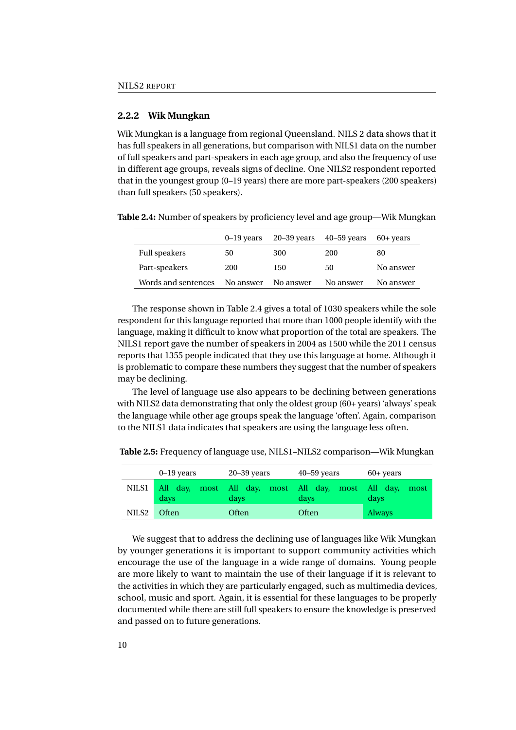### 2.2.2 Wik Mungkan

Wik Mungkan is a language from regional Queensland. NILS 2 data shows that it has full speakers in all generations, but comparison with NILS1 data on the number of full speakers and part-speakers in each age group, and also the frequency of use in different age groups, reveals signs of decline. One NILS2 respondent reported that in the youngest group (0–19 years) there are more part-speakers (200 speakers) than full speakers (50 speakers).

**Table 2.4:** Number of speakers by proficiency level and age group—Wik Mungkan

| | 0–19 years | 20–39 years | 40–59 years | 60+ years |
|---|---|---|---|---|
| Full speakers | 50 | 300 | 200 | 80 |
| Part-speakers | 200 | 150 | 50 | No answer |
| Words and sentences | No answer | No answer | No answer | No answer |

The response shown in Table 2.4 gives a total of 1030 speakers while the sole respondent for this language reported that more than 1000 people identify with the language, making it difficult to know what proportion of the total are speakers. The NILS1 report gave the number of speakers in 2004 as 1500 while the 2011 census reports that 1355 people indicated that they use this language at home. Although it is problematic to compare these numbers they suggest that the number of speakers may be declining.

The level of language use also appears to be declining between generations with NILS2 data demonstrating that only the oldest group (60+ years) 'always' speak the language while other age groups speak the language 'often'. Again, comparison to the NILS1 data indicates that speakers are using the language less often.

**Table 2.5:** Frequency of language use, NILS1–NILS2 comparison—Wik Mungkan

| | 0–19 years | 20–39 years | 40–59 years | 60+ years |
|---|---|---|---|---|
| NILS1 | All day, most days | All day, most days | All day, most days | All day, most days |
| NILS2 | Often | Often | Often | Always |

We suggest that to address the declining use of languages like Wik Mungkan by younger generations it is important to support community activities which encourage the use of the language in a wide range of domains. Young people are more likely to want to maintain the use of their language if it is relevant to the activities in which they are particularly engaged, such as multimedia devices, school, music and sport. Again, it is essential for these languages to be properly documented while there are still full speakers to ensure the knowledge is preserved and passed on to future generations.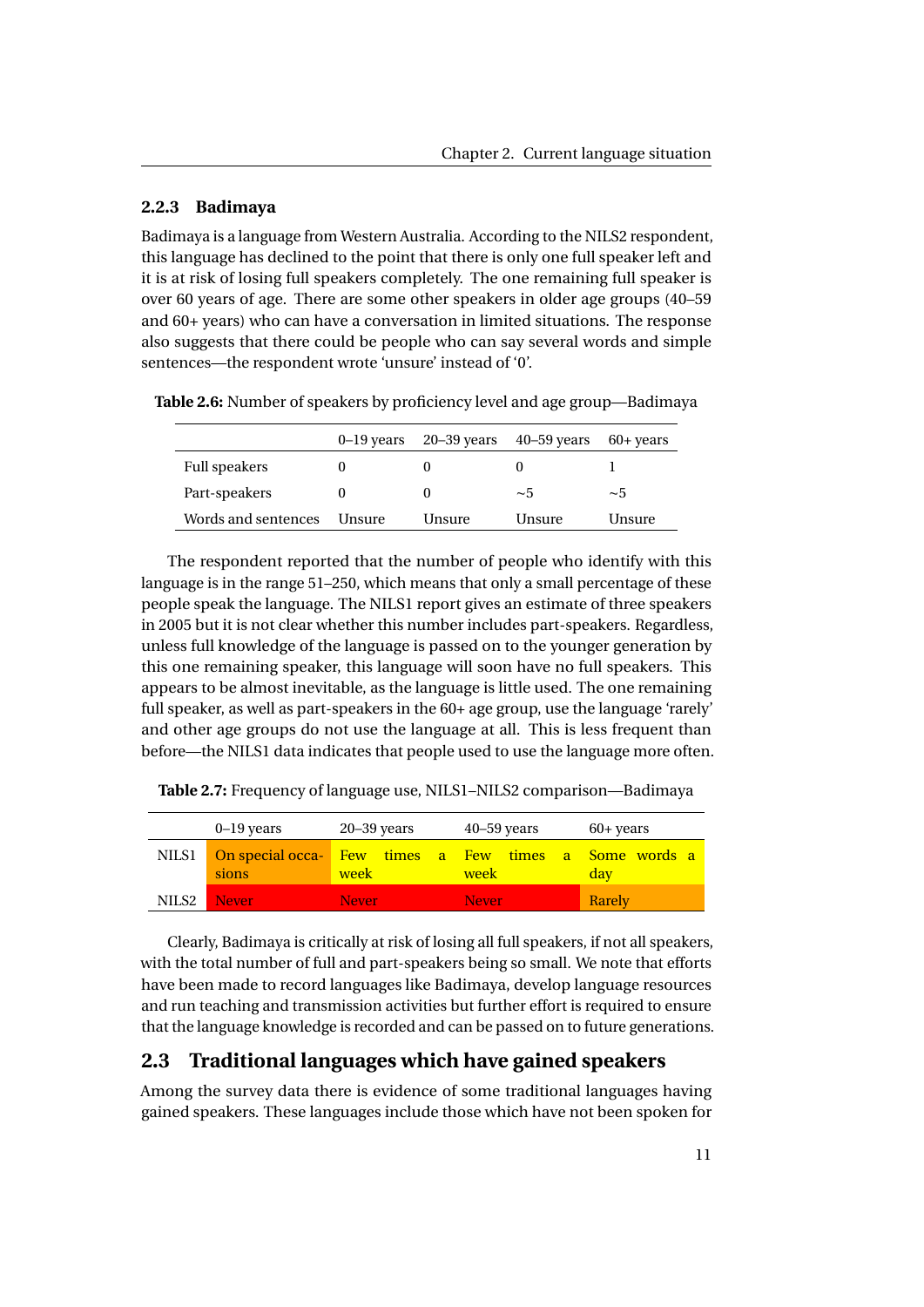### 2.2.3 Badimaya

Badimaya is a language from Western Australia. According to the NILS2 respondent, this language has declined to the point that there is only one full speaker left and it is at risk of losing full speakers completely. The one remaining full speaker is over 60 years of age. There are some other speakers in older age groups (40–59 and 60+ years) who can have a conversation in limited situations. The response also suggests that there could be people who can say several words and simple sentences—the respondent wrote 'unsure' instead of '0'.

**Table 2.6:** Number of speakers by proficiency level and age group—Badimaya

| | 0–19 years | 20–39 years | 40–59 years | 60+ years |
|---|---|---|---|---|
| Full speakers | 0 | 0 | 0 | 1 |
| Part-speakers | 0 | 0 | ~5 | ~5 |
| Words and sentences | Unsure | Unsure | Unsure | Unsure |

The respondent reported that the number of people who identify with this language is in the range 51–250, which means that only a small percentage of these people speak the language. The NILS1 report gives an estimate of three speakers in 2005 but it is not clear whether this number includes part-speakers. Regardless, unless full knowledge of the language is passed on to the younger generation by this one remaining speaker, this language will soon have no full speakers. This appears to be almost inevitable, as the language is little used. The one remaining full speaker, as well as part-speakers in the 60+ age group, use the language 'rarely' and other age groups do not use the language at all. This is less frequent than before—the NILS1 data indicates that people used to use the language more often.

**Table 2.7:** Frequency of language use, NILS1–NILS2 comparison—Badimaya

| | 0–19 years | 20–39 years | 40–59 years | 60+ years |
|---|---|---|---|---|
| NILS1 | On special occasions | Few times a week | Few times a week | Some words a day |
| NILS2 | Never | Never | Never | Rarely |

Clearly, Badimaya is critically at risk of losing all full speakers, if not all speakers, with the total number of full and part-speakers being so small. We note that efforts have been made to record languages like Badimaya, develop language resources and run teaching and transmission activities but further effort is required to ensure that the language knowledge is recorded and can be passed on to future generations.

## 2.3 Traditional languages which have gained speakers

Among the survey data there is evidence of some traditional languages having gained speakers. These languages include those which have not been spoken for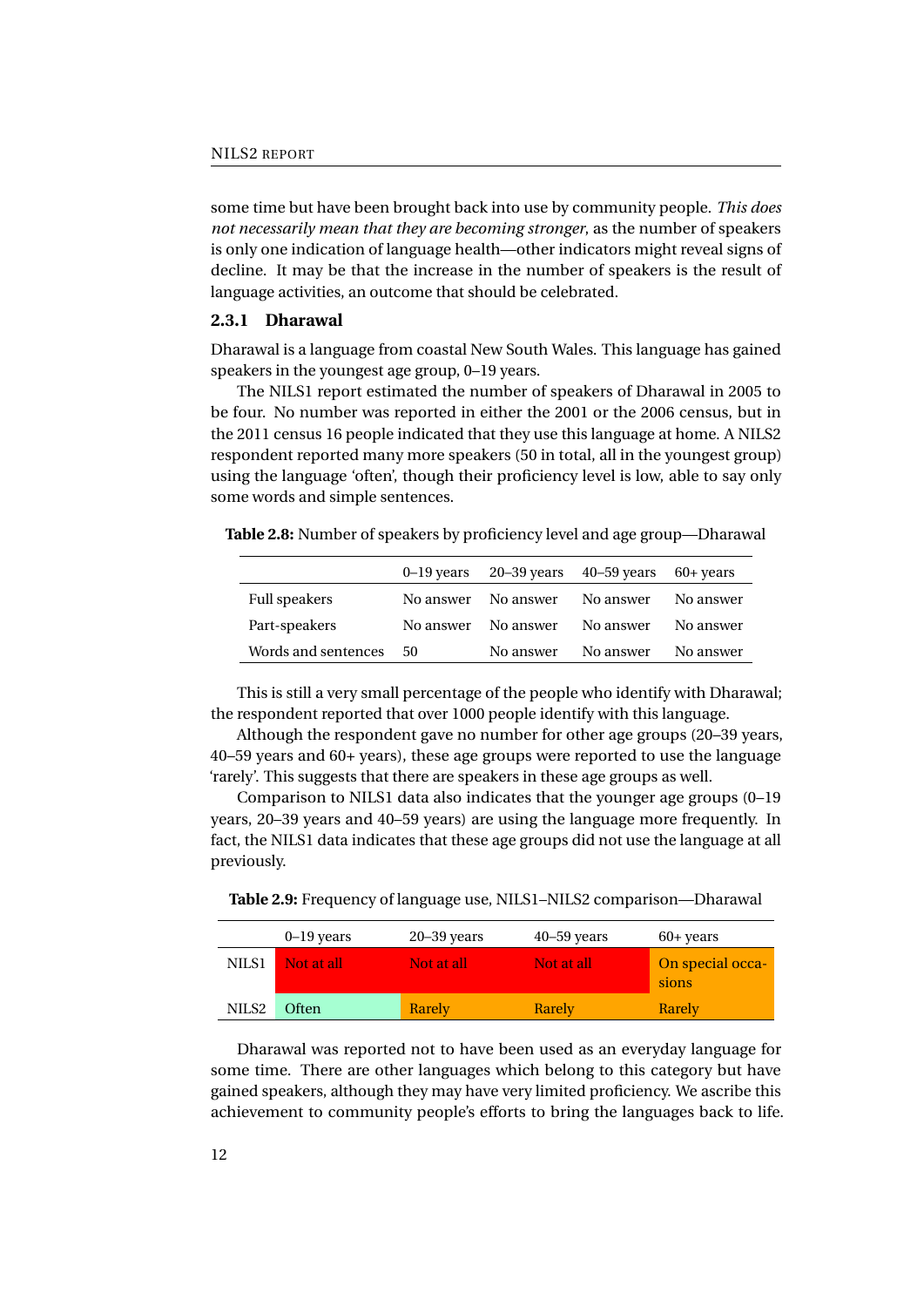some time but have been brought back into use by community people. *This does not necessarily mean that they are becoming stronger*, as the number of speakers is only one indication of language health—other indicators might reveal signs of decline. It may be that the increase in the number of speakers is the result of language activities, an outcome that should be celebrated.

### 2.3.1 Dharawal

Dharawal is a language from coastal New South Wales. This language has gained speakers in the youngest age group, 0–19 years.

The NILS1 report estimated the number of speakers of Dharawal in 2005 to be four. No number was reported in either the 2001 or the 2006 census, but in the 2011 census 16 people indicated that they use this language at home. A NILS2 respondent reported many more speakers (50 in total, all in the youngest group) using the language 'often', though their proficiency level is low, able to say only some words and simple sentences.

**Table 2.8:** Number of speakers by proficiency level and age group—Dharawal

| | 0–19 years | 20–39 years | 40–59 years | 60+ years |
|---|---|---|---|---|
| Full speakers | No answer | No answer | No answer | No answer |
| Part-speakers | No answer | No answer | No answer | No answer |
| Words and sentences | 50 | No answer | No answer | No answer |

This is still a very small percentage of the people who identify with Dharawal; the respondent reported that over 1000 people identify with this language.

Although the respondent gave no number for other age groups (20–39 years, 40–59 years and 60+ years), these age groups were reported to use the language 'rarely'. This suggests that there are speakers in these age groups as well.

Comparison to NILS1 data also indicates that the younger age groups (0–19 years, 20–39 years and 40–59 years) are using the language more frequently. In fact, the NILS1 data indicates that these age groups did not use the language at all previously.

**Table 2.9:** Frequency of language use, NILS1–NILS2 comparison—Dharawal

| | 0–19 years | 20–39 years | 40–59 years | 60+ years |
|---|---|---|---|---|
| NILS1 | Not at all | Not at all | Not at all | On special occasions |
| NILS2 | Often | Rarely | Rarely | Rarely |

Dharawal was reported not to have been used as an everyday language for some time. There are other languages which belong to this category but have gained speakers, although they may have very limited proficiency. We ascribe this achievement to community people's efforts to bring the languages back to life.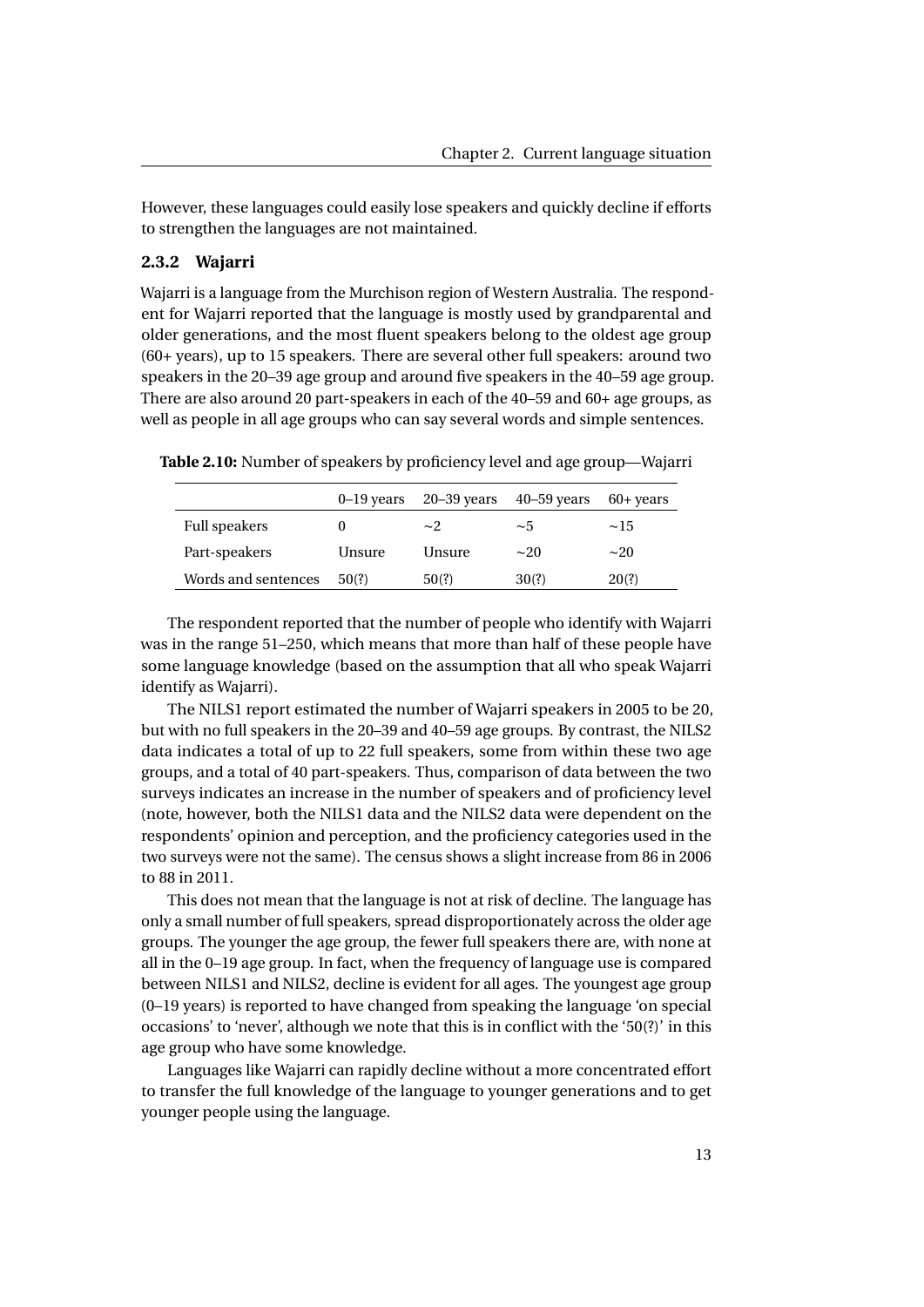However, these languages could easily lose speakers and quickly decline if efforts to strengthen the languages are not maintained.

### 2.3.2 Wajarri

Wajarri is a language from the Murchison region of Western Australia. The respondent for Wajarri reported that the language is mostly used by grandparental and older generations, and the most fluent speakers belong to the oldest age group (60+ years), up to 15 speakers. There are several other full speakers: around two speakers in the 20–39 age group and around five speakers in the 40–59 age group. There are also around 20 part-speakers in each of the 40–59 and 60+ age groups, as well as people in all age groups who can say several words and simple sentences.

**Table 2.10:** Number of speakers by proficiency level and age group—Wajarri

| | 0–19 years | 20–39 years | 40–59 years | 60+ years |
|---|---|---|---|---|
| Full speakers | 0 | ~2 | ~5 | ~15 |
| Part-speakers | Unsure | Unsure | ~20 | ~20 |
| Words and sentences | 50(?) | 50(?) | 30(?) | 20(?) |

The respondent reported that the number of people who identify with Wajarri was in the range 51–250, which means that more than half of these people have some language knowledge (based on the assumption that all who speak Wajarri identify as Wajarri).

The NILS1 report estimated the number of Wajarri speakers in 2005 to be 20, but with no full speakers in the 20–39 and 40–59 age groups. By contrast, the NILS2 data indicates a total of up to 22 full speakers, some from within these two age groups, and a total of 40 part-speakers. Thus, comparison of data between the two surveys indicates an increase in the number of speakers and of proficiency level (note, however, both the NILS1 data and the NILS2 data were dependent on the respondents' opinion and perception, and the proficiency categories used in the two surveys were not the same). The census shows a slight increase from 86 in 2006 to 88 in 2011.

This does not mean that the language is not at risk of decline. The language has only a small number of full speakers, spread disproportionately across the older age groups. The younger the age group, the fewer full speakers there are, with none at all in the 0–19 age group. In fact, when the frequency of language use is compared between NILS1 and NILS2, decline is evident for all ages. The youngest age group (0–19 years) is reported to have changed from speaking the language 'on special occasions' to 'never', although we note that this is in conflict with the '50(?)' in this age group who have some knowledge.

Languages like Wajarri can rapidly decline without a more concentrated effort to transfer the full knowledge of the language to younger generations and to get younger people using the language.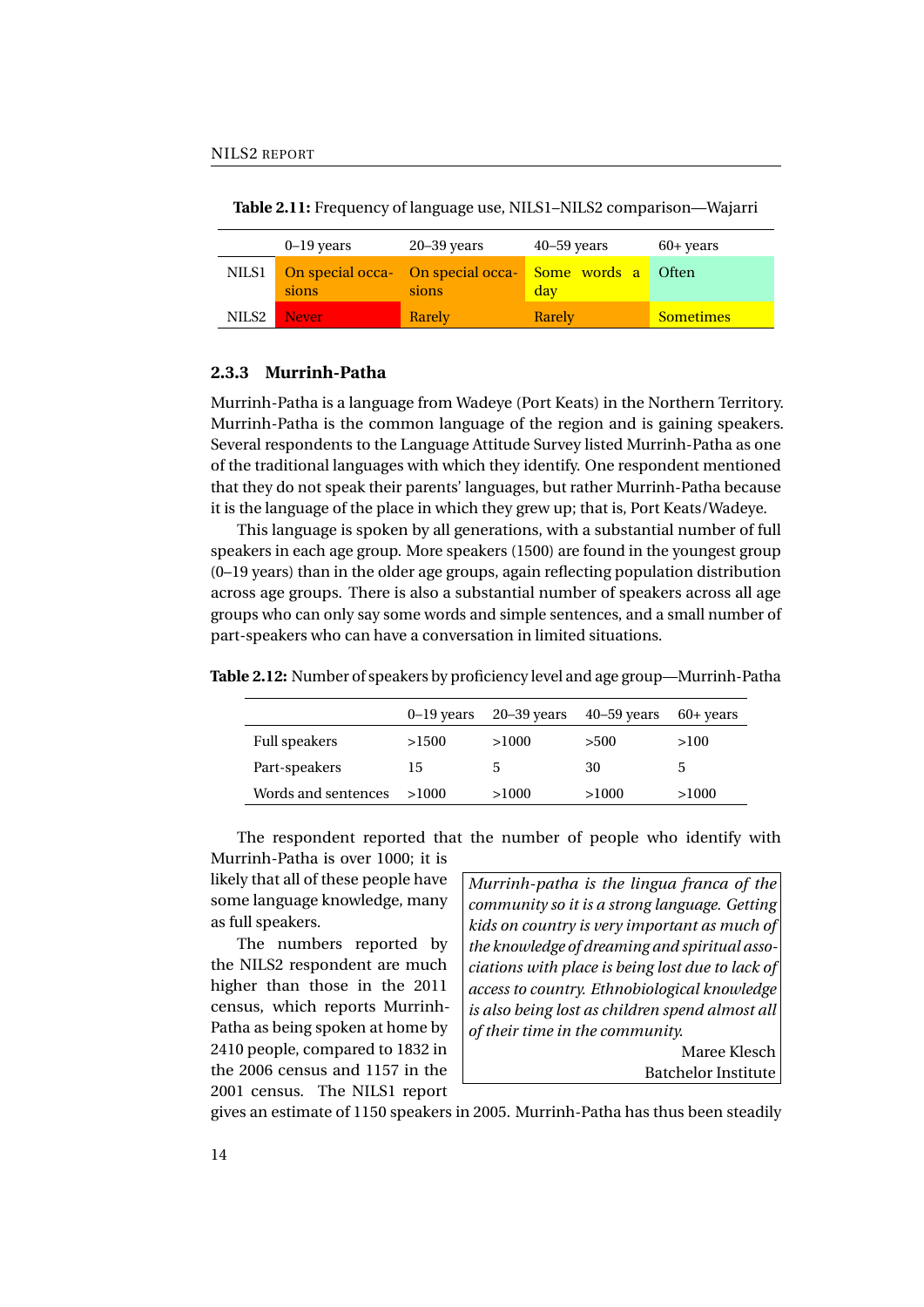**Table 2.11:** Frequency of language use, NILS1–NILS2 comparison—Wajarri

| | 0–19 years | 20–39 years | 40–59 years | 60+ years |
|---|---|---|---|---|
| NILS1 | On special occasions | On special occasions | Some words a day | Often |
| NILS2 | Never | Rarely | Rarely | Sometimes |

### 2.3.3 Murrinh-Patha

Murrinh-Patha is a language from Wadeye (Port Keats) in the Northern Territory. Murrinh-Patha is the common language of the region and is gaining speakers. Several respondents to the Language Attitude Survey listed Murrinh-Patha as one of the traditional languages with which they identify. One respondent mentioned that they do not speak their parents' languages, but rather Murrinh-Patha because it is the language of the place in which they grew up; that is, Port Keats/Wadeye.

This language is spoken by all generations, with a substantial number of full speakers in each age group. More speakers (1500) are found in the youngest group (0–19 years) than in the older age groups, again reflecting population distribution across age groups. There is also a substantial number of speakers across all age groups who can only say some words and simple sentences, and a small number of part-speakers who can have a conversation in limited situations.

**Table 2.12:** Number of speakers by proficiency level and age group—Murrinh-Patha

| | 0–19 years | 20–39 years | 40–59 years | 60+ years |
|---|---|---|---|---|
| Full speakers | >1500 | >1000 | >500 | >100 |
| Part-speakers | 15 | 5 | 30 | 5 |
| Words and sentences | >1000 | >1000 | >1000 | >1000 |

The respondent reported that the number of people who identify with Murrinh-Patha is over 1000; it is likely that all of these people have some language knowledge, many as full speakers.

> *Murrinh-patha is the lingua franca of the community so it is a strong language. Getting kids on country is very important as much of the knowledge of dreaming and spiritual associations with place is being lost due to lack of access to country. Ethnobiological knowledge is also being lost as children spend almost all of their time in the community.*
>
> Maree Klesch
> Batchelor Institute

The numbers reported by the NILS2 respondent are much higher than those in the 2011 census, which reports Murrinh-Patha as being spoken at home by 2410 people, compared to 1832 in the 2006 census and 1157 in the 2001 census. The NILS1 report gives an estimate of 1150 speakers in 2005. Murrinh-Patha has thus been steadily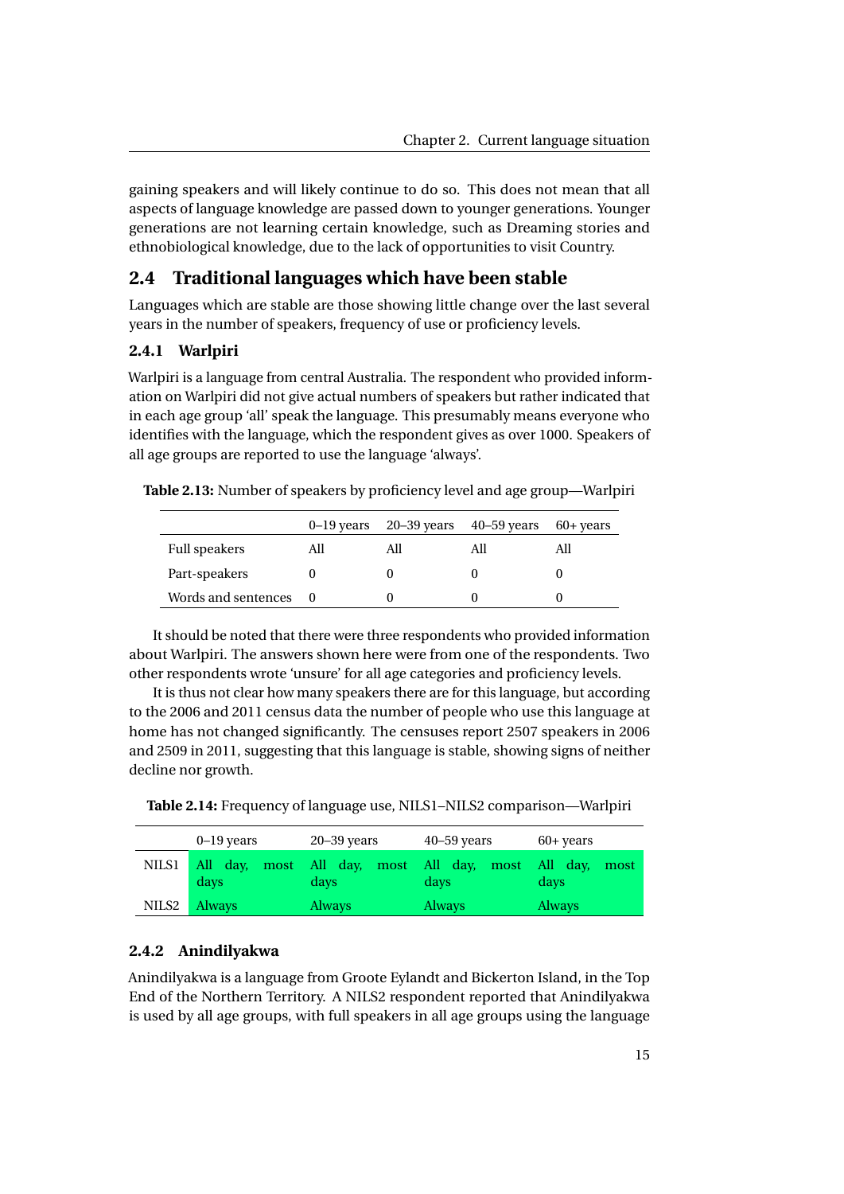gaining speakers and will likely continue to do so. This does not mean that all aspects of language knowledge are passed down to younger generations. Younger generations are not learning certain knowledge, such as Dreaming stories and ethnobiological knowledge, due to the lack of opportunities to visit Country.

## 2.4 Traditional languages which have been stable

Languages which are stable are those showing little change over the last several years in the number of speakers, frequency of use or proficiency levels.

### 2.4.1 Warlpiri

Warlpiri is a language from central Australia. The respondent who provided information on Warlpiri did not give actual numbers of speakers but rather indicated that in each age group 'all' speak the language. This presumably means everyone who identifies with the language, which the respondent gives as over 1000. Speakers of all age groups are reported to use the language 'always'.

**Table 2.13:** Number of speakers by proficiency level and age group—Warlpiri

| | 0–19 years | 20–39 years | 40–59 years | 60+ years |
|---|---|---|---|---|
| Full speakers | All | All | All | All |
| Part-speakers | 0 | 0 | 0 | 0 |
| Words and sentences | 0 | 0 | 0 | 0 |

It should be noted that there were three respondents who provided information about Warlpiri. The answers shown here were from one of the respondents. Two other respondents wrote 'unsure' for all age categories and proficiency levels.

It is thus not clear how many speakers there are for this language, but according to the 2006 and 2011 census data the number of people who use this language at home has not changed significantly. The censuses report 2507 speakers in 2006 and 2509 in 2011, suggesting that this language is stable, showing signs of neither decline nor growth.

**Table 2.14:** Frequency of language use, NILS1–NILS2 comparison—Warlpiri

| | 0–19 years | 20–39 years | 40–59 years | 60+ years |
|---|---|---|---|---|
| NILS1 | All day, most days | All day, most days | All day, most days | All day, most days |
| NILS2 | Always | Always | Always | Always |

### 2.4.2 Anindilyakwa

Anindilyakwa is a language from Groote Eylandt and Bickerton Island, in the Top End of the Northern Territory. A NILS2 respondent reported that Anindilyakwa is used by all age groups, with full speakers in all age groups using the language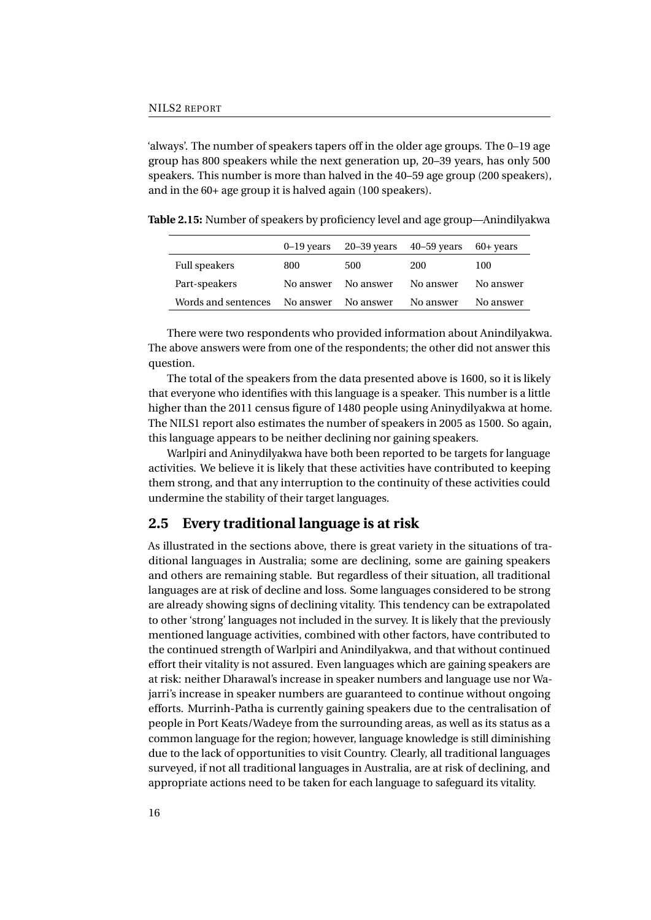'always'. The number of speakers tapers off in the older age groups. The 0–19 age group has 800 speakers while the next generation up, 20–39 years, has only 500 speakers. This number is more than halved in the 40–59 age group (200 speakers), and in the 60+ age group it is halved again (100 speakers).

**Table 2.15:** Number of speakers by proficiency level and age group—Anindilyakwa

| | 0–19 years | 20–39 years | 40–59 years | 60+ years |
|---|---|---|---|---|
| Full speakers | 800 | 500 | 200 | 100 |
| Part-speakers | No answer | No answer | No answer | No answer |
| Words and sentences | No answer | No answer | No answer | No answer |

There were two respondents who provided information about Anindilyakwa. The above answers were from one of the respondents; the other did not answer this question.

The total of the speakers from the data presented above is 1600, so it is likely that everyone who identifies with this language is a speaker. This number is a little higher than the 2011 census figure of 1480 people using Aninydilyakwa at home. The NILS1 report also estimates the number of speakers in 2005 as 1500. So again, this language appears to be neither declining nor gaining speakers.

Warlpiri and Aninydilyakwa have both been reported to be targets for language activities. We believe it is likely that these activities have contributed to keeping them strong, and that any interruption to the continuity of these activities could undermine the stability of their target languages.

## 2.5 Every traditional language is at risk

As illustrated in the sections above, there is great variety in the situations of traditional languages in Australia; some are declining, some are gaining speakers and others are remaining stable. But regardless of their situation, all traditional languages are at risk of decline and loss. Some languages considered to be strong are already showing signs of declining vitality. This tendency can be extrapolated to other 'strong' languages not included in the survey. It is likely that the previously mentioned language activities, combined with other factors, have contributed to the continued strength of Warlpiri and Anindilyakwa, and that without continued effort their vitality is not assured. Even languages which are gaining speakers are at risk: neither Dharawal's increase in speaker numbers and language use nor Wajarri's increase in speaker numbers are guaranteed to continue without ongoing efforts. Murrinh-Patha is currently gaining speakers due to the centralisation of people in Port Keats/Wadeye from the surrounding areas, as well as its status as a common language for the region; however, language knowledge is still diminishing due to the lack of opportunities to visit Country. Clearly, all traditional languages surveyed, if not all traditional languages in Australia, are at risk of declining, and appropriate actions need to be taken for each language to safeguard its vitality.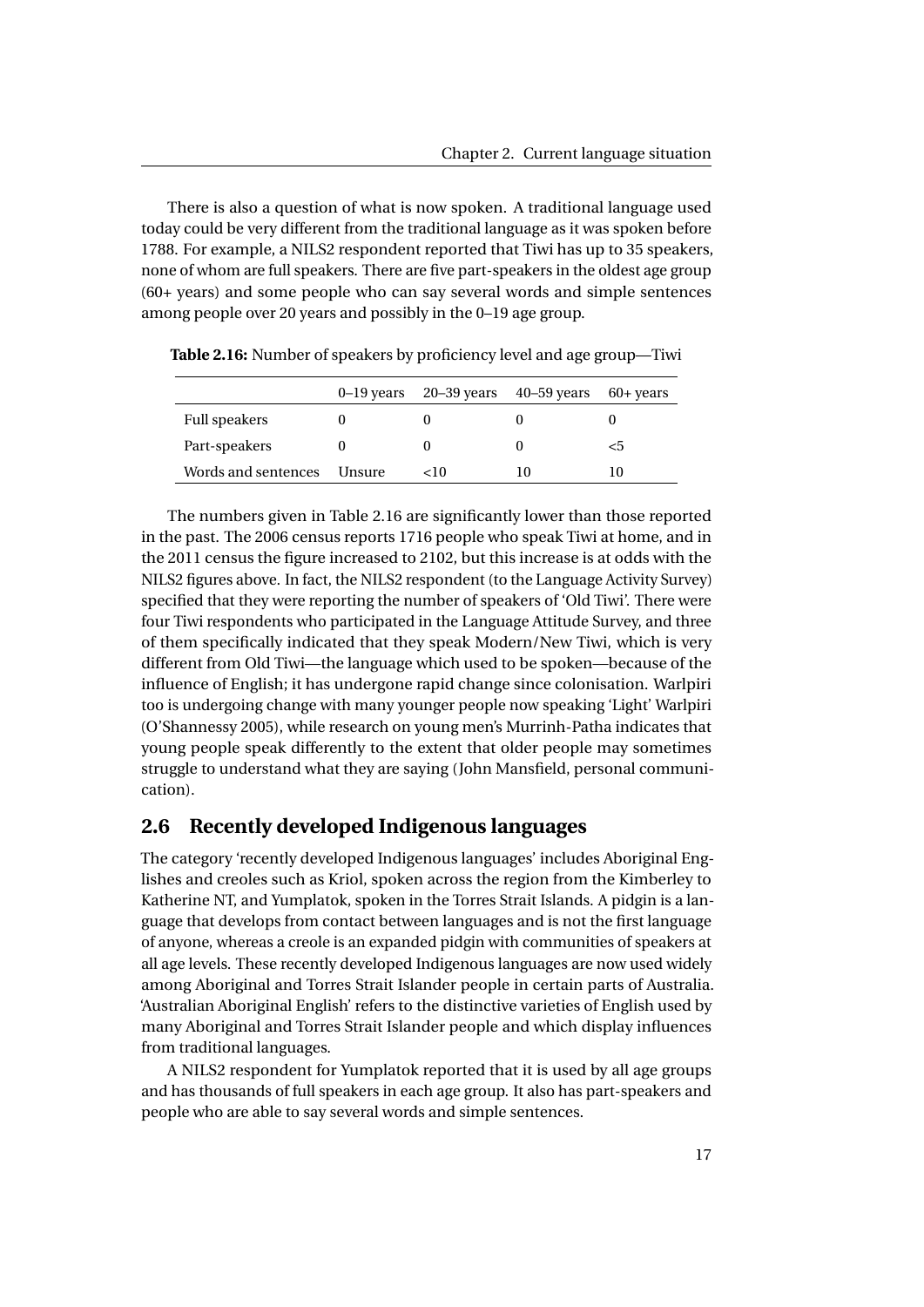There is also a question of what is now spoken. A traditional language used today could be very different from the traditional language as it was spoken before 1788. For example, a NILS2 respondent reported that Tiwi has up to 35 speakers, none of whom are full speakers. There are five part-speakers in the oldest age group (60+ years) and some people who can say several words and simple sentences among people over 20 years and possibly in the 0–19 age group.

**Table 2.16:** Number of speakers by proficiency level and age group—Tiwi

| | 0–19 years | 20–39 years | 40–59 years | 60+ years |
|---|---|---|---|---|
| Full speakers | 0 | 0 | 0 | 0 |
| Part-speakers | 0 | 0 | 0 | <5 |
| Words and sentences | Unsure | <10 | 10 | 10 |

The numbers given in Table 2.16 are significantly lower than those reported in the past. The 2006 census reports 1716 people who speak Tiwi at home, and in the 2011 census the figure increased to 2102, but this increase is at odds with the NILS2 figures above. In fact, the NILS2 respondent (to the Language Activity Survey) specified that they were reporting the number of speakers of 'Old Tiwi'. There were four Tiwi respondents who participated in the Language Attitude Survey, and three of them specifically indicated that they speak Modern/New Tiwi, which is very different from Old Tiwi—the language which used to be spoken—because of the influence of English; it has undergone rapid change since colonisation. Warlpiri too is undergoing change with many younger people now speaking 'Light' Warlpiri (O'Shannessy 2005), while research on young men's Murrinh-Patha indicates that young people speak differently to the extent that older people may sometimes struggle to understand what they are saying (John Mansfield, personal communication).

## 2.6 Recently developed Indigenous languages

The category 'recently developed Indigenous languages' includes Aboriginal Englishes and creoles such as Kriol, spoken across the region from the Kimberley to Katherine NT, and Yumplatok, spoken in the Torres Strait Islands. A pidgin is a language that develops from contact between languages and is not the first language of anyone, whereas a creole is an expanded pidgin with communities of speakers at all age levels. These recently developed Indigenous languages are now used widely among Aboriginal and Torres Strait Islander people in certain parts of Australia. 'Australian Aboriginal English' refers to the distinctive varieties of English used by many Aboriginal and Torres Strait Islander people and which display influences from traditional languages.

A NILS2 respondent for Yumplatok reported that it is used by all age groups and has thousands of full speakers in each age group. It also has part-speakers and people who are able to say several words and simple sentences.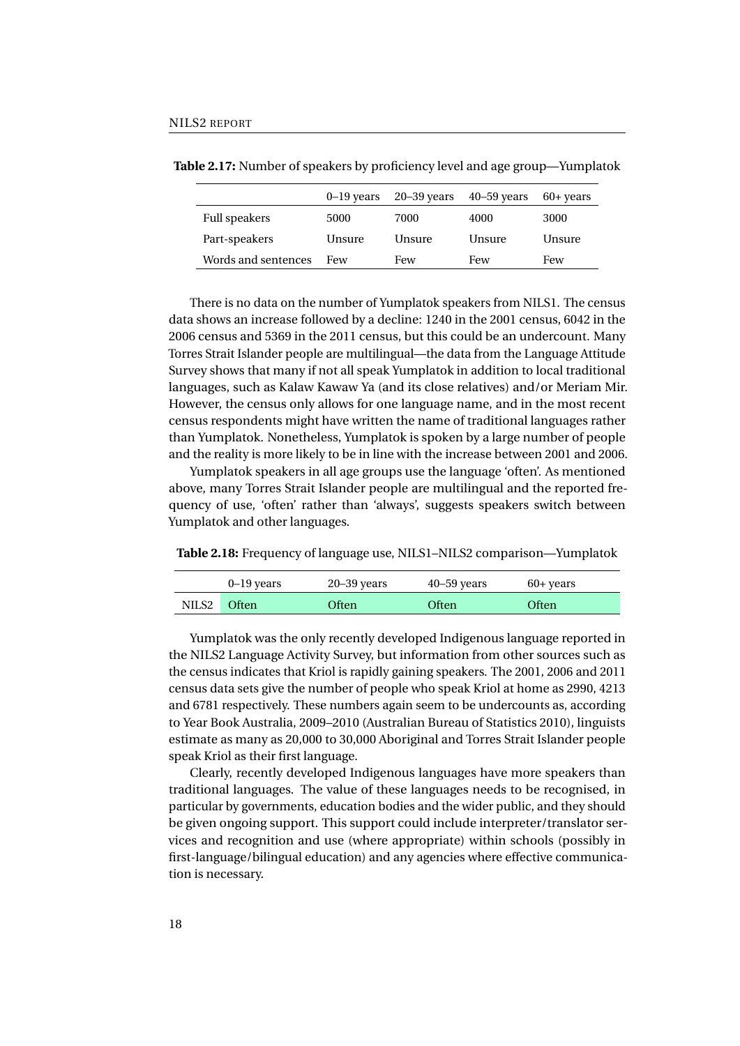**Table 2.17:** Number of speakers by proficiency level and age group—Yumplatok

| | 0–19 years | 20–39 years | 40–59 years | 60+ years |
|---|---|---|---|---|
| Full speakers | 5000 | 7000 | 4000 | 3000 |
| Part-speakers | Unsure | Unsure | Unsure | Unsure |
| Words and sentences | Few | Few | Few | Few |

There is no data on the number of Yumplatok speakers from NILS1. The census data shows an increase followed by a decline: 1240 in the 2001 census, 6042 in the 2006 census and 5369 in the 2011 census, but this could be an undercount. Many Torres Strait Islander people are multilingual—the data from the Language Attitude Survey shows that many if not all speak Yumplatok in addition to local traditional languages, such as Kalaw Kawaw Ya (and its close relatives) and/or Meriam Mir. However, the census only allows for one language name, and in the most recent census respondents might have written the name of traditional languages rather than Yumplatok. Nonetheless, Yumplatok is spoken by a large number of people and the reality is more likely to be in line with the increase between 2001 and 2006.

Yumplatok speakers in all age groups use the language 'often'. As mentioned above, many Torres Strait Islander people are multilingual and the reported frequency of use, 'often' rather than 'always', suggests speakers switch between Yumplatok and other languages.

**Table 2.18:** Frequency of language use, NILS1–NILS2 comparison—Yumplatok

| | 0–19 years | 20–39 years | 40–59 years | 60+ years |
|---|---|---|---|---|
| NILS2 | Often | Often | Often | Often |

Yumplatok was the only recently developed Indigenous language reported in the NILS2 Language Activity Survey, but information from other sources such as the census indicates that Kriol is rapidly gaining speakers. The 2001, 2006 and 2011 census data sets give the number of people who speak Kriol at home as 2990, 4213 and 6781 respectively. These numbers again seem to be undercounts as, according to Year Book Australia, 2009–2010 (Australian Bureau of Statistics 2010), linguists estimate as many as 20,000 to 30,000 Aboriginal and Torres Strait Islander people speak Kriol as their first language.

Clearly, recently developed Indigenous languages have more speakers than traditional languages. The value of these languages needs to be recognised, in particular by governments, education bodies and the wider public, and they should be given ongoing support. This support could include interpreter/translator services and recognition and use (where appropriate) within schools (possibly in first-language/bilingual education) and any agencies where effective communication is necessary.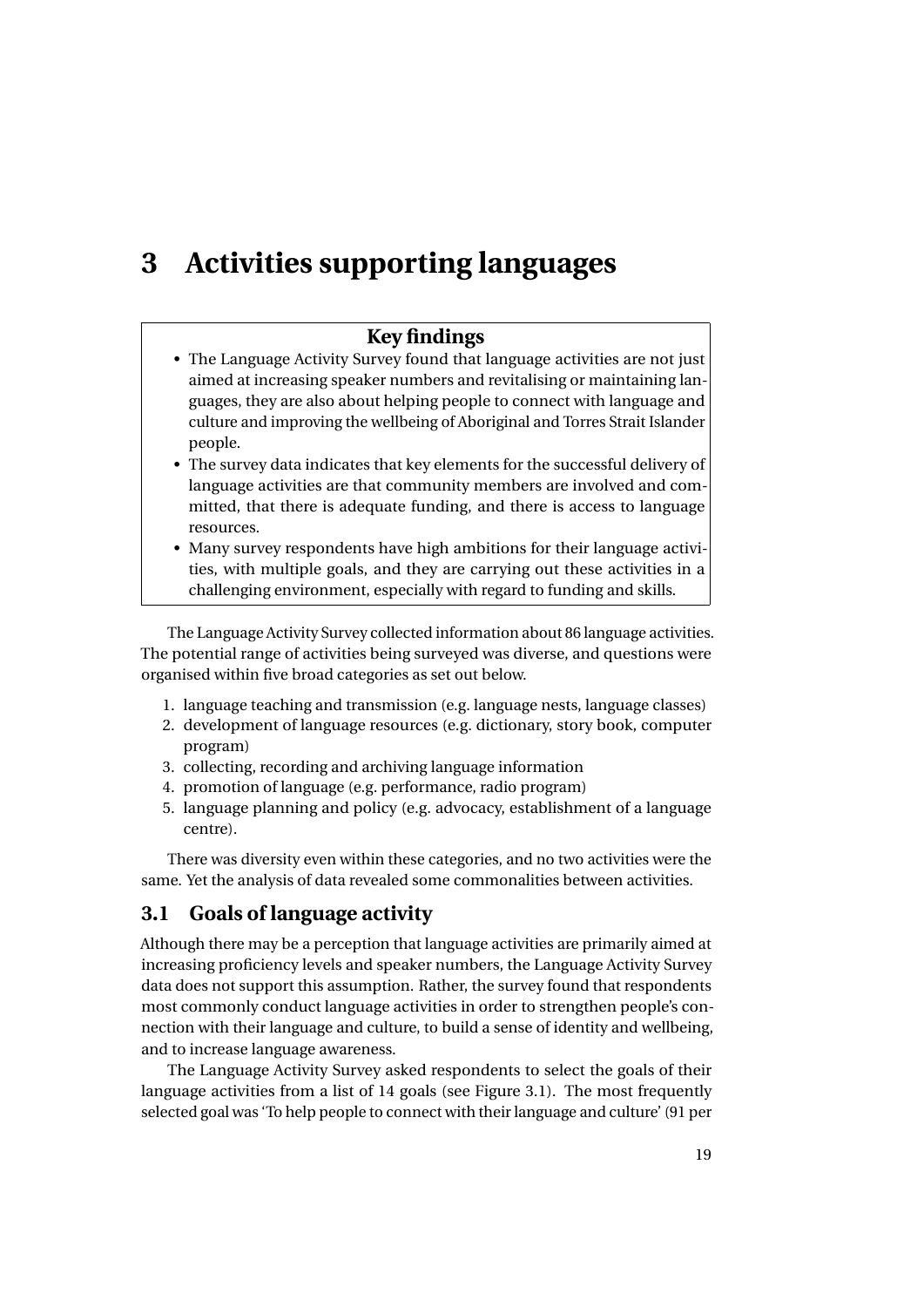# 3 Activities supporting languages

> **Key findings**
>
> - The Language Activity Survey found that language activities are not just aimed at increasing speaker numbers and revitalising or maintaining languages, they are also about helping people to connect with language and culture and improving the wellbeing of Aboriginal and Torres Strait Islander people.
> - The survey data indicates that key elements for the successful delivery of language activities are that community members are involved and committed, that there is adequate funding, and there is access to language resources.
> - Many survey respondents have high ambitions for their language activities, with multiple goals, and they are carrying out these activities in a challenging environment, especially with regard to funding and skills.

The Language Activity Survey collected information about 86 language activities. The potential range of activities being surveyed was diverse, and questions were organised within five broad categories as set out below.

1. language teaching and transmission (e.g. language nests, language classes)
2. development of language resources (e.g. dictionary, story book, computer program)
3. collecting, recording and archiving language information
4. promotion of language (e.g. performance, radio program)
5. language planning and policy (e.g. advocacy, establishment of a language centre).

There was diversity even within these categories, and no two activities were the same. Yet the analysis of data revealed some commonalities between activities.

## 3.1 Goals of language activity

Although there may be a perception that language activities are primarily aimed at increasing proficiency levels and speaker numbers, the Language Activity Survey data does not support this assumption. Rather, the survey found that respondents most commonly conduct language activities in order to strengthen people's connection with their language and culture, to build a sense of identity and wellbeing, and to increase language awareness.

The Language Activity Survey asked respondents to select the goals of their language activities from a list of 14 goals (see Figure 3.1). The most frequently selected goal was 'To help people to connect with their language and culture' (91 per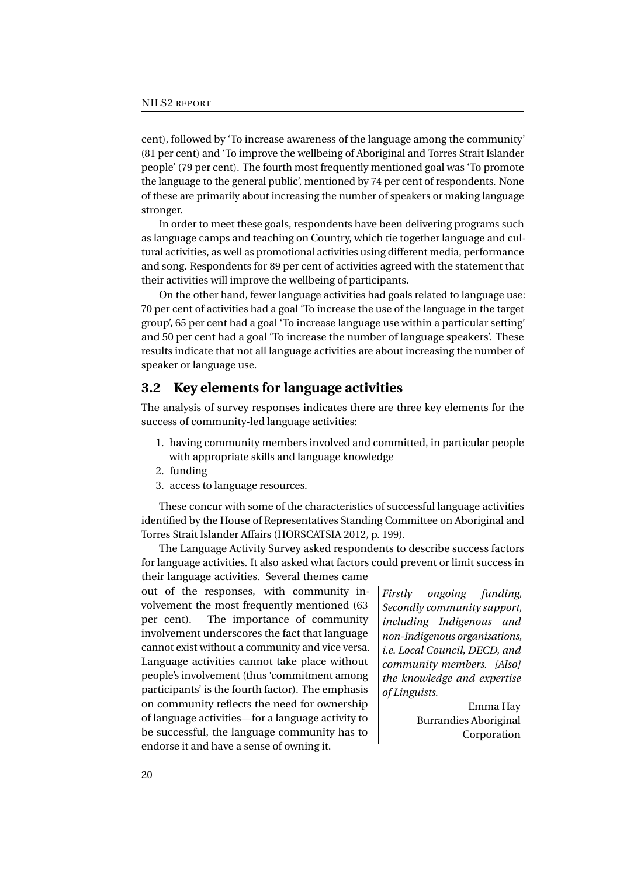cent), followed by 'To increase awareness of the language among the community' (81 per cent) and 'To improve the wellbeing of Aboriginal and Torres Strait Islander people' (79 per cent). The fourth most frequently mentioned goal was 'To promote the language to the general public', mentioned by 74 per cent of respondents. None of these are primarily about increasing the number of speakers or making language stronger.

In order to meet these goals, respondents have been delivering programs such as language camps and teaching on Country, which tie together language and cultural activities, as well as promotional activities using different media, performance and song. Respondents for 89 per cent of activities agreed with the statement that their activities will improve the wellbeing of participants.

On the other hand, fewer language activities had goals related to language use: 70 per cent of activities had a goal 'To increase the use of the language in the target group', 65 per cent had a goal 'To increase language use within a particular setting' and 50 per cent had a goal 'To increase the number of language speakers'. These results indicate that not all language activities are about increasing the number of speaker or language use.

## 3.2 Key elements for language activities

The analysis of survey responses indicates there are three key elements for the success of community-led language activities:

1. having community members involved and committed, in particular people with appropriate skills and language knowledge
2. funding
3. access to language resources.

These concur with some of the characteristics of successful language activities identified by the House of Representatives Standing Committee on Aboriginal and Torres Strait Islander Affairs (HORSCATSIA 2012, p. 199).

The Language Activity Survey asked respondents to describe success factors for language activities. It also asked what factors could prevent or limit success in their language activities. Several themes came out of the responses, with community involvement the most frequently mentioned (63 per cent). The importance of community involvement underscores the fact that language cannot exist without a community and vice versa. Language activities cannot take place without people's involvement (thus 'commitment among participants' is the fourth factor). The emphasis on community reflects the need for ownership of language activities—for a language activity to be successful, the language community has to endorse it and have a sense of owning it.

> *Firstly ongoing funding, Secondly community support, including Indigenous and non-Indigenous organisations, i.e. Local Council, DECD, and community members. [Also] the knowledge and expertise of Linguists.*
>
> Emma Hay
> Burrandies Aboriginal Corporation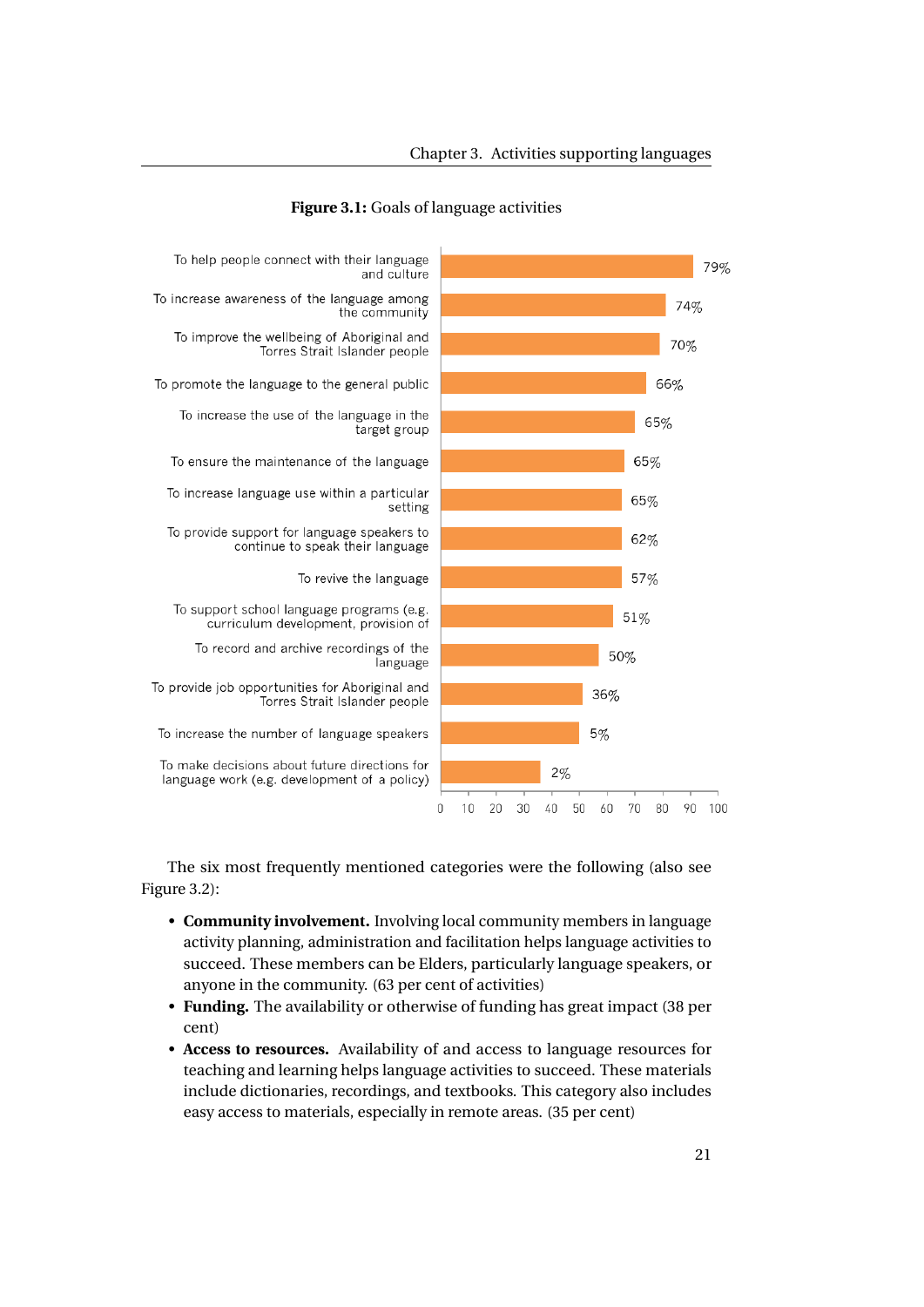**Figure 3.1:** Goals of language activities

| Goal | Per cent |
|---|---|
| To help people connect with their language and culture | 79% |
| To increase awareness of the language among the community | 74% |
| To improve the wellbeing of Aboriginal and Torres Strait Islander people | 70% |
| To promote the language to the general public | 66% |
| To increase the use of the language in the target group | 65% |
| To ensure the maintenance of the language | 65% |
| To increase language use within a particular setting | 65% |
| To provide support for language speakers to continue to speak their language | 62% |
| To revive the language | 57% |
| To support school language programs (e.g. curriculum development, provision of | 51% |
| To record and archive recordings of the language | 50% |
| To provide job opportunities for Aboriginal and Torres Strait Islander people | 36% |
| To increase the number of language speakers | 5% |
| To make decisions about future directions for language work (e.g. development of a policy) | 2% |

The six most frequently mentioned categories were the following (also see Figure 3.2):

- **Community involvement.** Involving local community members in language activity planning, administration and facilitation helps language activities to succeed. These members can be Elders, particularly language speakers, or anyone in the community. (63 per cent of activities)
- **Funding.** The availability or otherwise of funding has great impact (38 per cent)
- **Access to resources.** Availability of and access to language resources for teaching and learning helps language activities to succeed. These materials include dictionaries, recordings, and textbooks. This category also includes easy access to materials, especially in remote areas. (35 per cent)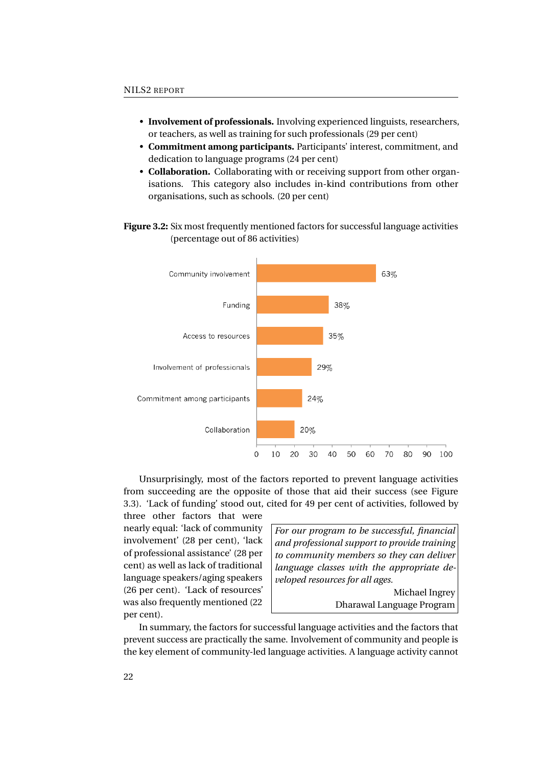- **Involvement of professionals.** Involving experienced linguists, researchers, or teachers, as well as training for such professionals (29 per cent)
- **Commitment among participants.** Participants' interest, commitment, and dedication to language programs (24 per cent)
- **Collaboration.** Collaborating with or receiving support from other organisations. This category also includes in-kind contributions from other organisations, such as schools. (20 per cent)

**Figure 3.2:** Six most frequently mentioned factors for successful language activities (percentage out of 86 activities)

| Factor | Percentage |
|---|---|
| Community involvement | 63% |
| Funding | 38% |
| Access to resources | 35% |
| Involvement of professionals | 29% |
| Commitment among participants | 24% |
| Collaboration | 20% |

Unsurprisingly, most of the factors reported to prevent language activities from succeeding are the opposite of those that aid their success (see Figure 3.3). 'Lack of funding' stood out, cited for 49 per cent of activities, followed by three other factors that were nearly equal: 'lack of community involvement' (28 per cent), 'lack of professional assistance' (28 per cent) as well as lack of traditional language speakers/aging speakers (26 per cent). 'Lack of resources' was also frequently mentioned (22 per cent).

> *For our program to be successful, financial and professional support to provide training to community members so they can deliver language classes with the appropriate developed resources for all ages.*
>
> Michael Ingrey
> Dharawal Language Program

In summary, the factors for successful language activities and the factors that prevent success are practically the same. Involvement of community and people is the key element of community-led language activities. A language activity cannot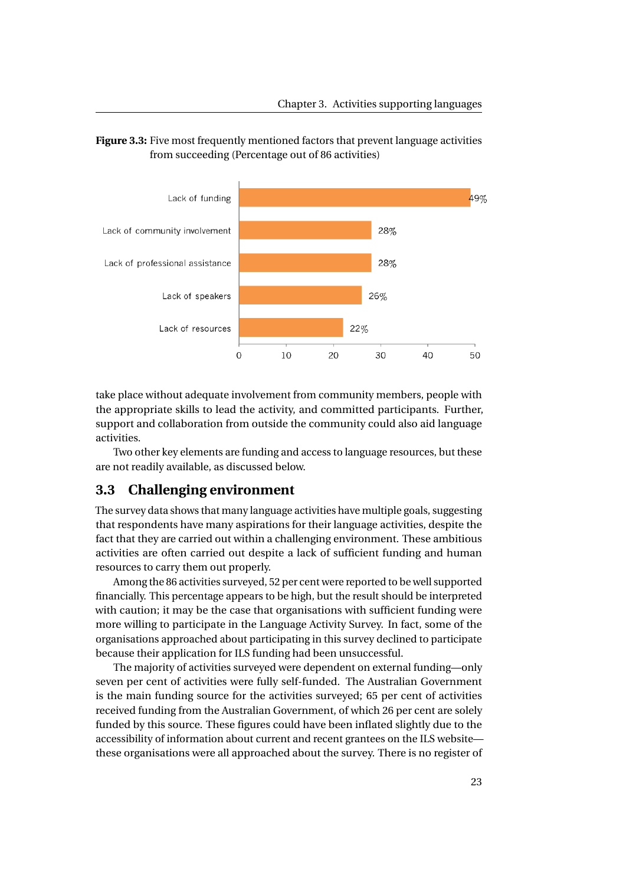**Figure 3.3:** Five most frequently mentioned factors that prevent language activities from succeeding (Percentage out of 86 activities)

| Factor | Percentage |
|---|---|
| Lack of funding | 49% |
| Lack of community involvement | 28% |
| Lack of professional assistance | 28% |
| Lack of speakers | 26% |
| Lack of resources | 22% |

take place without adequate involvement from community members, people with the appropriate skills to lead the activity, and committed participants. Further, support and collaboration from outside the community could also aid language activities.

Two other key elements are funding and access to language resources, but these are not readily available, as discussed below.

## 3.3 Challenging environment

The survey data shows that many language activities have multiple goals, suggesting that respondents have many aspirations for their language activities, despite the fact that they are carried out within a challenging environment. These ambitious activities are often carried out despite a lack of sufficient funding and human resources to carry them out properly.

Among the 86 activities surveyed, 52 per cent were reported to be well supported financially. This percentage appears to be high, but the result should be interpreted with caution; it may be the case that organisations with sufficient funding were more willing to participate in the Language Activity Survey. In fact, some of the organisations approached about participating in this survey declined to participate because their application for ILS funding had been unsuccessful.

The majority of activities surveyed were dependent on external funding—only seven per cent of activities were fully self-funded. The Australian Government is the main funding source for the activities surveyed; 65 per cent of activities received funding from the Australian Government, of which 26 per cent are solely funded by this source. These figures could have been inflated slightly due to the accessibility of information about current and recent grantees on the ILS website—these organisations were all approached about the survey. There is no register of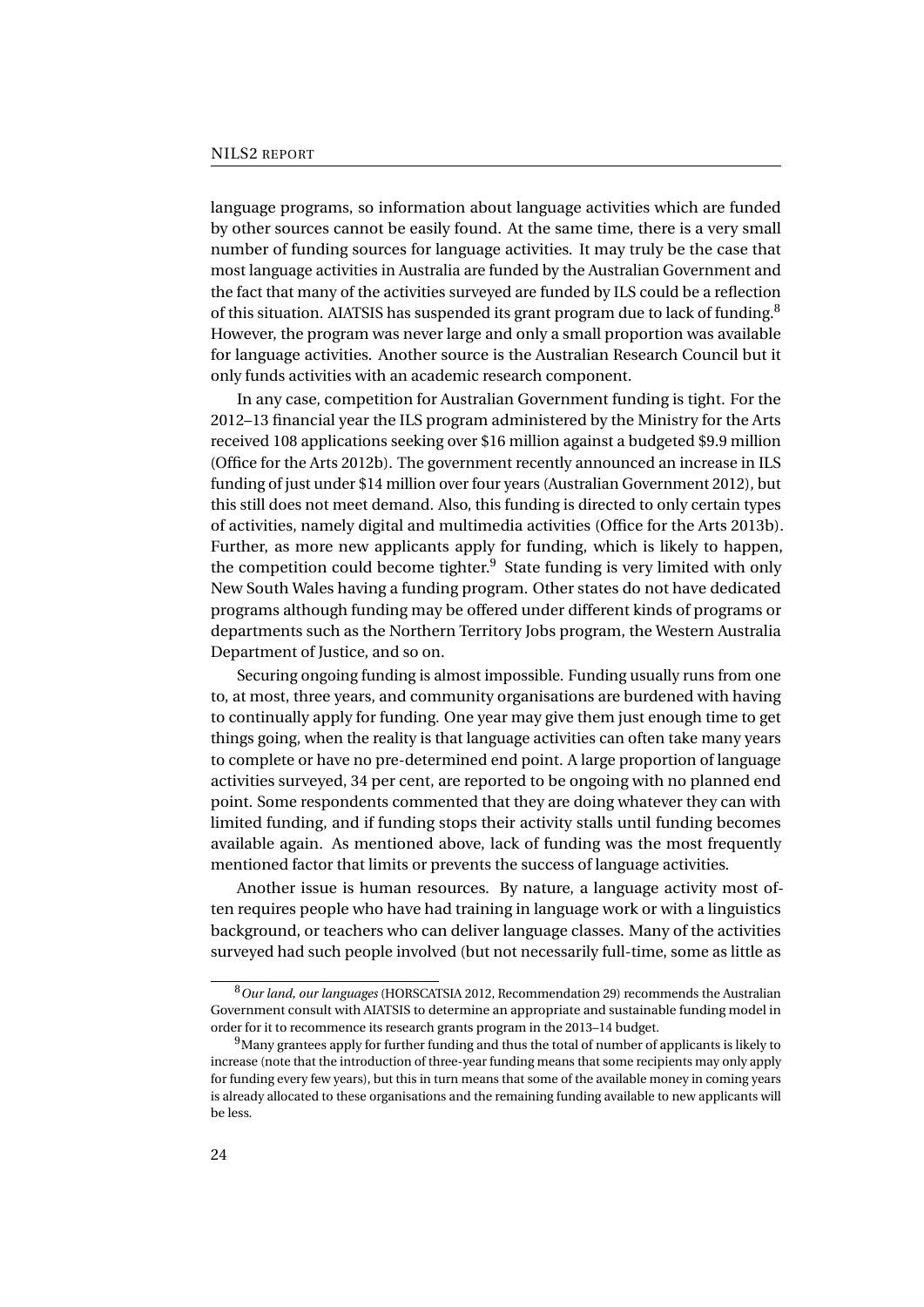language programs, so information about language activities which are funded by other sources cannot be easily found. At the same time, there is a very small number of funding sources for language activities. It may truly be the case that most language activities in Australia are funded by the Australian Government and the fact that many of the activities surveyed are funded by ILS could be a reflection of this situation. AIATSIS has suspended its grant program due to lack of funding.[8] However, the program was never large and only a small proportion was available for language activities. Another source is the Australian Research Council but it only funds activities with an academic research component.

In any case, competition for Australian Government funding is tight. For the 2012–13 financial year the ILS program administered by the Ministry for the Arts received 108 applications seeking over $16 million against a budgeted $9.9 million (Office for the Arts 2012b). The government recently announced an increase in ILS funding of just under $14 million over four years (Australian Government 2012), but this still does not meet demand. Also, this funding is directed to only certain types of activities, namely digital and multimedia activities (Office for the Arts 2013b). Further, as more new applicants apply for funding, which is likely to happen, the competition could become tighter.[9] State funding is very limited with only New South Wales having a funding program. Other states do not have dedicated programs although funding may be offered under different kinds of programs or departments such as the Northern Territory Jobs program, the Western Australia Department of Justice, and so on.

Securing ongoing funding is almost impossible. Funding usually runs from one to, at most, three years, and community organisations are burdened with having to continually apply for funding. One year may give them just enough time to get things going, when the reality is that language activities can often take many years to complete or have no pre-determined end point. A large proportion of language activities surveyed, 34 per cent, are reported to be ongoing with no planned end point. Some respondents commented that they are doing whatever they can with limited funding, and if funding stops their activity stalls until funding becomes available again. As mentioned above, lack of funding was the most frequently mentioned factor that limits or prevents the success of language activities.

Another issue is human resources. By nature, a language activity most often requires people who have had training in language work or with a linguistics background, or teachers who can deliver language classes. Many of the activities surveyed had such people involved (but not necessarily full-time, some as little as

---

[8] *Our land, our languages* (HORSCATSIA 2012, Recommendation 29) recommends the Australian Government consult with AIATSIS to determine an appropriate and sustainable funding model in order for it to recommence its research grants program in the 2013–14 budget.

[9] Many grantees apply for further funding and thus the total of number of applicants is likely to increase (note that the introduction of three-year funding means that some recipients may only apply for funding every few years), but this in turn means that some of the available money in coming years is already allocated to these organisations and the remaining funding available to new applicants will be less.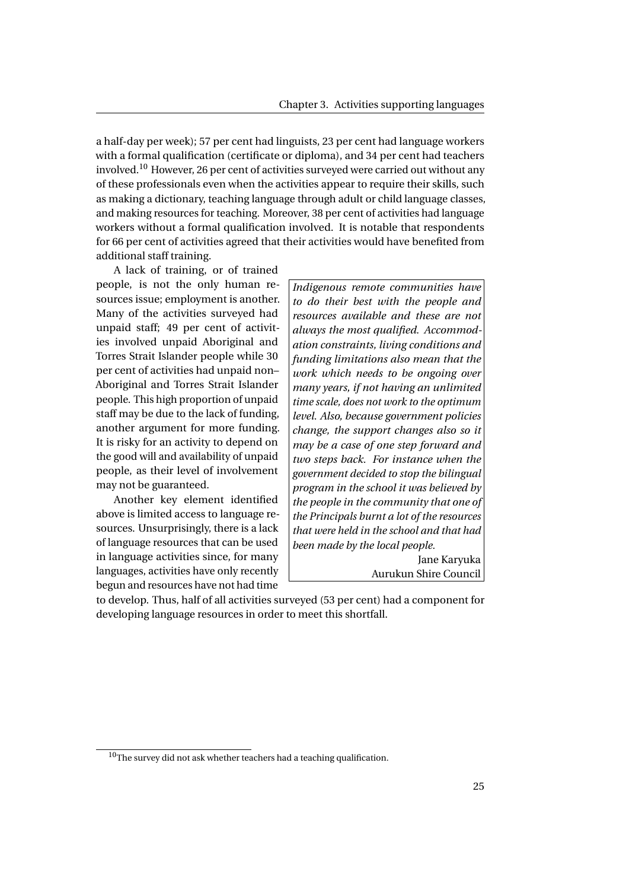a half-day per week); 57 per cent had linguists, 23 per cent had language workers with a formal qualification (certificate or diploma), and 34 per cent had teachers involved.[10] However, 26 per cent of activities surveyed were carried out without any of these professionals even when the activities appear to require their skills, such as making a dictionary, teaching language through adult or child language classes, and making resources for teaching. Moreover, 38 per cent of activities had language workers without a formal qualification involved. It is notable that respondents for 66 per cent of activities agreed that their activities would have benefited from additional staff training.

A lack of training, or of trained people, is not the only human resources issue; employment is another. Many of the activities surveyed had unpaid staff; 49 per cent of activities involved unpaid Aboriginal and Torres Strait Islander people while 30 per cent of activities had unpaid non–Aboriginal and Torres Strait Islander people. This high proportion of unpaid staff may be due to the lack of funding, another argument for more funding. It is risky for an activity to depend on the good will and availability of unpaid people, as their level of involvement may not be guaranteed.

> *Indigenous remote communities have to do their best with the people and resources available and these are not always the most qualified. Accommodation constraints, living conditions and funding limitations also mean that the work which needs to be ongoing over many years, if not having an unlimited time scale, does not work to the optimum level. Also, because government policies change, the support changes also so it may be a case of one step forward and two steps back. For instance when the government decided to stop the bilingual program in the school it was believed by the people in the community that one of the Principals burnt a lot of the resources that were held in the school and that had been made by the local people.*
>
> Jane Karyuka
> Aurukun Shire Council

Another key element identified above is limited access to language resources. Unsurprisingly, there is a lack of language resources that can be used in language activities since, for many languages, activities have only recently begun and resources have not had time to develop. Thus, half of all activities surveyed (53 per cent) had a component for developing language resources in order to meet this shortfall.

[10] The survey did not ask whether teachers had a teaching qualification.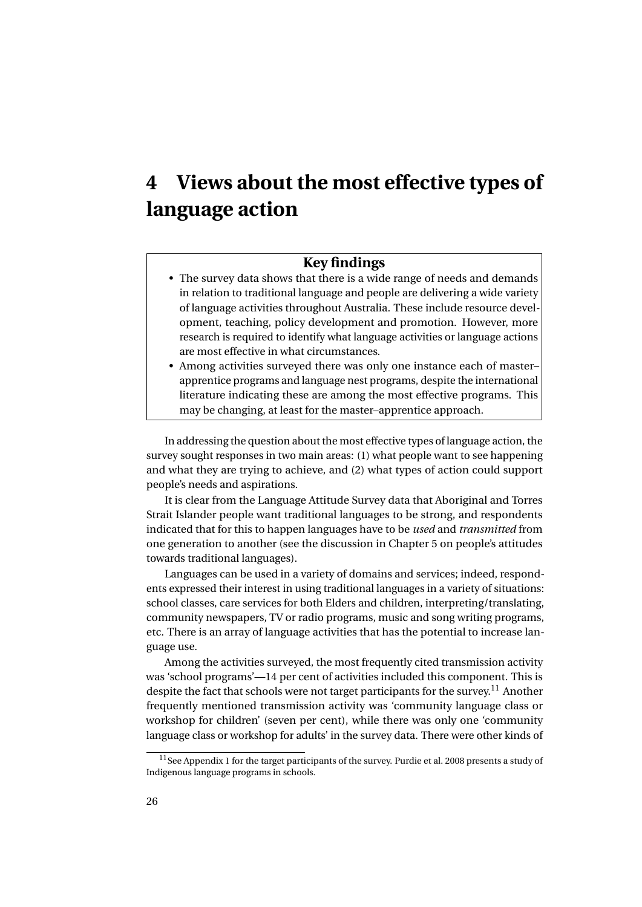# 4 Views about the most effective types of language action

**Key findings**

- The survey data shows that there is a wide range of needs and demands in relation to traditional language and people are delivering a wide variety of language activities throughout Australia. These include resource development, teaching, policy development and promotion. However, more research is required to identify what language activities or language actions are most effective in what circumstances.
- Among activities surveyed there was only one instance each of master–apprentice programs and language nest programs, despite the international literature indicating these are among the most effective programs. This may be changing, at least for the master–apprentice approach.

In addressing the question about the most effective types of language action, the survey sought responses in two main areas: (1) what people want to see happening and what they are trying to achieve, and (2) what types of action could support people's needs and aspirations.

It is clear from the Language Attitude Survey data that Aboriginal and Torres Strait Islander people want traditional languages to be strong, and respondents indicated that for this to happen languages have to be *used* and *transmitted* from one generation to another (see the discussion in Chapter 5 on people's attitudes towards traditional languages).

Languages can be used in a variety of domains and services; indeed, respondents expressed their interest in using traditional languages in a variety of situations: school classes, care services for both Elders and children, interpreting/translating, community newspapers, TV or radio programs, music and song writing programs, etc. There is an array of language activities that has the potential to increase language use.

Among the activities surveyed, the most frequently cited transmission activity was 'school programs'—14 per cent of activities included this component. This is despite the fact that schools were not target participants for the survey.[11] Another frequently mentioned transmission activity was 'community language class or workshop for children' (seven per cent), while there was only one 'community language class or workshop for adults' in the survey data. There were other kinds of

[11] See Appendix 1 for the target participants of the survey. Purdie et al. 2008 presents a study of Indigenous language programs in schools.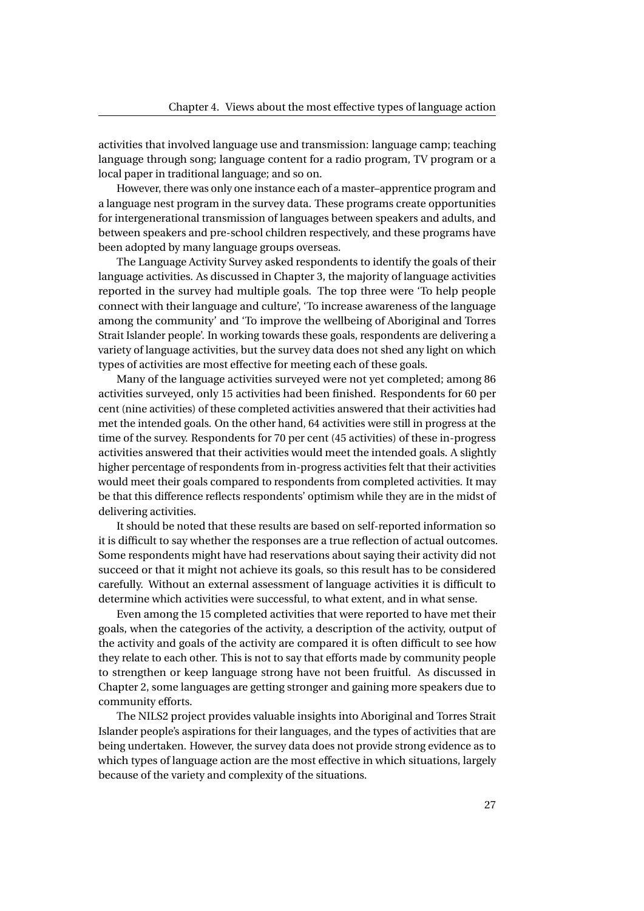activities that involved language use and transmission: language camp; teaching language through song; language content for a radio program, TV program or a local paper in traditional language; and so on.

However, there was only one instance each of a master–apprentice program and a language nest program in the survey data. These programs create opportunities for intergenerational transmission of languages between speakers and adults, and between speakers and pre-school children respectively, and these programs have been adopted by many language groups overseas.

The Language Activity Survey asked respondents to identify the goals of their language activities. As discussed in Chapter 3, the majority of language activities reported in the survey had multiple goals. The top three were 'To help people connect with their language and culture', 'To increase awareness of the language among the community' and 'To improve the wellbeing of Aboriginal and Torres Strait Islander people'. In working towards these goals, respondents are delivering a variety of language activities, but the survey data does not shed any light on which types of activities are most effective for meeting each of these goals.

Many of the language activities surveyed were not yet completed; among 86 activities surveyed, only 15 activities had been finished. Respondents for 60 per cent (nine activities) of these completed activities answered that their activities had met the intended goals. On the other hand, 64 activities were still in progress at the time of the survey. Respondents for 70 per cent (45 activities) of these in-progress activities answered that their activities would meet the intended goals. A slightly higher percentage of respondents from in-progress activities felt that their activities would meet their goals compared to respondents from completed activities. It may be that this difference reflects respondents' optimism while they are in the midst of delivering activities.

It should be noted that these results are based on self-reported information so it is difficult to say whether the responses are a true reflection of actual outcomes. Some respondents might have had reservations about saying their activity did not succeed or that it might not achieve its goals, so this result has to be considered carefully. Without an external assessment of language activities it is difficult to determine which activities were successful, to what extent, and in what sense.

Even among the 15 completed activities that were reported to have met their goals, when the categories of the activity, a description of the activity, output of the activity and goals of the activity are compared it is often difficult to see how they relate to each other. This is not to say that efforts made by community people to strengthen or keep language strong have not been fruitful. As discussed in Chapter 2, some languages are getting stronger and gaining more speakers due to community efforts.

The NILS2 project provides valuable insights into Aboriginal and Torres Strait Islander people's aspirations for their languages, and the types of activities that are being undertaken. However, the survey data does not provide strong evidence as to which types of language action are the most effective in which situations, largely because of the variety and complexity of the situations.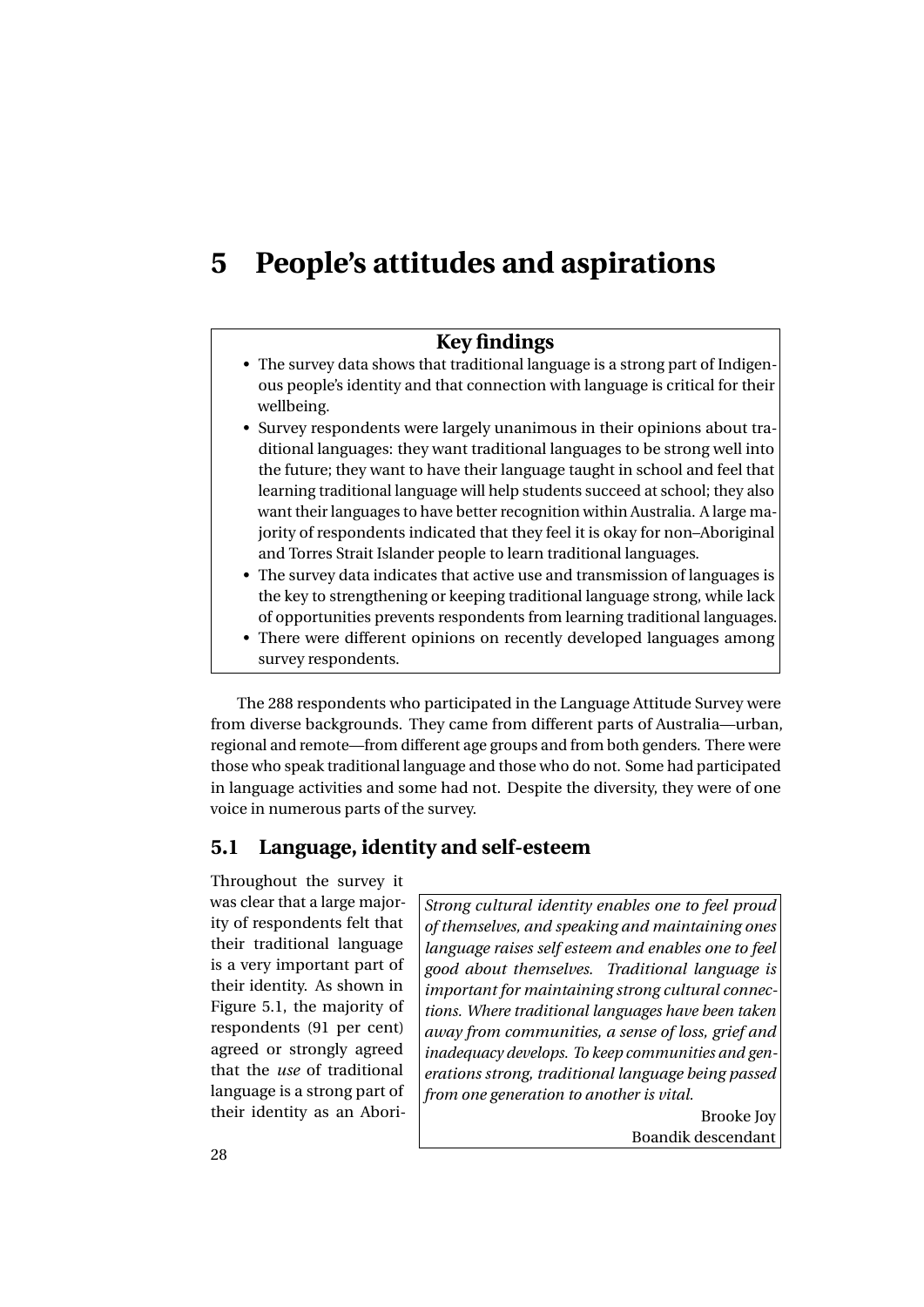# 5 People's attitudes and aspirations

**Key findings**

- The survey data shows that traditional language is a strong part of Indigenous people's identity and that connection with language is critical for their wellbeing.
- Survey respondents were largely unanimous in their opinions about traditional languages: they want traditional languages to be strong well into the future; they want to have their language taught in school and feel that learning traditional language will help students succeed at school; they also want their languages to have better recognition within Australia. A large majority of respondents indicated that they feel it is okay for non–Aboriginal and Torres Strait Islander people to learn traditional languages.
- The survey data indicates that active use and transmission of languages is the key to strengthening or keeping traditional language strong, while lack of opportunities prevents respondents from learning traditional languages.
- There were different opinions on recently developed languages among survey respondents.

The 288 respondents who participated in the Language Attitude Survey were from diverse backgrounds. They came from different parts of Australia—urban, regional and remote—from different age groups and from both genders. There were those who speak traditional language and those who do not. Some had participated in language activities and some had not. Despite the diversity, they were of one voice in numerous parts of the survey.

## 5.1 Language, identity and self-esteem

Throughout the survey it was clear that a large majority of respondents felt that their traditional language is a very important part of their identity. As shown in Figure 5.1, the majority of respondents (91 per cent) agreed or strongly agreed that the *use* of traditional language is a strong part of their identity as an Abori-

> *Strong cultural identity enables one to feel proud of themselves, and speaking and maintaining ones language raises self esteem and enables one to feel good about themselves. Traditional language is important for maintaining strong cultural connections. Where traditional languages have been taken away from communities, a sense of loss, grief and inadequacy develops. To keep communities and generations strong, traditional language being passed from one generation to another is vital.*
>
> Brooke Joy
> Boandik descendant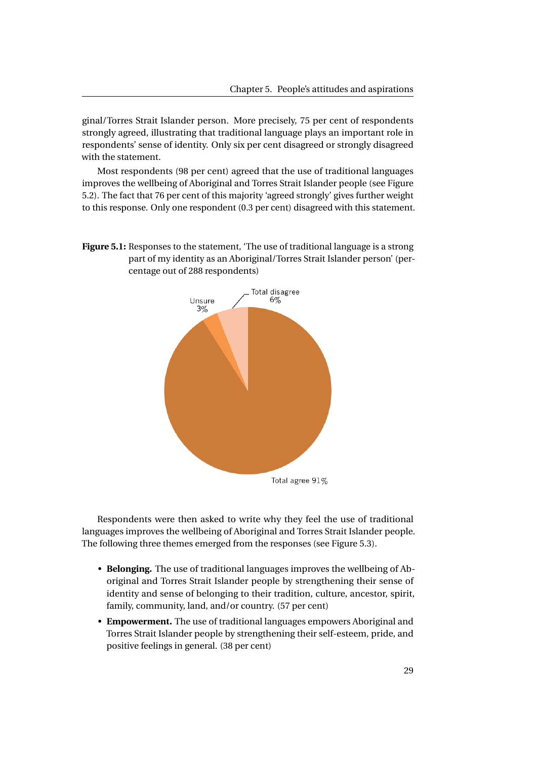ginal/Torres Strait Islander person. More precisely, 75 per cent of respondents strongly agreed, illustrating that traditional language plays an important role in respondents' sense of identity. Only six per cent disagreed or strongly disagreed with the statement.

Most respondents (98 per cent) agreed that the use of traditional languages improves the wellbeing of Aboriginal and Torres Strait Islander people (see Figure 5.2). The fact that 76 per cent of this majority 'agreed strongly' gives further weight to this response. Only one respondent (0.3 per cent) disagreed with this statement.

**Figure 5.1:** Responses to the statement, 'The use of traditional language is a strong part of my identity as an Aboriginal/Torres Strait Islander person' (percentage out of 288 respondents)

Unsure 3%

Total disagree 6%

Total agree 91%

Respondents were then asked to write why they feel the use of traditional languages improves the wellbeing of Aboriginal and Torres Strait Islander people. The following three themes emerged from the responses (see Figure 5.3).

- **Belonging.** The use of traditional languages improves the wellbeing of Aboriginal and Torres Strait Islander people by strengthening their sense of identity and sense of belonging to their tradition, culture, ancestor, spirit, family, community, land, and/or country. (57 per cent)
- **Empowerment.** The use of traditional languages empowers Aboriginal and Torres Strait Islander people by strengthening their self-esteem, pride, and positive feelings in general. (38 per cent)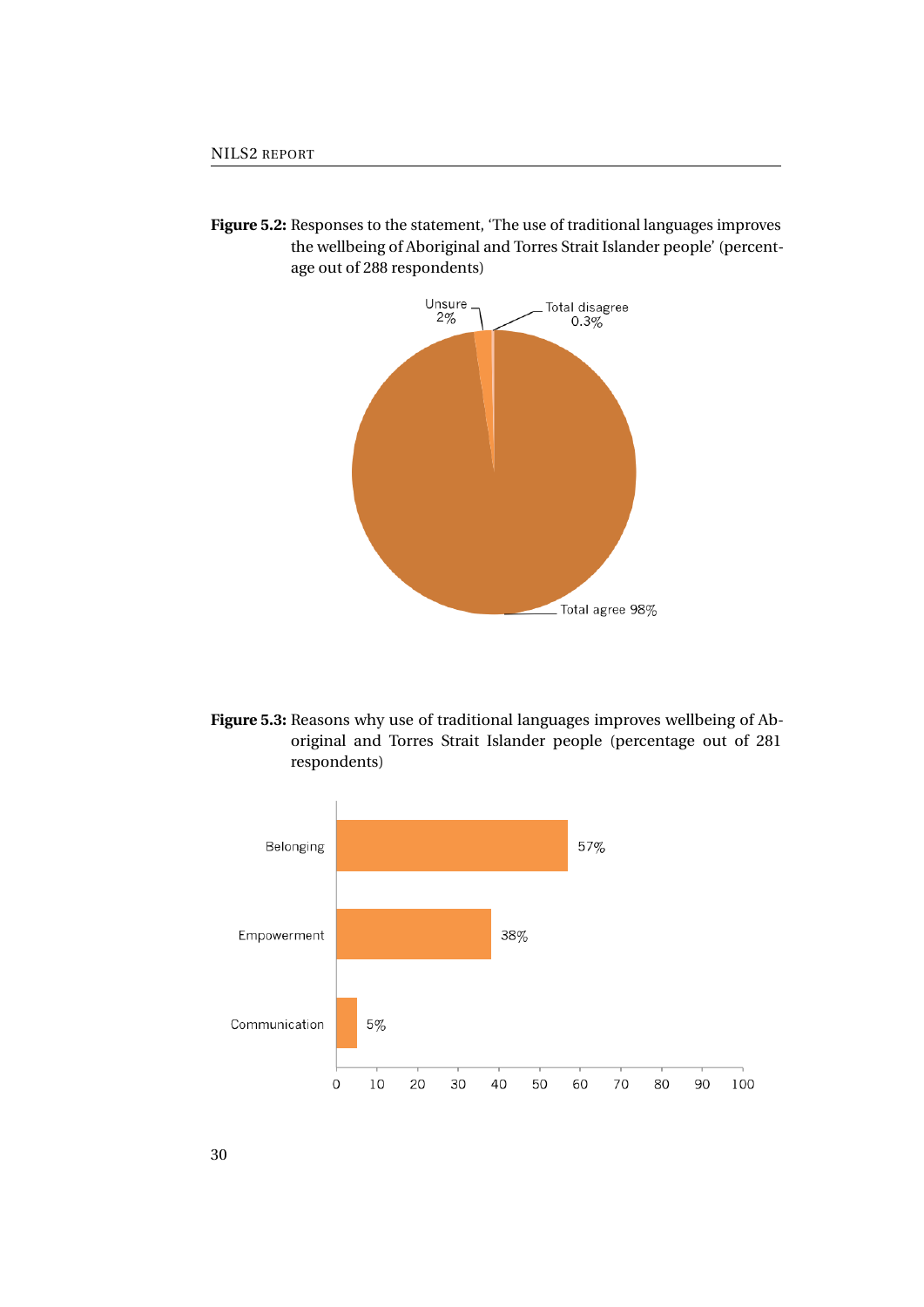**Figure 5.2:** Responses to the statement, 'The use of traditional languages improves the wellbeing of Aboriginal and Torres Strait Islander people' (percentage out of 288 respondents)

Unsure 2%

Total disagree 0.3%

Total agree 98%

**Figure 5.3:** Reasons why use of traditional languages improves wellbeing of Aboriginal and Torres Strait Islander people (percentage out of 281 respondents)

| Reason | Percentage |
|---|---|
| Belonging | 57% |
| Empowerment | 38% |
| Communication | 5% |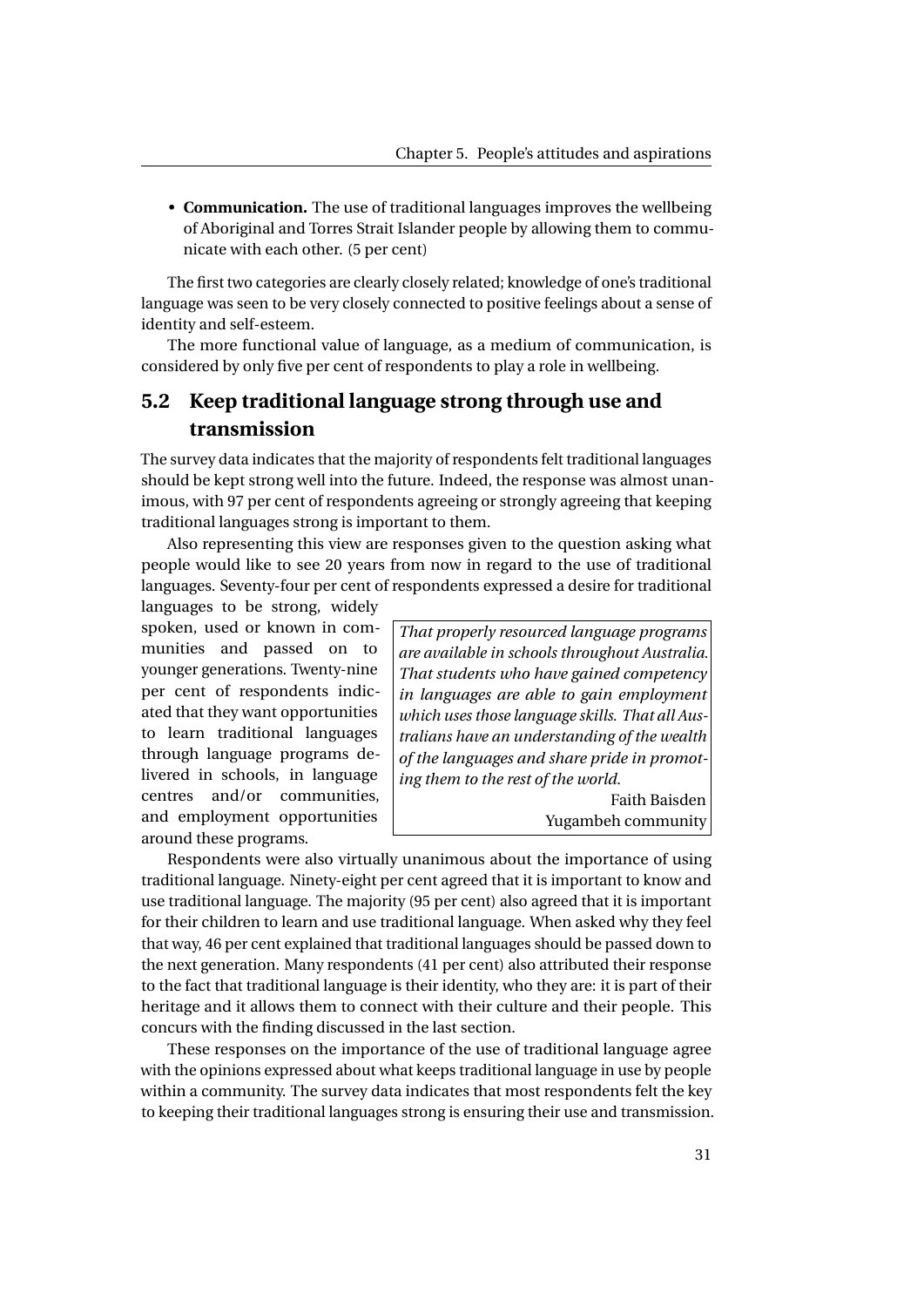- **Communication.** The use of traditional languages improves the wellbeing of Aboriginal and Torres Strait Islander people by allowing them to communicate with each other. (5 per cent)

The first two categories are clearly closely related; knowledge of one's traditional language was seen to be very closely connected to positive feelings about a sense of identity and self-esteem.

The more functional value of language, as a medium of communication, is considered by only five per cent of respondents to play a role in wellbeing.

## 5.2 Keep traditional language strong through use and transmission

The survey data indicates that the majority of respondents felt traditional languages should be kept strong well into the future. Indeed, the response was almost unanimous, with 97 per cent of respondents agreeing or strongly agreeing that keeping traditional languages strong is important to them.

Also representing this view are responses given to the question asking what people would like to see 20 years from now in regard to the use of traditional languages. Seventy-four per cent of respondents expressed a desire for traditional languages to be strong, widely spoken, used or known in communities and passed on to younger generations. Twenty-nine per cent of respondents indicated that they want opportunities to learn traditional languages through language programs delivered in schools, in language centres and/or communities, and employment opportunities around these programs.

> *That properly resourced language programs are available in schools throughout Australia. That students who have gained competency in languages are able to gain employment which uses those language skills. That all Australians have an understanding of the wealth of the languages and share pride in promoting them to the rest of the world.*
>
> Faith Baisden
> Yugambeh community

Respondents were also virtually unanimous about the importance of using traditional language. Ninety-eight per cent agreed that it is important to know and use traditional language. The majority (95 per cent) also agreed that it is important for their children to learn and use traditional language. When asked why they feel that way, 46 per cent explained that traditional languages should be passed down to the next generation. Many respondents (41 per cent) also attributed their response to the fact that traditional language is their identity, who they are: it is part of their heritage and it allows them to connect with their culture and their people. This concurs with the finding discussed in the last section.

These responses on the importance of the use of traditional language agree with the opinions expressed about what keeps traditional language in use by people within a community. The survey data indicates that most respondents felt the key to keeping their traditional languages strong is ensuring their use and transmission.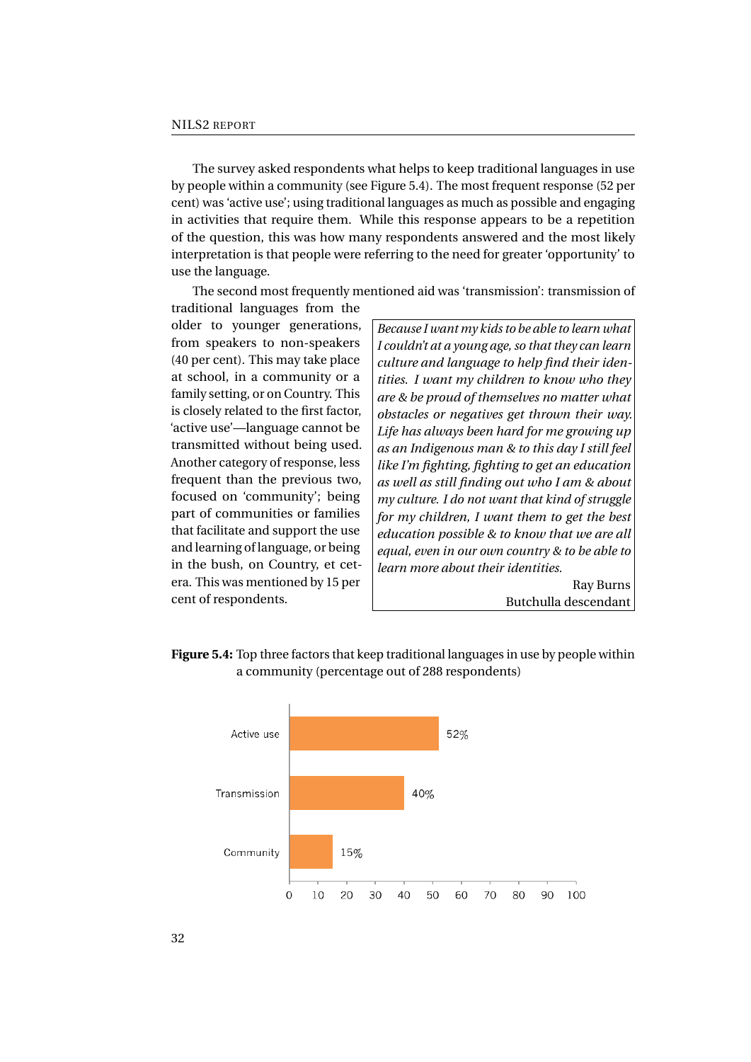The survey asked respondents what helps to keep traditional languages in use by people within a community (see Figure 5.4). The most frequent response (52 per cent) was 'active use'; using traditional languages as much as possible and engaging in activities that require them. While this response appears to be a repetition of the question, this was how many respondents answered and the most likely interpretation is that people were referring to the need for greater 'opportunity' to use the language.

The second most frequently mentioned aid was 'transmission': transmission of traditional languages from the older to younger generations, from speakers to non-speakers (40 per cent). This may take place at school, in a community or a family setting, or on Country. This is closely related to the first factor, 'active use'—language cannot be transmitted without being used. Another category of response, less frequent than the previous two, focused on 'community'; being part of communities or families that facilitate and support the use and learning of language, or being in the bush, on Country, et cetera. This was mentioned by 15 per cent of respondents.

> *Because I want my kids to be able to learn what I couldn't at a young age, so that they can learn culture and language to help find their identities. I want my children to know who they are & be proud of themselves no matter what obstacles or negatives get thrown their way. Life has always been hard for me growing up as an Indigenous man & to this day I still feel like I'm fighting, fighting to get an education as well as still finding out who I am & about my culture. I do not want that kind of struggle for my children, I want them to get the best education possible & to know that we are all equal, even in our own country & to be able to learn more about their identities.*
>
> Ray Burns
> Butchulla descendant

**Figure 5.4:** Top three factors that keep traditional languages in use by people within a community (percentage out of 288 respondents)

| Factor | Percentage |
|---|---|
| Active use | 52% |
| Transmission | 40% |
| Community | 15% |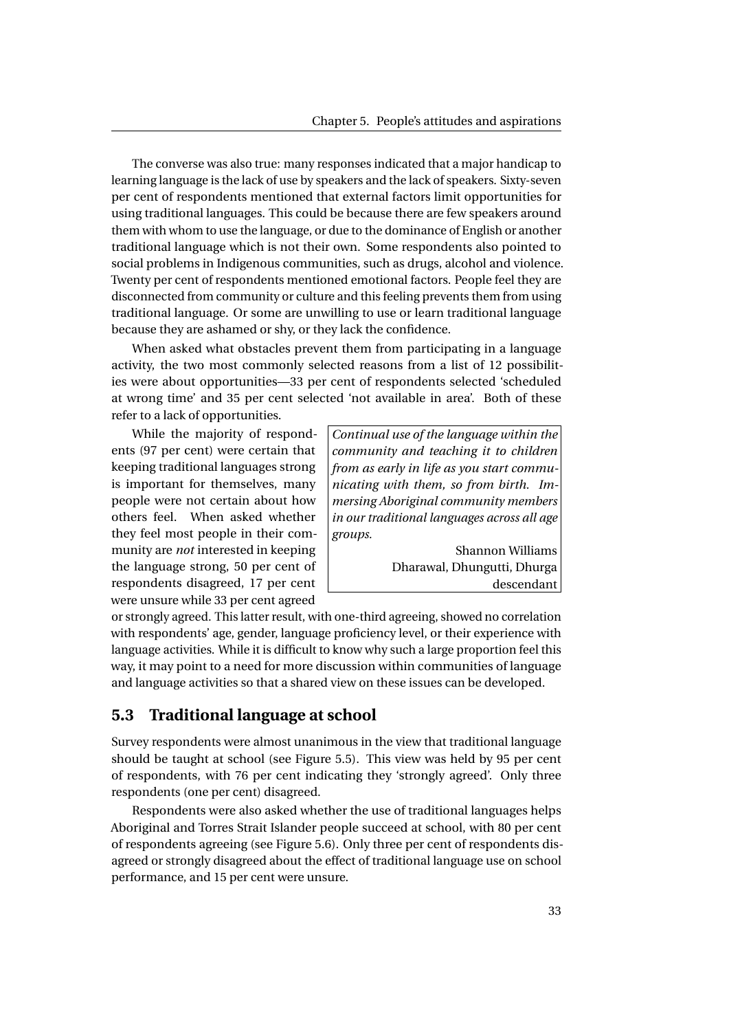The converse was also true: many responses indicated that a major handicap to learning language is the lack of use by speakers and the lack of speakers. Sixty-seven per cent of respondents mentioned that external factors limit opportunities for using traditional languages. This could be because there are few speakers around them with whom to use the language, or due to the dominance of English or another traditional language which is not their own. Some respondents also pointed to social problems in Indigenous communities, such as drugs, alcohol and violence. Twenty per cent of respondents mentioned emotional factors. People feel they are disconnected from community or culture and this feeling prevents them from using traditional language. Or some are unwilling to use or learn traditional language because they are ashamed or shy, or they lack the confidence.

When asked what obstacles prevent them from participating in a language activity, the two most commonly selected reasons from a list of 12 possibilities were about opportunities—33 per cent of respondents selected 'scheduled at wrong time' and 35 per cent selected 'not available in area'. Both of these refer to a lack of opportunities.

While the majority of respondents (97 per cent) were certain that keeping traditional languages strong is important for themselves, many people were not certain about how others feel. When asked whether they feel most people in their community are *not* interested in keeping the language strong, 50 per cent of respondents disagreed, 17 per cent were unsure while 33 per cent agreed or strongly agreed. This latter result, with one-third agreeing, showed no correlation with respondents' age, gender, language proficiency level, or their experience with language activities. While it is difficult to know why such a large proportion feel this way, it may point to a need for more discussion within communities of language and language activities so that a shared view on these issues can be developed.

> *Continual use of the language within the community and teaching it to children from as early in life as you start communicating with them, so from birth. Immersing Aboriginal community members in our traditional languages across all age groups.*
>
> Shannon Williams
> Dharawal, Dhungutti, Dhurga descendant

## 5.3 Traditional language at school

Survey respondents were almost unanimous in the view that traditional language should be taught at school (see Figure 5.5). This view was held by 95 per cent of respondents, with 76 per cent indicating they 'strongly agreed'. Only three respondents (one per cent) disagreed.

Respondents were also asked whether the use of traditional languages helps Aboriginal and Torres Strait Islander people succeed at school, with 80 per cent of respondents agreeing (see Figure 5.6). Only three per cent of respondents disagreed or strongly disagreed about the effect of traditional language use on school performance, and 15 per cent were unsure.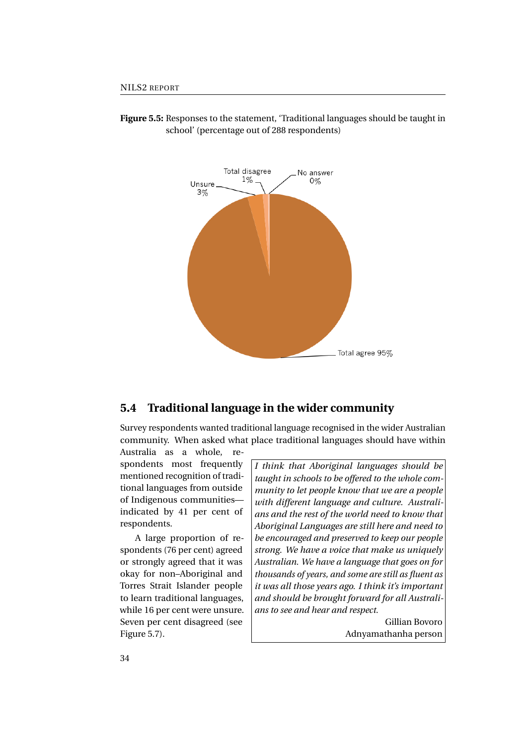**Figure 5.5:** Responses to the statement, 'Traditional languages should be taught in school' (percentage out of 288 respondents)

Total disagree 1%
No answer 0%
Unsure 3%
Total agree 95%

## 5.4 Traditional language in the wider community

Survey respondents wanted traditional language recognised in the wider Australian community. When asked what place traditional languages should have within Australia as a whole, respondents most frequently mentioned recognition of traditional languages from outside of Indigenous communities—indicated by 41 per cent of respondents.

A large proportion of respondents (76 per cent) agreed or strongly agreed that it was okay for non–Aboriginal and Torres Strait Islander people to learn traditional languages, while 16 per cent were unsure. Seven per cent disagreed (see Figure 5.7).

> *I think that Aboriginal languages should be taught in schools to be offered to the whole community to let people know that we are a people with different language and culture. Australians and the rest of the world need to know that Aboriginal Languages are still here and need to be encouraged and preserved to keep our people strong. We have a voice that make us uniquely Australian. We have a language that goes on for thousands of years, and some are still as fluent as it was all those years ago. I think it's important and should be brought forward for all Australians to see and hear and respect.*
>
> Gillian Bovoro
> Adnyamathanha person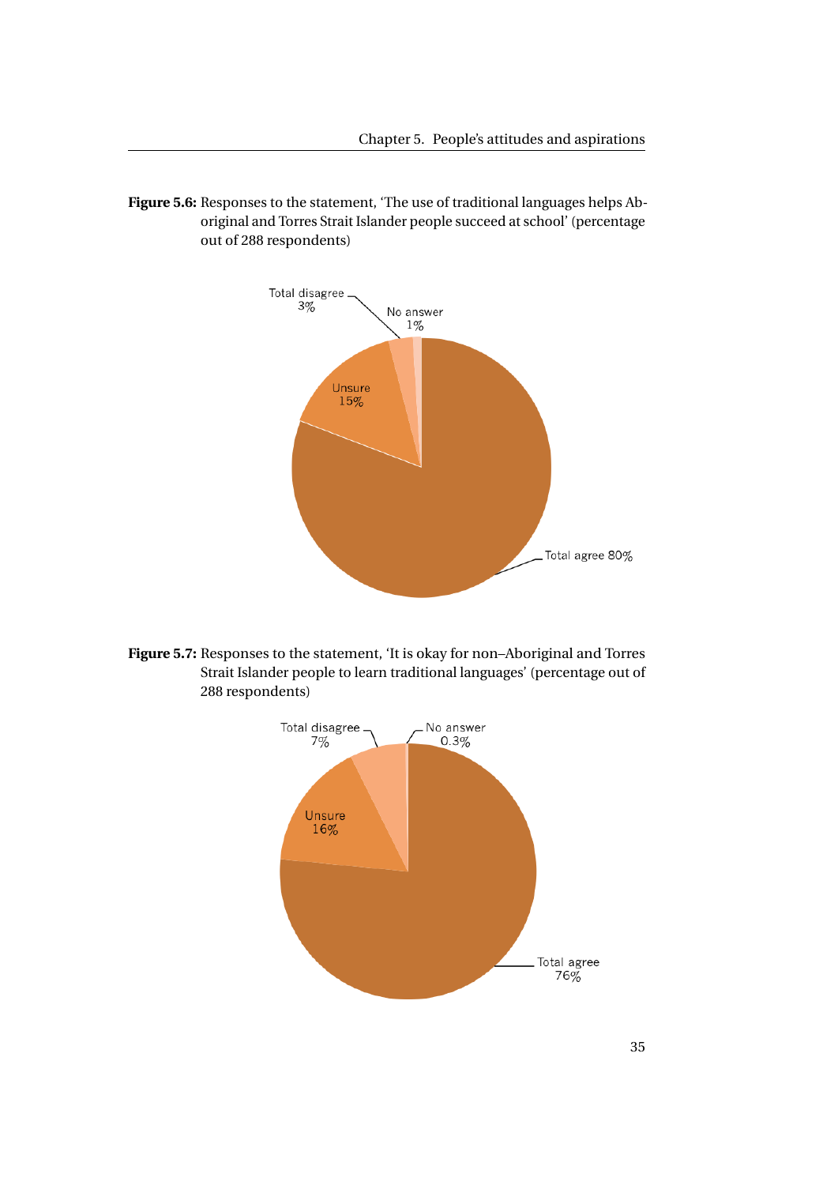**Figure 5.6:** Responses to the statement, 'The use of traditional languages helps Aboriginal and Torres Strait Islander people succeed at school' (percentage out of 288 respondents)

Total disagree 3%

No answer 1%

Unsure 15%

Total agree 80%

**Figure 5.7:** Responses to the statement, 'It is okay for non–Aboriginal and Torres Strait Islander people to learn traditional languages' (percentage out of 288 respondents)

Total disagree 7%

No answer 0.3%

Unsure 16%

Total agree 76%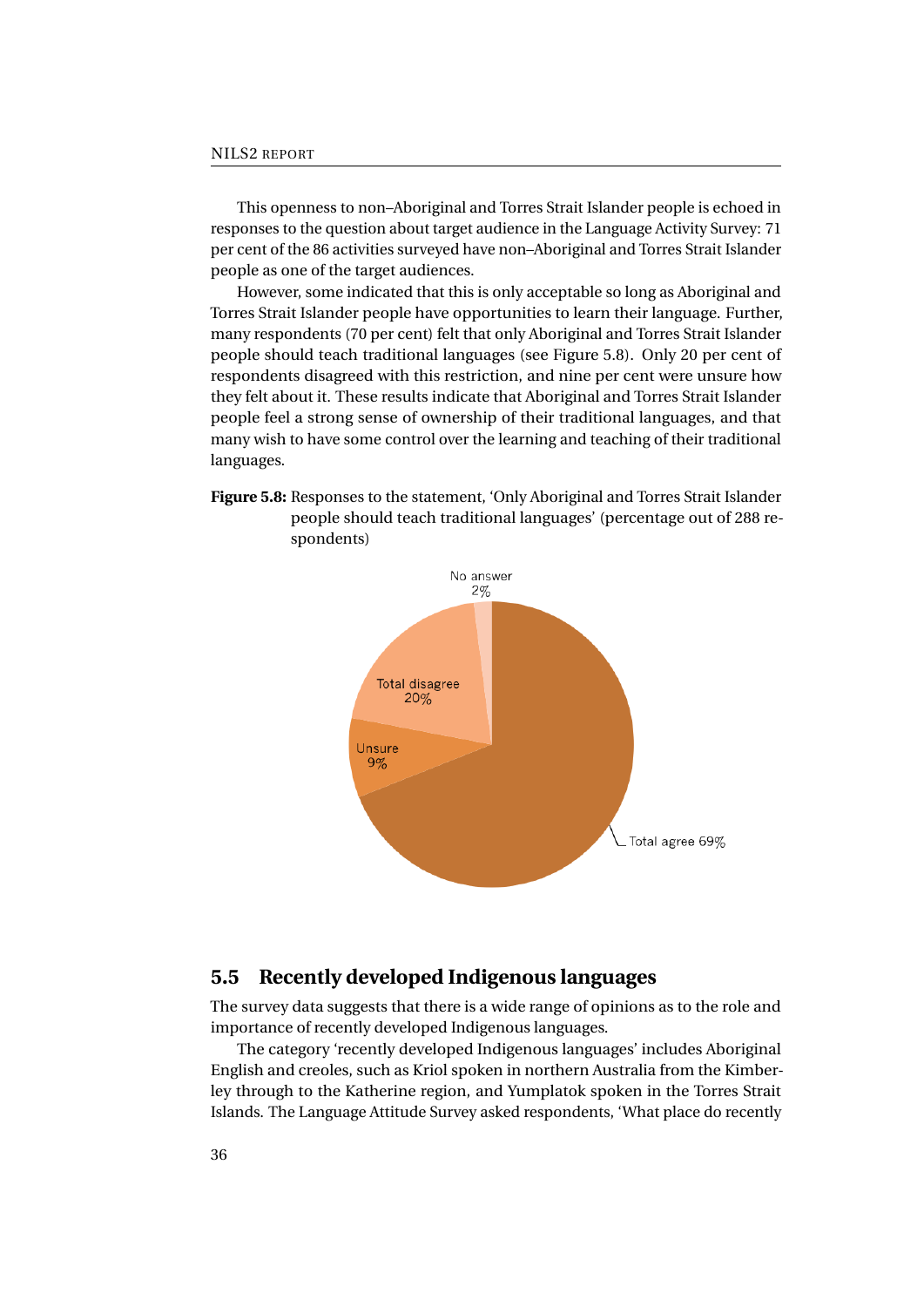This openness to non–Aboriginal and Torres Strait Islander people is echoed in responses to the question about target audience in the Language Activity Survey: 71 per cent of the 86 activities surveyed have non–Aboriginal and Torres Strait Islander people as one of the target audiences.

However, some indicated that this is only acceptable so long as Aboriginal and Torres Strait Islander people have opportunities to learn their language. Further, many respondents (70 per cent) felt that only Aboriginal and Torres Strait Islander people should teach traditional languages (see Figure 5.8). Only 20 per cent of respondents disagreed with this restriction, and nine per cent were unsure how they felt about it. These results indicate that Aboriginal and Torres Strait Islander people feel a strong sense of ownership of their traditional languages, and that many wish to have some control over the learning and teaching of their traditional languages.

**Figure 5.8:** Responses to the statement, 'Only Aboriginal and Torres Strait Islander people should teach traditional languages' (percentage out of 288 respondents)

No answer 2%

Total disagree 20%

Unsure 9%

Total agree 69%

## 5.5 Recently developed Indigenous languages

The survey data suggests that there is a wide range of opinions as to the role and importance of recently developed Indigenous languages.

The category 'recently developed Indigenous languages' includes Aboriginal English and creoles, such as Kriol spoken in northern Australia from the Kimberley through to the Katherine region, and Yumplatok spoken in the Torres Strait Islands. The Language Attitude Survey asked respondents, 'What place do recently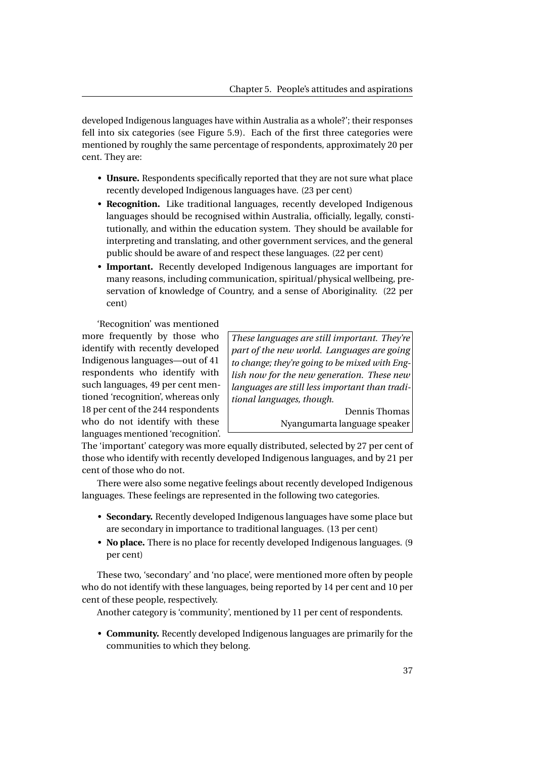developed Indigenous languages have within Australia as a whole?'; their responses fell into six categories (see Figure 5.9). Each of the first three categories were mentioned by roughly the same percentage of respondents, approximately 20 per cent. They are:

- **Unsure.** Respondents specifically reported that they are not sure what place recently developed Indigenous languages have. (23 per cent)
- **Recognition.** Like traditional languages, recently developed Indigenous languages should be recognised within Australia, officially, legally, constitutionally, and within the education system. They should be available for interpreting and translating, and other government services, and the general public should be aware of and respect these languages. (22 per cent)
- **Important.** Recently developed Indigenous languages are important for many reasons, including communication, spiritual/physical wellbeing, preservation of knowledge of Country, and a sense of Aboriginality. (22 per cent)

'Recognition' was mentioned more frequently by those who identify with recently developed Indigenous languages—out of 41 respondents who identify with such languages, 49 per cent mentioned 'recognition', whereas only 18 per cent of the 244 respondents who do not identify with these languages mentioned 'recognition'. The 'important' category was more equally distributed, selected by 27 per cent of those who identify with recently developed Indigenous languages, and by 21 per cent of those who do not.

> *These languages are still important. They're part of the new world. Languages are going to change; they're going to be mixed with English now for the new generation. These new languages are still less important than traditional languages, though.*
>
> Dennis Thomas
> Nyangumarta language speaker

There were also some negative feelings about recently developed Indigenous languages. These feelings are represented in the following two categories.

- **Secondary.** Recently developed Indigenous languages have some place but are secondary in importance to traditional languages. (13 per cent)
- **No place.** There is no place for recently developed Indigenous languages. (9 per cent)

These two, 'secondary' and 'no place', were mentioned more often by people who do not identify with these languages, being reported by 14 per cent and 10 per cent of these people, respectively.

Another category is 'community', mentioned by 11 per cent of respondents.

- **Community.** Recently developed Indigenous languages are primarily for the communities to which they belong.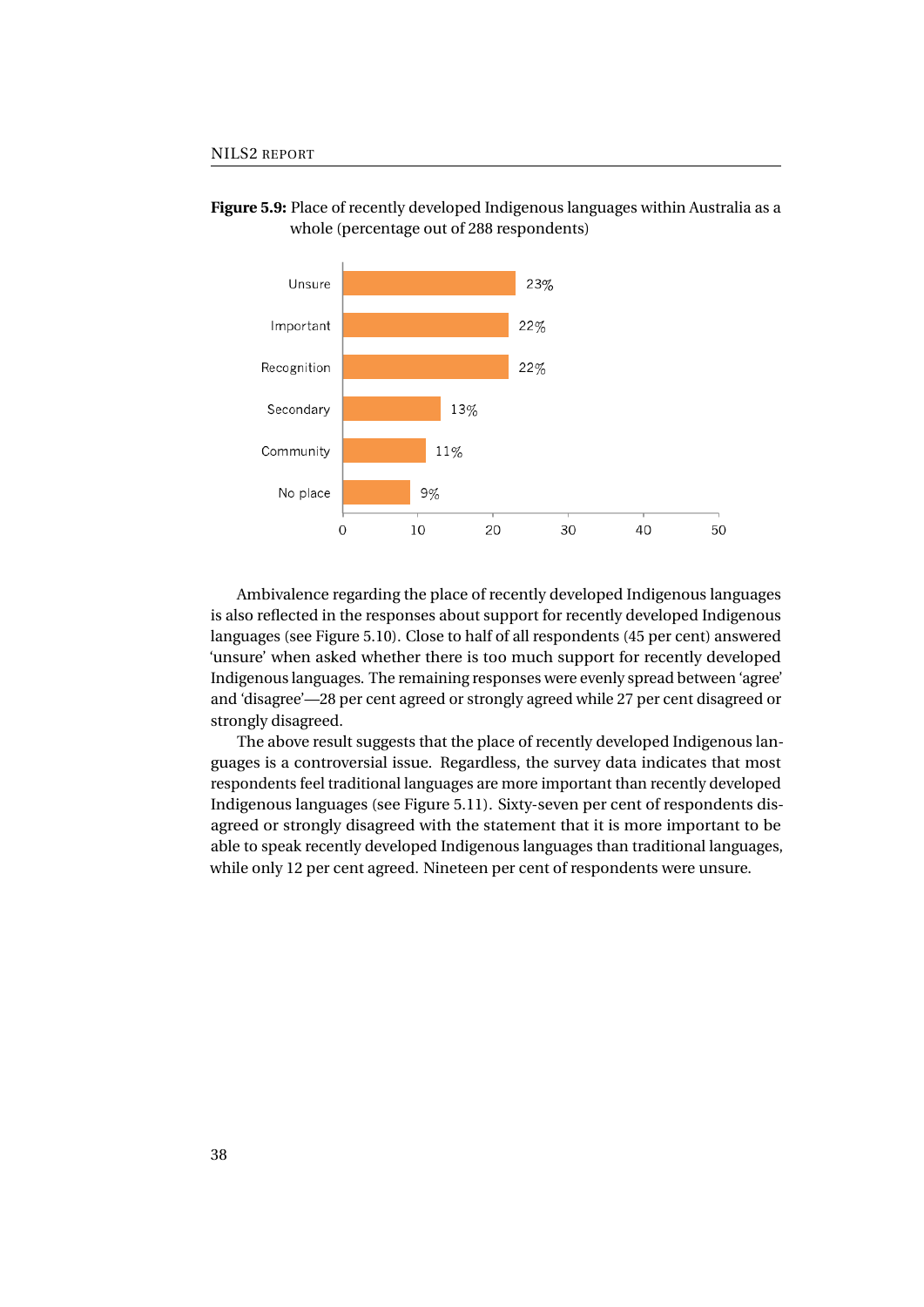**Figure 5.9:** Place of recently developed Indigenous languages within Australia as a whole (percentage out of 288 respondents)

| Category | Percentage |
|---|---|
| Unsure | 23% |
| Important | 22% |
| Recognition | 22% |
| Secondary | 13% |
| Community | 11% |
| No place | 9% |

Ambivalence regarding the place of recently developed Indigenous languages is also reflected in the responses about support for recently developed Indigenous languages (see Figure 5.10). Close to half of all respondents (45 per cent) answered 'unsure' when asked whether there is too much support for recently developed Indigenous languages. The remaining responses were evenly spread between 'agree' and 'disagree'—28 per cent agreed or strongly agreed while 27 per cent disagreed or strongly disagreed.

The above result suggests that the place of recently developed Indigenous languages is a controversial issue. Regardless, the survey data indicates that most respondents feel traditional languages are more important than recently developed Indigenous languages (see Figure 5.11). Sixty-seven per cent of respondents disagreed or strongly disagreed with the statement that it is more important to be able to speak recently developed Indigenous languages than traditional languages, while only 12 per cent agreed. Nineteen per cent of respondents were unsure.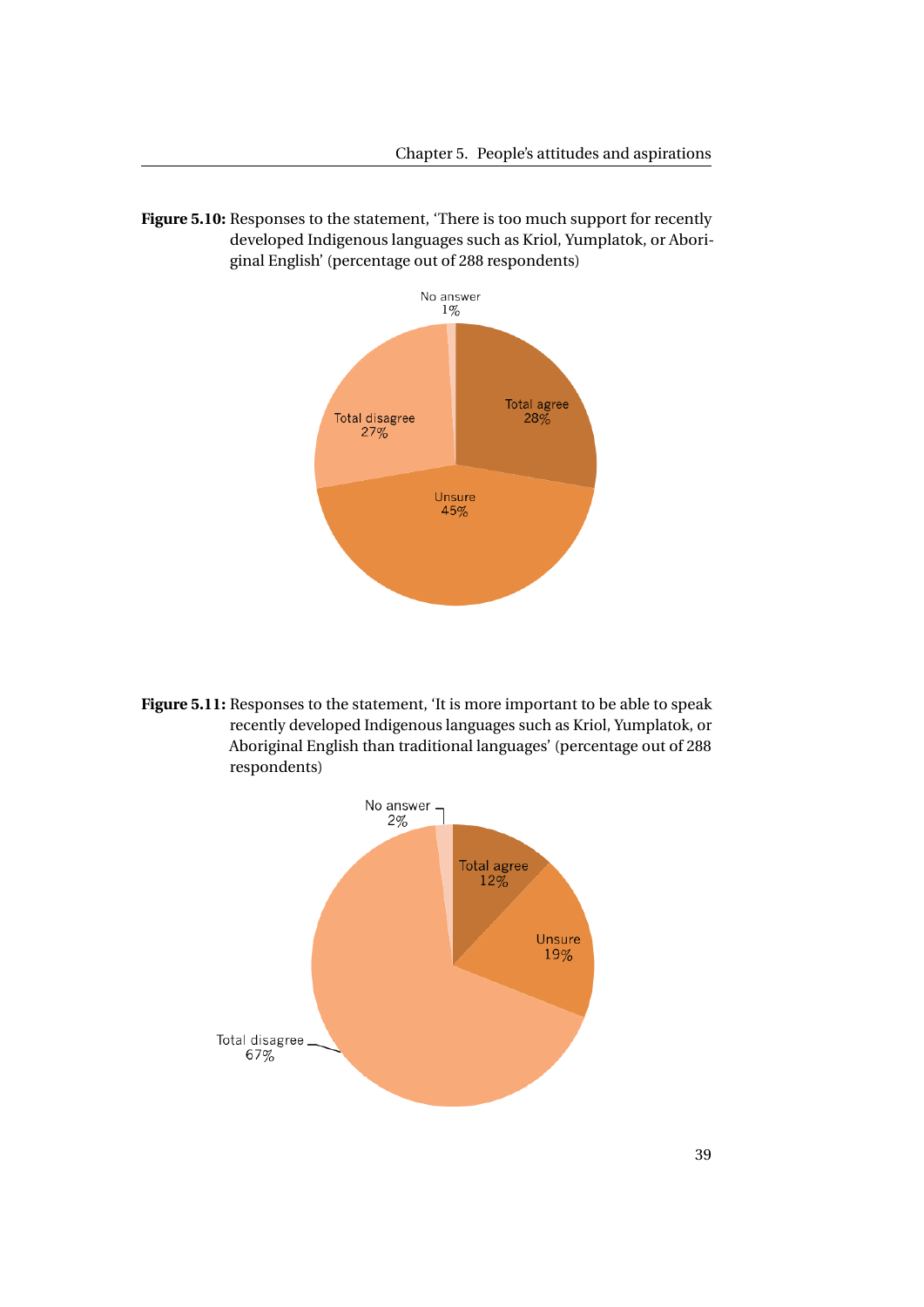**Figure 5.10:** Responses to the statement, 'There is too much support for recently developed Indigenous languages such as Kriol, Yumplatok, or Aboriginal English' (percentage out of 288 respondents)

No answer 1%

Total agree 28%

Total disagree 27%

Unsure 45%

**Figure 5.11:** Responses to the statement, 'It is more important to be able to speak recently developed Indigenous languages such as Kriol, Yumplatok, or Aboriginal English than traditional languages' (percentage out of 288 respondents)

No answer 2%

Total agree 12%

Unsure 19%

Total disagree 67%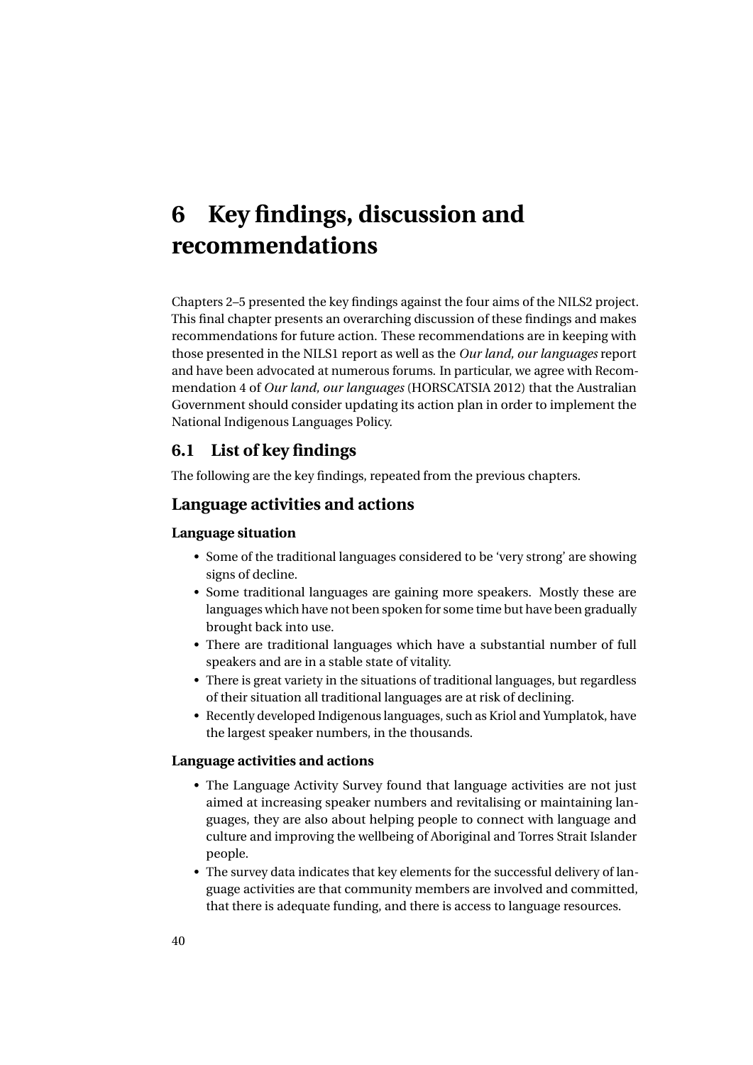# 6 Key findings, discussion and recommendations

Chapters 2–5 presented the key findings against the four aims of the NILS2 project. This final chapter presents an overarching discussion of these findings and makes recommendations for future action. These recommendations are in keeping with those presented in the NILS1 report as well as the *Our land, our languages* report and have been advocated at numerous forums. In particular, we agree with Recommendation 4 of *Our land, our languages* (HORSCATSIA 2012) that the Australian Government should consider updating its action plan in order to implement the National Indigenous Languages Policy.

## 6.1 List of key findings

The following are the key findings, repeated from the previous chapters.

## Language activities and actions

### Language situation

- Some of the traditional languages considered to be 'very strong' are showing signs of decline.
- Some traditional languages are gaining more speakers. Mostly these are languages which have not been spoken for some time but have been gradually brought back into use.
- There are traditional languages which have a substantial number of full speakers and are in a stable state of vitality.
- There is great variety in the situations of traditional languages, but regardless of their situation all traditional languages are at risk of declining.
- Recently developed Indigenous languages, such as Kriol and Yumplatok, have the largest speaker numbers, in the thousands.

### Language activities and actions

- The Language Activity Survey found that language activities are not just aimed at increasing speaker numbers and revitalising or maintaining languages, they are also about helping people to connect with language and culture and improving the wellbeing of Aboriginal and Torres Strait Islander people.
- The survey data indicates that key elements for the successful delivery of language activities are that community members are involved and committed, that there is adequate funding, and there is access to language resources.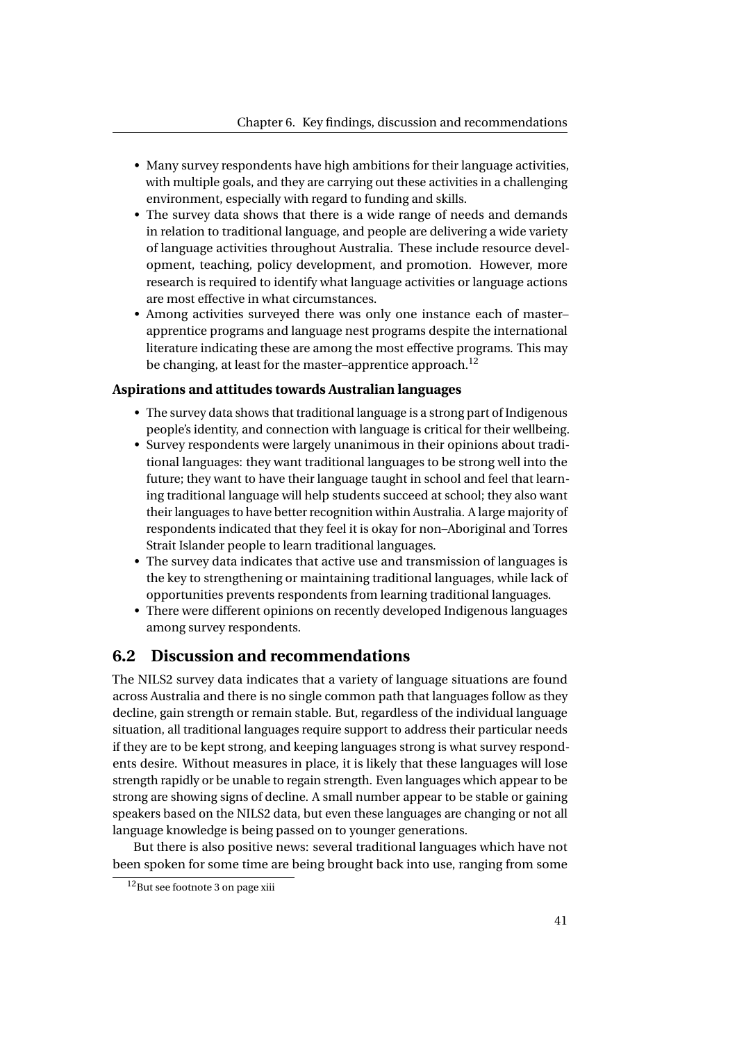- Many survey respondents have high ambitions for their language activities, with multiple goals, and they are carrying out these activities in a challenging environment, especially with regard to funding and skills.
- The survey data shows that there is a wide range of needs and demands in relation to traditional language, and people are delivering a wide variety of language activities throughout Australia. These include resource development, teaching, policy development, and promotion. However, more research is required to identify what language activities or language actions are most effective in what circumstances.
- Among activities surveyed there was only one instance each of master–apprentice programs and language nest programs despite the international literature indicating these are among the most effective programs. This may be changing, at least for the master–apprentice approach.[12]

**Aspirations and attitudes towards Australian languages**

- The survey data shows that traditional language is a strong part of Indigenous people's identity, and connection with language is critical for their wellbeing.
- Survey respondents were largely unanimous in their opinions about traditional languages: they want traditional languages to be strong well into the future; they want to have their language taught in school and feel that learning traditional language will help students succeed at school; they also want their languages to have better recognition within Australia. A large majority of respondents indicated that they feel it is okay for non–Aboriginal and Torres Strait Islander people to learn traditional languages.
- The survey data indicates that active use and transmission of languages is the key to strengthening or maintaining traditional languages, while lack of opportunities prevents respondents from learning traditional languages.
- There were different opinions on recently developed Indigenous languages among survey respondents.

## 6.2 Discussion and recommendations

The NILS2 survey data indicates that a variety of language situations are found across Australia and there is no single common path that languages follow as they decline, gain strength or remain stable. But, regardless of the individual language situation, all traditional languages require support to address their particular needs if they are to be kept strong, and keeping languages strong is what survey respondents desire. Without measures in place, it is likely that these languages will lose strength rapidly or be unable to regain strength. Even languages which appear to be strong are showing signs of decline. A small number appear to be stable or gaining speakers based on the NILS2 data, but even these languages are changing or not all language knowledge is being passed on to younger generations.

But there is also positive news: several traditional languages which have not been spoken for some time are being brought back into use, ranging from some

[12] But see footnote 3 on page xiii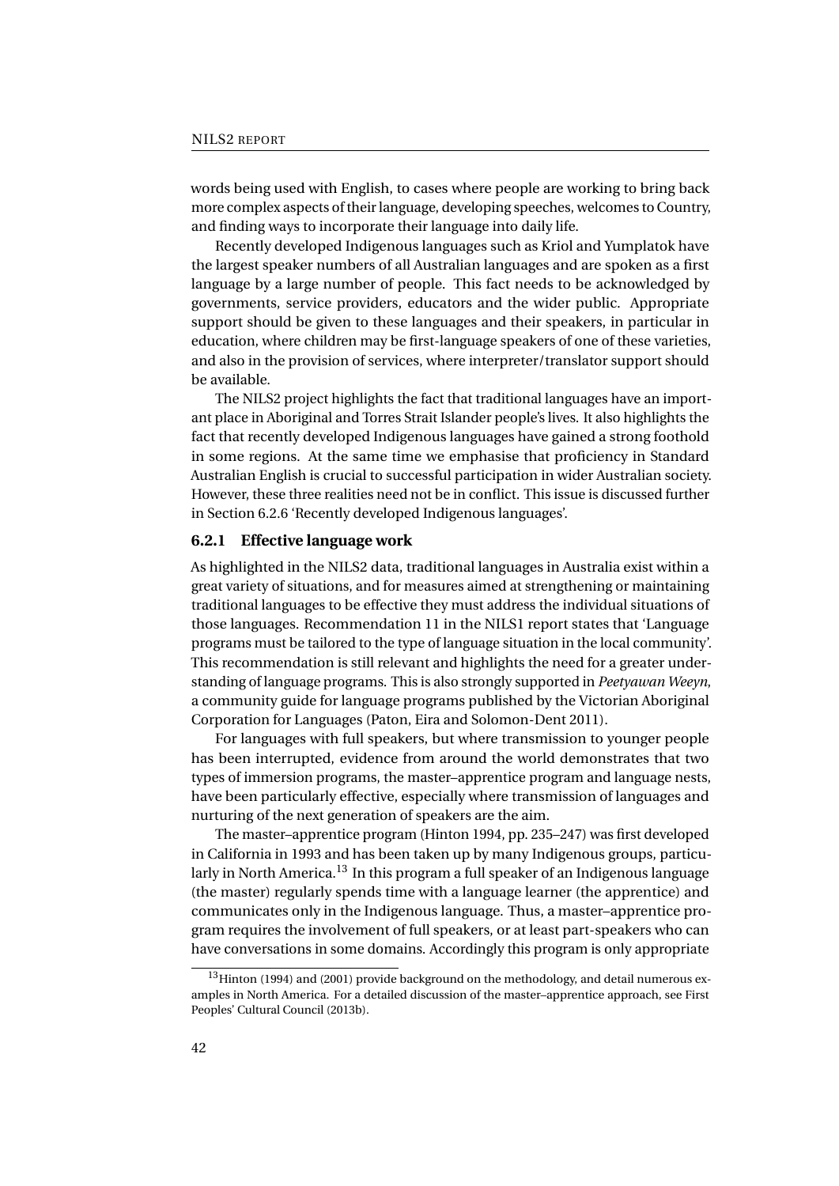words being used with English, to cases where people are working to bring back more complex aspects of their language, developing speeches, welcomes to Country, and finding ways to incorporate their language into daily life.

Recently developed Indigenous languages such as Kriol and Yumplatok have the largest speaker numbers of all Australian languages and are spoken as a first language by a large number of people. This fact needs to be acknowledged by governments, service providers, educators and the wider public. Appropriate support should be given to these languages and their speakers, in particular in education, where children may be first-language speakers of one of these varieties, and also in the provision of services, where interpreter/translator support should be available.

The NILS2 project highlights the fact that traditional languages have an important place in Aboriginal and Torres Strait Islander people's lives. It also highlights the fact that recently developed Indigenous languages have gained a strong foothold in some regions. At the same time we emphasise that proficiency in Standard Australian English is crucial to successful participation in wider Australian society. However, these three realities need not be in conflict. This issue is discussed further in Section 6.2.6 'Recently developed Indigenous languages'.

### 6.2.1 Effective language work

As highlighted in the NILS2 data, traditional languages in Australia exist within a great variety of situations, and for measures aimed at strengthening or maintaining traditional languages to be effective they must address the individual situations of those languages. Recommendation 11 in the NILS1 report states that 'Language programs must be tailored to the type of language situation in the local community'. This recommendation is still relevant and highlights the need for a greater understanding of language programs. This is also strongly supported in *Peetyawan Weeyn*, a community guide for language programs published by the Victorian Aboriginal Corporation for Languages (Paton, Eira and Solomon-Dent 2011).

For languages with full speakers, but where transmission to younger people has been interrupted, evidence from around the world demonstrates that two types of immersion programs, the master–apprentice program and language nests, have been particularly effective, especially where transmission of languages and nurturing of the next generation of speakers are the aim.

The master–apprentice program (Hinton 1994, pp. 235–247) was first developed in California in 1993 and has been taken up by many Indigenous groups, particularly in North America.[13] In this program a full speaker of an Indigenous language (the master) regularly spends time with a language learner (the apprentice) and communicates only in the Indigenous language. Thus, a master–apprentice program requires the involvement of full speakers, or at least part-speakers who can have conversations in some domains. Accordingly this program is only appropriate

[13] Hinton (1994) and (2001) provide background on the methodology, and detail numerous examples in North America. For a detailed discussion of the master–apprentice approach, see First Peoples' Cultural Council (2013b).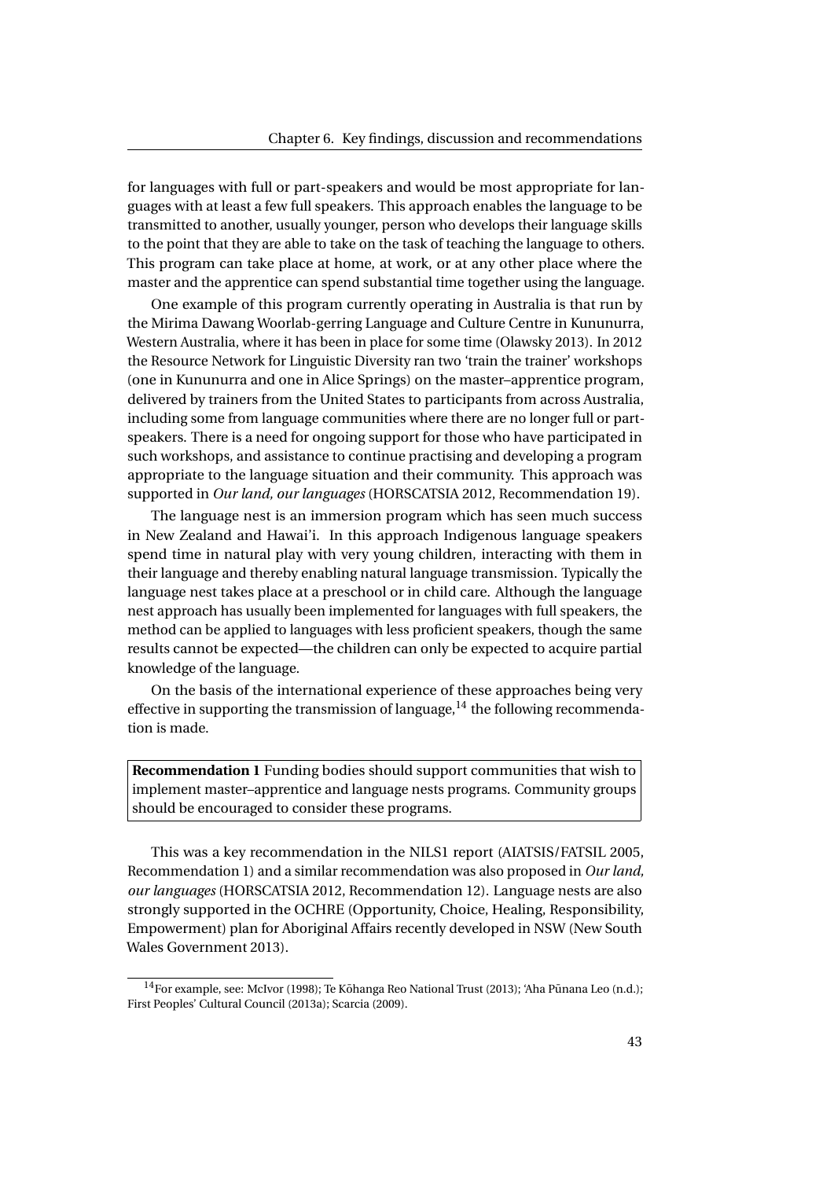for languages with full or part-speakers and would be most appropriate for languages with at least a few full speakers. This approach enables the language to be transmitted to another, usually younger, person who develops their language skills to the point that they are able to take on the task of teaching the language to others. This program can take place at home, at work, or at any other place where the master and the apprentice can spend substantial time together using the language.

One example of this program currently operating in Australia is that run by the Mirima Dawang Woorlab-gerring Language and Culture Centre in Kununurra, Western Australia, where it has been in place for some time (Olawsky 2013). In 2012 the Resource Network for Linguistic Diversity ran two 'train the trainer' workshops (one in Kununurra and one in Alice Springs) on the master–apprentice program, delivered by trainers from the United States to participants from across Australia, including some from language communities where there are no longer full or part-speakers. There is a need for ongoing support for those who have participated in such workshops, and assistance to continue practising and developing a program appropriate to the language situation and their community. This approach was supported in *Our land, our languages* (HORSCATSIA 2012, Recommendation 19).

The language nest is an immersion program which has seen much success in New Zealand and Hawai'i. In this approach Indigenous language speakers spend time in natural play with very young children, interacting with them in their language and thereby enabling natural language transmission. Typically the language nest takes place at a preschool or in child care. Although the language nest approach has usually been implemented for languages with full speakers, the method can be applied to languages with less proficient speakers, though the same results cannot be expected—the children can only be expected to acquire partial knowledge of the language.

On the basis of the international experience of these approaches being very effective in supporting the transmission of language,[14] the following recommendation is made.

**Recommendation 1** Funding bodies should support communities that wish to implement master–apprentice and language nests programs. Community groups should be encouraged to consider these programs.

This was a key recommendation in the NILS1 report (AIATSIS/FATSIL 2005, Recommendation 1) and a similar recommendation was also proposed in *Our land, our languages* (HORSCATSIA 2012, Recommendation 12). Language nests are also strongly supported in the OCHRE (Opportunity, Choice, Healing, Responsibility, Empowerment) plan for Aboriginal Affairs recently developed in NSW (New South Wales Government 2013).

[14] For example, see: McIvor (1998); Te Kōhanga Reo National Trust (2013); 'Aha Pūnana Leo (n.d.); First Peoples' Cultural Council (2013a); Scarcia (2009).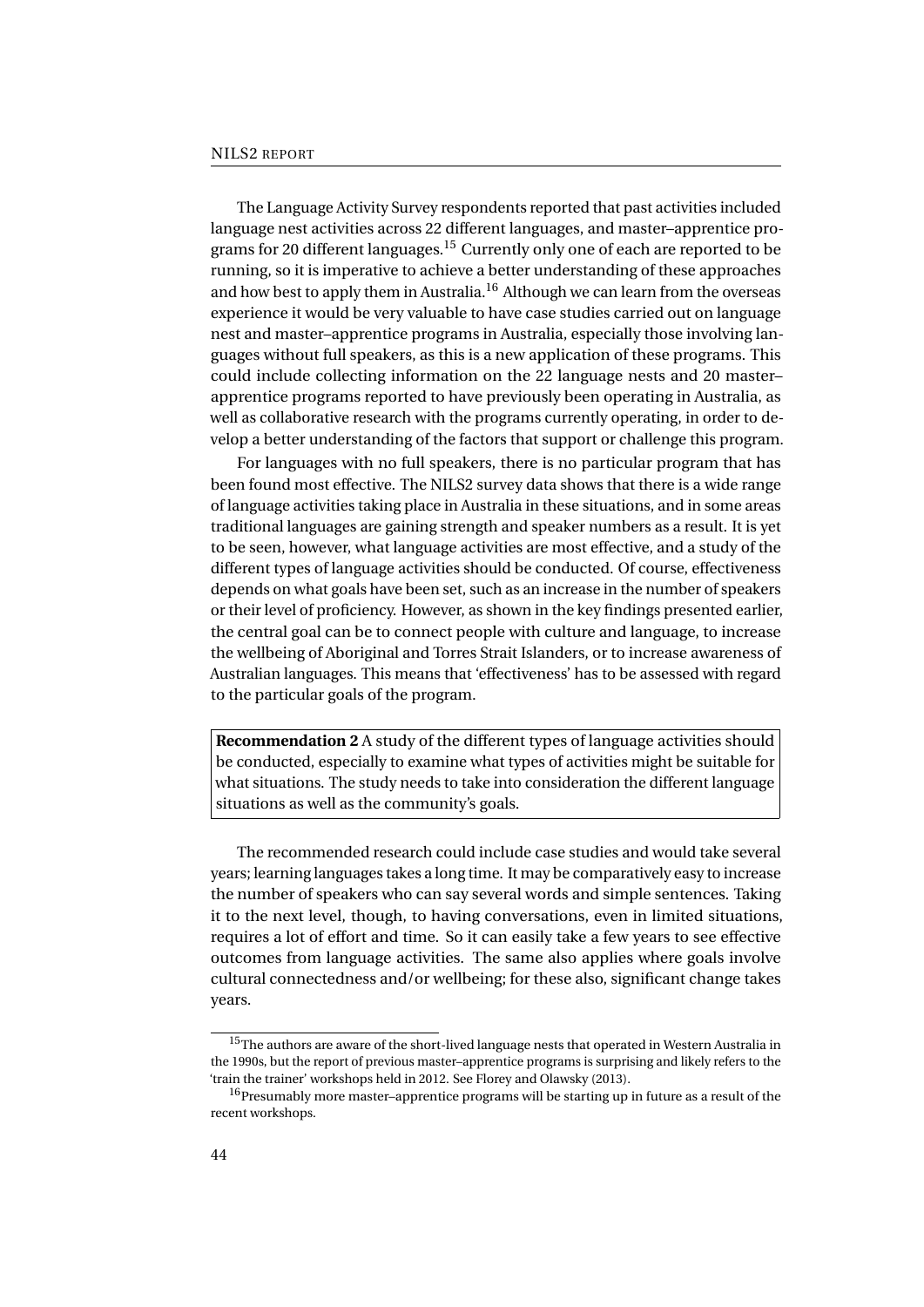The Language Activity Survey respondents reported that past activities included language nest activities across 22 different languages, and master–apprentice programs for 20 different languages.[15] Currently only one of each are reported to be running, so it is imperative to achieve a better understanding of these approaches and how best to apply them in Australia.[16] Although we can learn from the overseas experience it would be very valuable to have case studies carried out on language nest and master–apprentice programs in Australia, especially those involving languages without full speakers, as this is a new application of these programs. This could include collecting information on the 22 language nests and 20 master–apprentice programs reported to have previously been operating in Australia, as well as collaborative research with the programs currently operating, in order to develop a better understanding of the factors that support or challenge this program.

For languages with no full speakers, there is no particular program that has been found most effective. The NILS2 survey data shows that there is a wide range of language activities taking place in Australia in these situations, and in some areas traditional languages are gaining strength and speaker numbers as a result. It is yet to be seen, however, what language activities are most effective, and a study of the different types of language activities should be conducted. Of course, effectiveness depends on what goals have been set, such as an increase in the number of speakers or their level of proficiency. However, as shown in the key findings presented earlier, the central goal can be to connect people with culture and language, to increase the wellbeing of Aboriginal and Torres Strait Islanders, or to increase awareness of Australian languages. This means that 'effectiveness' has to be assessed with regard to the particular goals of the program.

> **Recommendation 2** A study of the different types of language activities should be conducted, especially to examine what types of activities might be suitable for what situations. The study needs to take into consideration the different language situations as well as the community's goals.

The recommended research could include case studies and would take several years; learning languages takes a long time. It may be comparatively easy to increase the number of speakers who can say several words and simple sentences. Taking it to the next level, though, to having conversations, even in limited situations, requires a lot of effort and time. So it can easily take a few years to see effective outcomes from language activities. The same also applies where goals involve cultural connectedness and/or wellbeing; for these also, significant change takes years.

---

[15] The authors are aware of the short-lived language nests that operated in Western Australia in the 1990s, but the report of previous master–apprentice programs is surprising and likely refers to the 'train the trainer' workshops held in 2012. See Florey and Olawsky (2013).

[16] Presumably more master–apprentice programs will be starting up in future as a result of the recent workshops.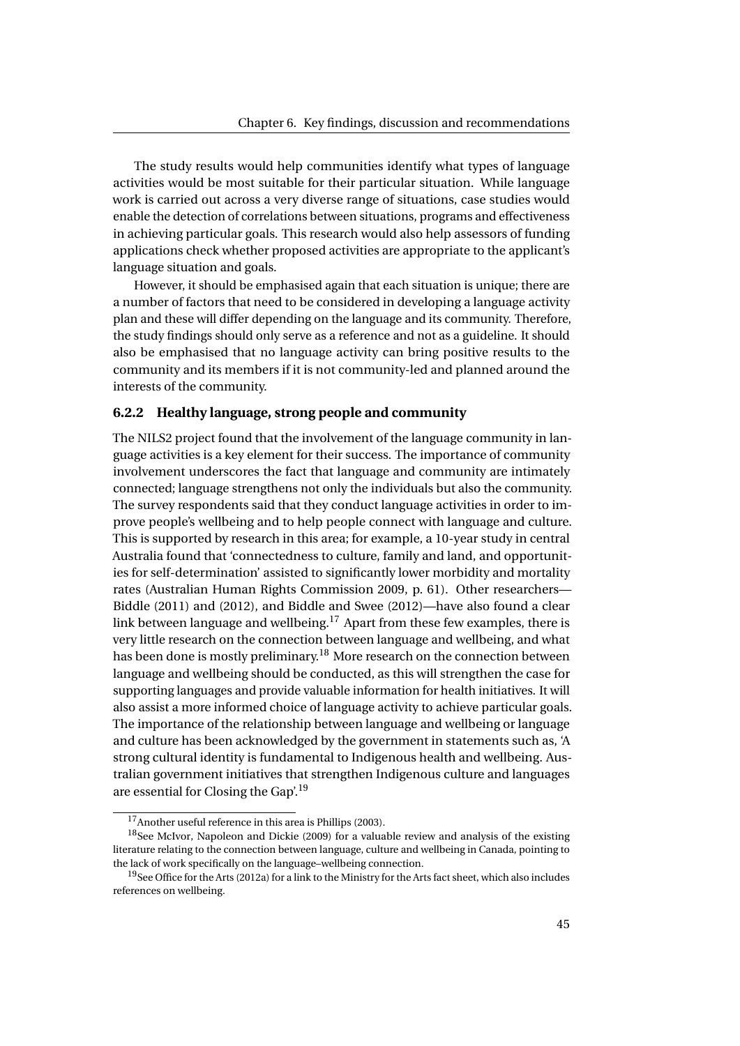The study results would help communities identify what types of language activities would be most suitable for their particular situation. While language work is carried out across a very diverse range of situations, case studies would enable the detection of correlations between situations, programs and effectiveness in achieving particular goals. This research would also help assessors of funding applications check whether proposed activities are appropriate to the applicant's language situation and goals.

However, it should be emphasised again that each situation is unique; there are a number of factors that need to be considered in developing a language activity plan and these will differ depending on the language and its community. Therefore, the study findings should only serve as a reference and not as a guideline. It should also be emphasised that no language activity can bring positive results to the community and its members if it is not community-led and planned around the interests of the community.

### 6.2.2 Healthy language, strong people and community

The NILS2 project found that the involvement of the language community in language activities is a key element for their success. The importance of community involvement underscores the fact that language and community are intimately connected; language strengthens not only the individuals but also the community. The survey respondents said that they conduct language activities in order to improve people's wellbeing and to help people connect with language and culture. This is supported by research in this area; for example, a 10-year study in central Australia found that 'connectedness to culture, family and land, and opportunities for self-determination' assisted to significantly lower morbidity and mortality rates (Australian Human Rights Commission 2009, p. 61). Other researchers—Biddle (2011) and (2012), and Biddle and Swee (2012)—have also found a clear link between language and wellbeing.[17] Apart from these few examples, there is very little research on the connection between language and wellbeing, and what has been done is mostly preliminary.[18] More research on the connection between language and wellbeing should be conducted, as this will strengthen the case for supporting languages and provide valuable information for health initiatives. It will also assist a more informed choice of language activity to achieve particular goals. The importance of the relationship between language and wellbeing or language and culture has been acknowledged by the government in statements such as, 'A strong cultural identity is fundamental to Indigenous health and wellbeing. Australian government initiatives that strengthen Indigenous culture and languages are essential for Closing the Gap'.[19]

[17] Another useful reference in this area is Phillips (2003).

[18] See McIvor, Napoleon and Dickie (2009) for a valuable review and analysis of the existing literature relating to the connection between language, culture and wellbeing in Canada, pointing to the lack of work specifically on the language–wellbeing connection.

[19] See Office for the Arts (2012a) for a link to the Ministry for the Arts fact sheet, which also includes references on wellbeing.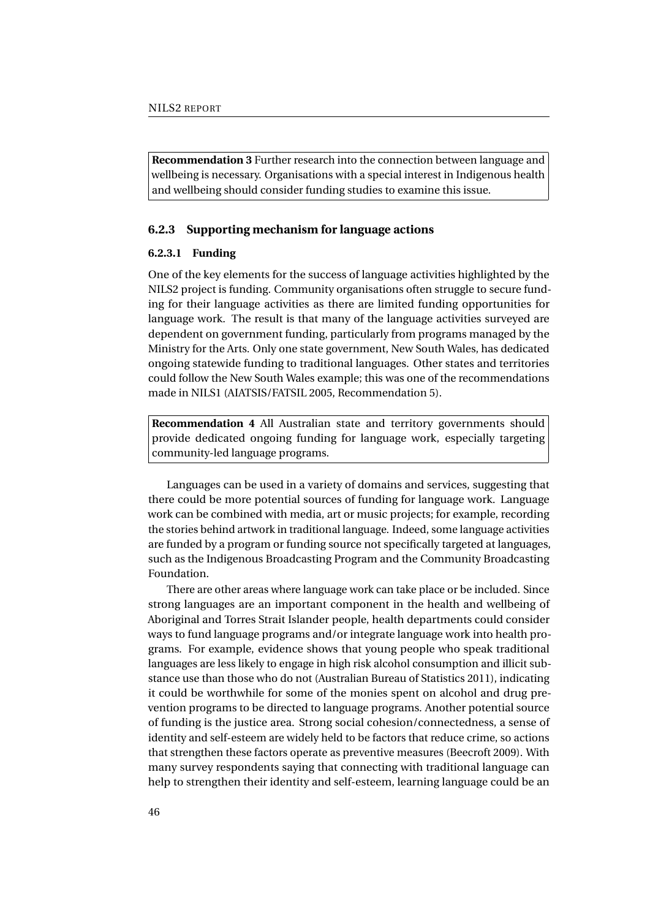**Recommendation 3** Further research into the connection between language and wellbeing is necessary. Organisations with a special interest in Indigenous health and wellbeing should consider funding studies to examine this issue.

### 6.2.3 Supporting mechanism for language actions

#### 6.2.3.1 Funding

One of the key elements for the success of language activities highlighted by the NILS2 project is funding. Community organisations often struggle to secure funding for their language activities as there are limited funding opportunities for language work. The result is that many of the language activities surveyed are dependent on government funding, particularly from programs managed by the Ministry for the Arts. Only one state government, New South Wales, has dedicated ongoing statewide funding to traditional languages. Other states and territories could follow the New South Wales example; this was one of the recommendations made in NILS1 (AIATSIS/FATSIL 2005, Recommendation 5).

**Recommendation 4** All Australian state and territory governments should provide dedicated ongoing funding for language work, especially targeting community-led language programs.

Languages can be used in a variety of domains and services, suggesting that there could be more potential sources of funding for language work. Language work can be combined with media, art or music projects; for example, recording the stories behind artwork in traditional language. Indeed, some language activities are funded by a program or funding source not specifically targeted at languages, such as the Indigenous Broadcasting Program and the Community Broadcasting Foundation.

There are other areas where language work can take place or be included. Since strong languages are an important component in the health and wellbeing of Aboriginal and Torres Strait Islander people, health departments could consider ways to fund language programs and/or integrate language work into health programs. For example, evidence shows that young people who speak traditional languages are less likely to engage in high risk alcohol consumption and illicit substance use than those who do not (Australian Bureau of Statistics 2011), indicating it could be worthwhile for some of the monies spent on alcohol and drug prevention programs to be directed to language programs. Another potential source of funding is the justice area. Strong social cohesion/connectedness, a sense of identity and self-esteem are widely held to be factors that reduce crime, so actions that strengthen these factors operate as preventive measures (Beecroft 2009). With many survey respondents saying that connecting with traditional language can help to strengthen their identity and self-esteem, learning language could be an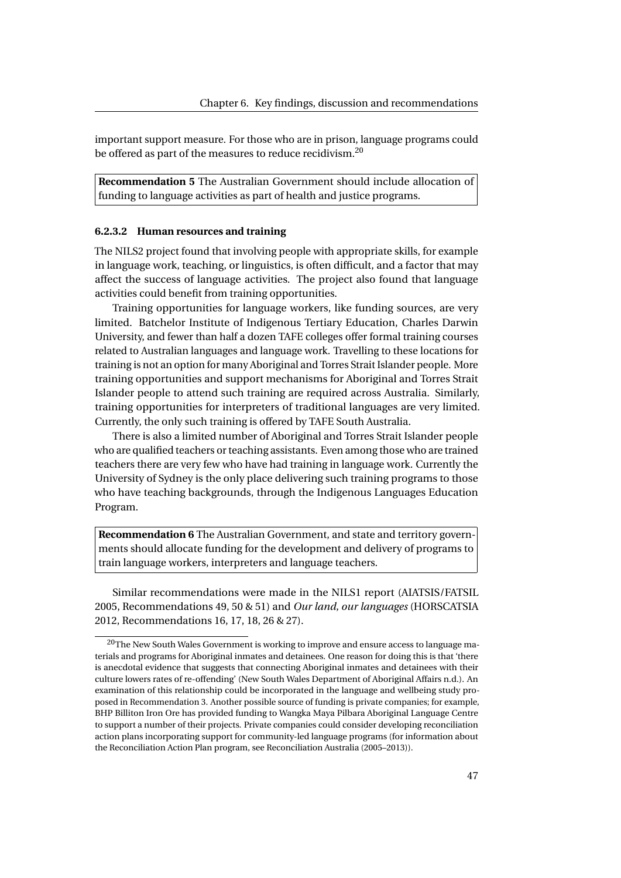important support measure. For those who are in prison, language programs could be offered as part of the measures to reduce recidivism.[20]

**Recommendation 5** The Australian Government should include allocation of funding to language activities as part of health and justice programs.

#### 6.2.3.2 Human resources and training

The NILS2 project found that involving people with appropriate skills, for example in language work, teaching, or linguistics, is often difficult, and a factor that may affect the success of language activities. The project also found that language activities could benefit from training opportunities.

Training opportunities for language workers, like funding sources, are very limited. Batchelor Institute of Indigenous Tertiary Education, Charles Darwin University, and fewer than half a dozen TAFE colleges offer formal training courses related to Australian languages and language work. Travelling to these locations for training is not an option for many Aboriginal and Torres Strait Islander people. More training opportunities and support mechanisms for Aboriginal and Torres Strait Islander people to attend such training are required across Australia. Similarly, training opportunities for interpreters of traditional languages are very limited. Currently, the only such training is offered by TAFE South Australia.

There is also a limited number of Aboriginal and Torres Strait Islander people who are qualified teachers or teaching assistants. Even among those who are trained teachers there are very few who have had training in language work. Currently the University of Sydney is the only place delivering such training programs to those who have teaching backgrounds, through the Indigenous Languages Education Program.

**Recommendation 6** The Australian Government, and state and territory governments should allocate funding for the development and delivery of programs to train language workers, interpreters and language teachers.

Similar recommendations were made in the NILS1 report (AIATSIS/FATSIL 2005, Recommendations 49, 50 & 51) and *Our land, our languages* (HORSCATSIA 2012, Recommendations 16, 17, 18, 26 & 27).

---

[20] The New South Wales Government is working to improve and ensure access to language materials and programs for Aboriginal inmates and detainees. One reason for doing this is that 'there is anecdotal evidence that suggests that connecting Aboriginal inmates and detainees with their culture lowers rates of re-offending' (New South Wales Department of Aboriginal Affairs n.d.). An examination of this relationship could be incorporated in the language and wellbeing study proposed in Recommendation 3. Another possible source of funding is private companies; for example, BHP Billiton Iron Ore has provided funding to Wangka Maya Pilbara Aboriginal Language Centre to support a number of their projects. Private companies could consider developing reconciliation action plans incorporating support for community-led language programs (for information about the Reconciliation Action Plan program, see Reconciliation Australia (2005–2013)).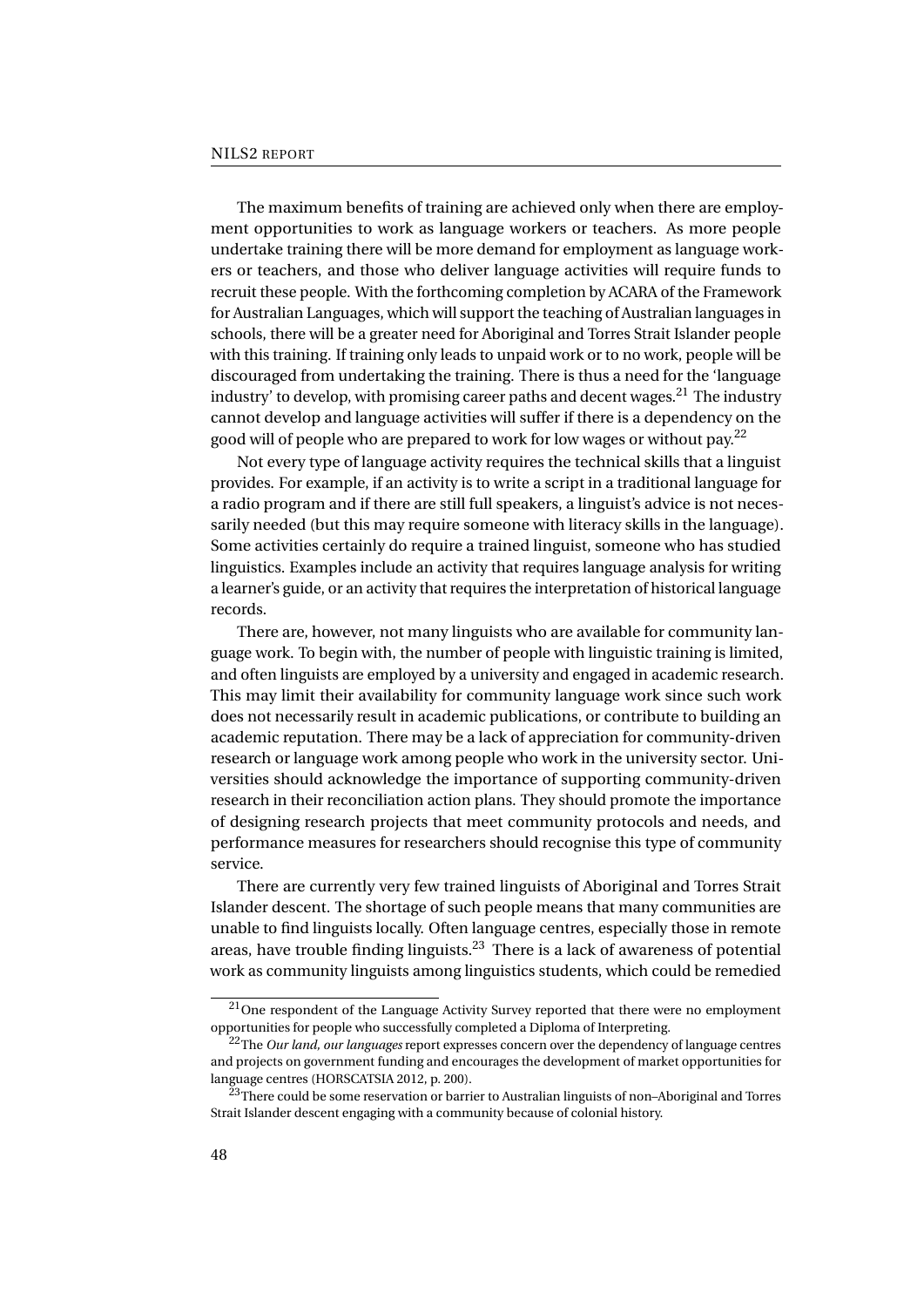The maximum benefits of training are achieved only when there are employment opportunities to work as language workers or teachers. As more people undertake training there will be more demand for employment as language workers or teachers, and those who deliver language activities will require funds to recruit these people. With the forthcoming completion by ACARA of the Framework for Australian Languages, which will support the teaching of Australian languages in schools, there will be a greater need for Aboriginal and Torres Strait Islander people with this training. If training only leads to unpaid work or to no work, people will be discouraged from undertaking the training. There is thus a need for the 'language industry' to develop, with promising career paths and decent wages.[21] The industry cannot develop and language activities will suffer if there is a dependency on the good will of people who are prepared to work for low wages or without pay.[22]

Not every type of language activity requires the technical skills that a linguist provides. For example, if an activity is to write a script in a traditional language for a radio program and if there are still full speakers, a linguist's advice is not necessarily needed (but this may require someone with literacy skills in the language). Some activities certainly do require a trained linguist, someone who has studied linguistics. Examples include an activity that requires language analysis for writing a learner's guide, or an activity that requires the interpretation of historical language records.

There are, however, not many linguists who are available for community language work. To begin with, the number of people with linguistic training is limited, and often linguists are employed by a university and engaged in academic research. This may limit their availability for community language work since such work does not necessarily result in academic publications, or contribute to building an academic reputation. There may be a lack of appreciation for community-driven research or language work among people who work in the university sector. Universities should acknowledge the importance of supporting community-driven research in their reconciliation action plans. They should promote the importance of designing research projects that meet community protocols and needs, and performance measures for researchers should recognise this type of community service.

There are currently very few trained linguists of Aboriginal and Torres Strait Islander descent. The shortage of such people means that many communities are unable to find linguists locally. Often language centres, especially those in remote areas, have trouble finding linguists.[23] There is a lack of awareness of potential work as community linguists among linguistics students, which could be remedied

[21] One respondent of the Language Activity Survey reported that there were no employment opportunities for people who successfully completed a Diploma of Interpreting.

[22] The *Our land, our languages* report expresses concern over the dependency of language centres and projects on government funding and encourages the development of market opportunities for language centres (HORSCATSIA 2012, p. 200).

[23] There could be some reservation or barrier to Australian linguists of non–Aboriginal and Torres Strait Islander descent engaging with a community because of colonial history.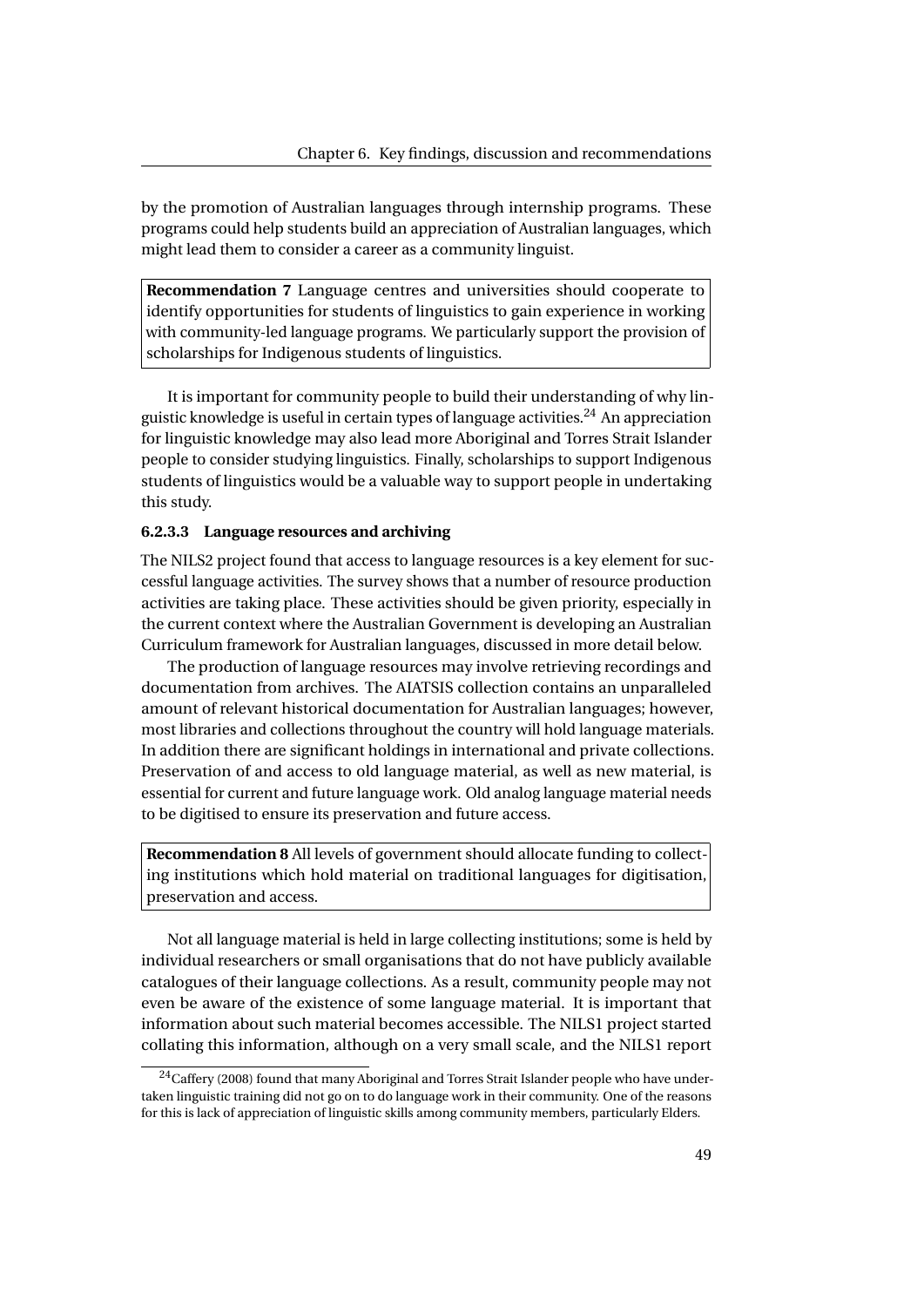by the promotion of Australian languages through internship programs. These programs could help students build an appreciation of Australian languages, which might lead them to consider a career as a community linguist.

> **Recommendation 7** Language centres and universities should cooperate to identify opportunities for students of linguistics to gain experience in working with community-led language programs. We particularly support the provision of scholarships for Indigenous students of linguistics.

It is important for community people to build their understanding of why linguistic knowledge is useful in certain types of language activities.[24] An appreciation for linguistic knowledge may also lead more Aboriginal and Torres Strait Islander people to consider studying linguistics. Finally, scholarships to support Indigenous students of linguistics would be a valuable way to support people in undertaking this study.

#### 6.2.3.3 Language resources and archiving

The NILS2 project found that access to language resources is a key element for successful language activities. The survey shows that a number of resource production activities are taking place. These activities should be given priority, especially in the current context where the Australian Government is developing an Australian Curriculum framework for Australian languages, discussed in more detail below.

The production of language resources may involve retrieving recordings and documentation from archives. The AIATSIS collection contains an unparalleled amount of relevant historical documentation for Australian languages; however, most libraries and collections throughout the country will hold language materials. In addition there are significant holdings in international and private collections. Preservation of and access to old language material, as well as new material, is essential for current and future language work. Old analog language material needs to be digitised to ensure its preservation and future access.

> **Recommendation 8** All levels of government should allocate funding to collecting institutions which hold material on traditional languages for digitisation, preservation and access.

Not all language material is held in large collecting institutions; some is held by individual researchers or small organisations that do not have publicly available catalogues of their language collections. As a result, community people may not even be aware of the existence of some language material. It is important that information about such material becomes accessible. The NILS1 project started collating this information, although on a very small scale, and the NILS1 report

[24] Caffery (2008) found that many Aboriginal and Torres Strait Islander people who have undertaken linguistic training did not go on to do language work in their community. One of the reasons for this is lack of appreciation of linguistic skills among community members, particularly Elders.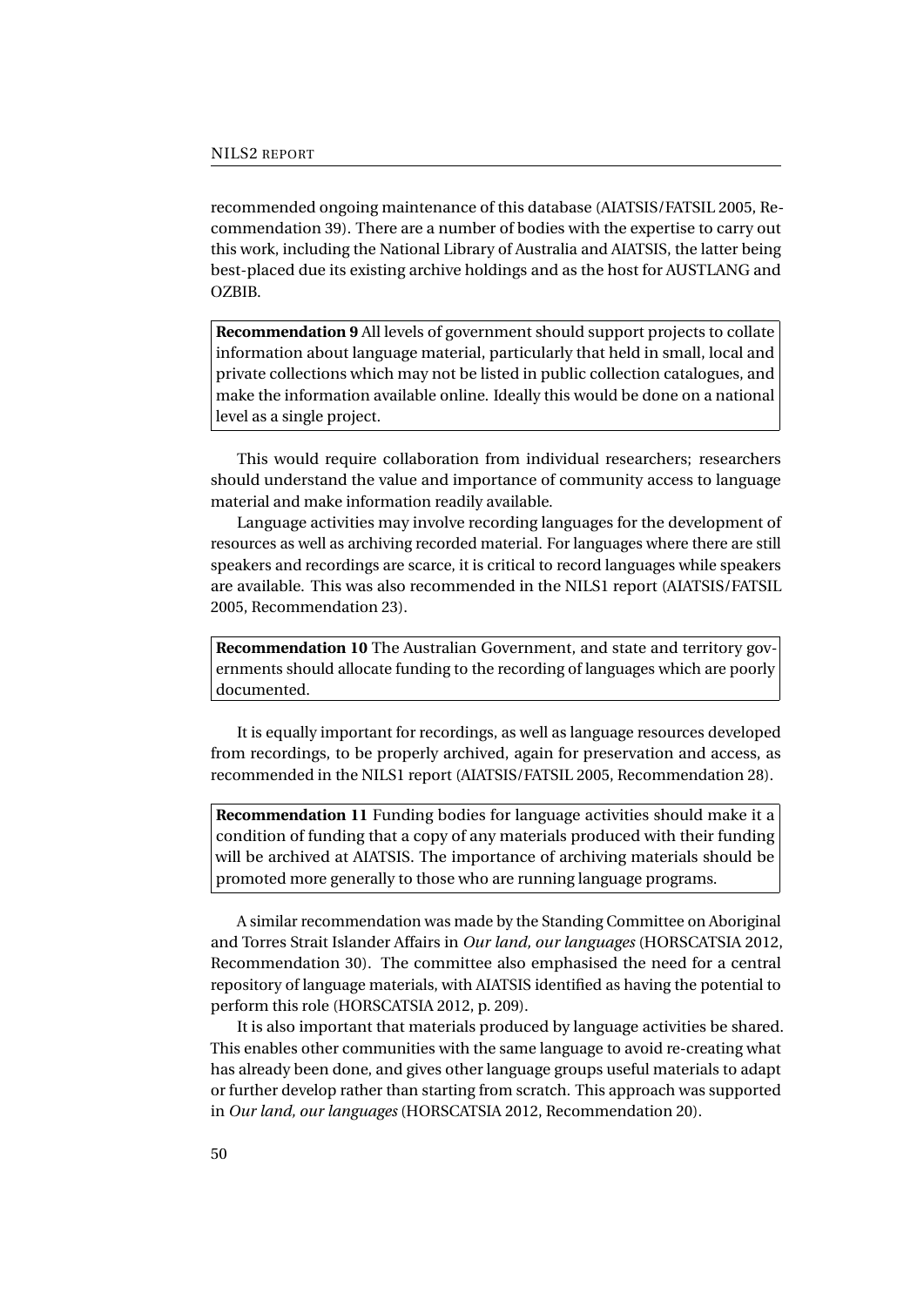recommended ongoing maintenance of this database (AIATSIS/FATSIL 2005, Recommendation 39). There are a number of bodies with the expertise to carry out this work, including the National Library of Australia and AIATSIS, the latter being best-placed due its existing archive holdings and as the host for AUSTLANG and OZBIB.

> **Recommendation 9** All levels of government should support projects to collate information about language material, particularly that held in small, local and private collections which may not be listed in public collection catalogues, and make the information available online. Ideally this would be done on a national level as a single project.

This would require collaboration from individual researchers; researchers should understand the value and importance of community access to language material and make information readily available.

Language activities may involve recording languages for the development of resources as well as archiving recorded material. For languages where there are still speakers and recordings are scarce, it is critical to record languages while speakers are available. This was also recommended in the NILS1 report (AIATSIS/FATSIL 2005, Recommendation 23).

> **Recommendation 10** The Australian Government, and state and territory governments should allocate funding to the recording of languages which are poorly documented.

It is equally important for recordings, as well as language resources developed from recordings, to be properly archived, again for preservation and access, as recommended in the NILS1 report (AIATSIS/FATSIL 2005, Recommendation 28).

> **Recommendation 11** Funding bodies for language activities should make it a condition of funding that a copy of any materials produced with their funding will be archived at AIATSIS. The importance of archiving materials should be promoted more generally to those who are running language programs.

A similar recommendation was made by the Standing Committee on Aboriginal and Torres Strait Islander Affairs in *Our land, our languages* (HORSCATSIA 2012, Recommendation 30). The committee also emphasised the need for a central repository of language materials, with AIATSIS identified as having the potential to perform this role (HORSCATSIA 2012, p. 209).

It is also important that materials produced by language activities be shared. This enables other communities with the same language to avoid re-creating what has already been done, and gives other language groups useful materials to adapt or further develop rather than starting from scratch. This approach was supported in *Our land, our languages* (HORSCATSIA 2012, Recommendation 20).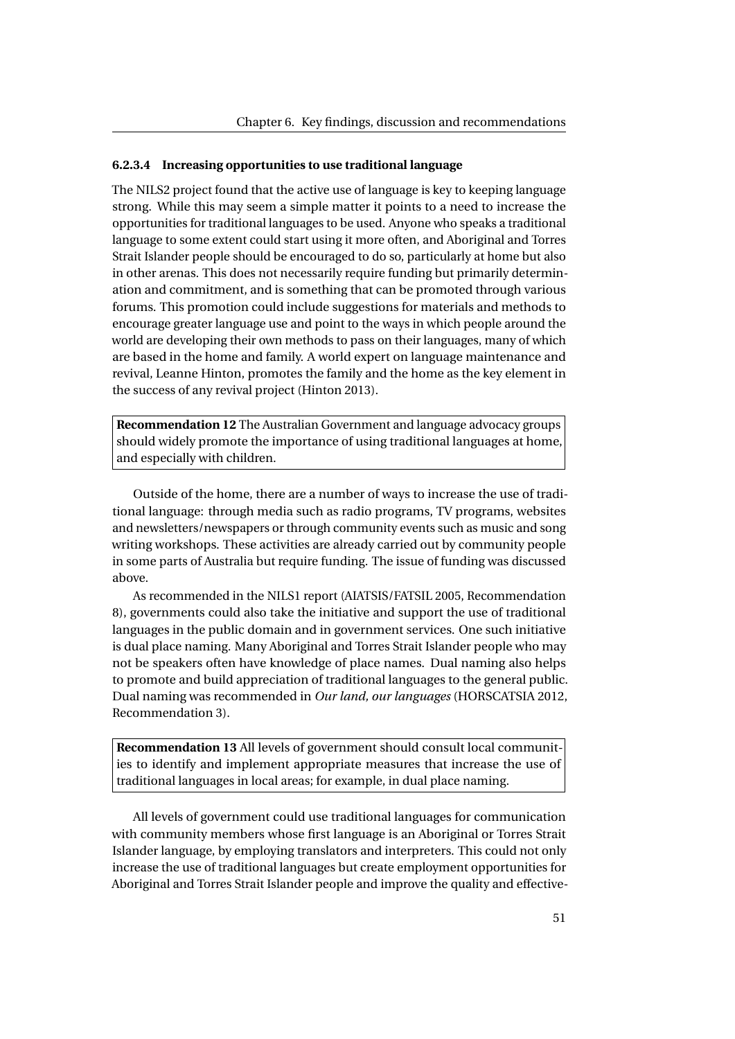#### 6.2.3.4 Increasing opportunities to use traditional language

The NILS2 project found that the active use of language is key to keeping language strong. While this may seem a simple matter it points to a need to increase the opportunities for traditional languages to be used. Anyone who speaks a traditional language to some extent could start using it more often, and Aboriginal and Torres Strait Islander people should be encouraged to do so, particularly at home but also in other arenas. This does not necessarily require funding but primarily determination and commitment, and is something that can be promoted through various forums. This promotion could include suggestions for materials and methods to encourage greater language use and point to the ways in which people around the world are developing their own methods to pass on their languages, many of which are based in the home and family. A world expert on language maintenance and revival, Leanne Hinton, promotes the family and the home as the key element in the success of any revival project (Hinton 2013).

> **Recommendation 12** The Australian Government and language advocacy groups should widely promote the importance of using traditional languages at home, and especially with children.

Outside of the home, there are a number of ways to increase the use of traditional language: through media such as radio programs, TV programs, websites and newsletters/newspapers or through community events such as music and song writing workshops. These activities are already carried out by community people in some parts of Australia but require funding. The issue of funding was discussed above.

As recommended in the NILS1 report (AIATSIS/FATSIL 2005, Recommendation 8), governments could also take the initiative and support the use of traditional languages in the public domain and in government services. One such initiative is dual place naming. Many Aboriginal and Torres Strait Islander people who may not be speakers often have knowledge of place names. Dual naming also helps to promote and build appreciation of traditional languages to the general public. Dual naming was recommended in *Our land, our languages* (HORSCATSIA 2012, Recommendation 3).

> **Recommendation 13** All levels of government should consult local communities to identify and implement appropriate measures that increase the use of traditional languages in local areas; for example, in dual place naming.

All levels of government could use traditional languages for communication with community members whose first language is an Aboriginal or Torres Strait Islander language, by employing translators and interpreters. This could not only increase the use of traditional languages but create employment opportunities for Aboriginal and Torres Strait Islander people and improve the quality and effective-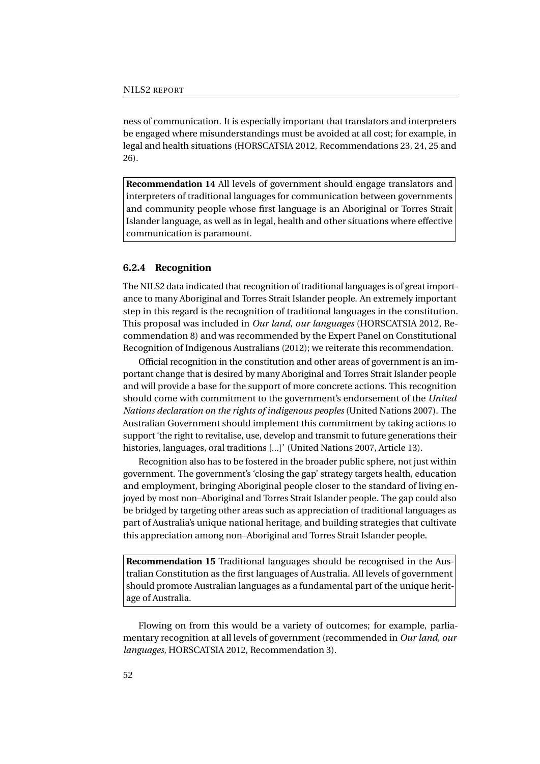ness of communication. It is especially important that translators and interpreters be engaged where misunderstandings must be avoided at all cost; for example, in legal and health situations (HORSCATSIA 2012, Recommendations 23, 24, 25 and 26).

> **Recommendation 14** All levels of government should engage translators and interpreters of traditional languages for communication between governments and community people whose first language is an Aboriginal or Torres Strait Islander language, as well as in legal, health and other situations where effective communication is paramount.

### 6.2.4 Recognition

The NILS2 data indicated that recognition of traditional languages is of great importance to many Aboriginal and Torres Strait Islander people. An extremely important step in this regard is the recognition of traditional languages in the constitution. This proposal was included in *Our land, our languages* (HORSCATSIA 2012, Recommendation 8) and was recommended by the Expert Panel on Constitutional Recognition of Indigenous Australians (2012); we reiterate this recommendation.

Official recognition in the constitution and other areas of government is an important change that is desired by many Aboriginal and Torres Strait Islander people and will provide a base for the support of more concrete actions. This recognition should come with commitment to the government's endorsement of the *United Nations declaration on the rights of indigenous peoples* (United Nations 2007). The Australian Government should implement this commitment by taking actions to support 'the right to revitalise, use, develop and transmit to future generations their histories, languages, oral traditions [...]' (United Nations 2007, Article 13).

Recognition also has to be fostered in the broader public sphere, not just within government. The government's 'closing the gap' strategy targets health, education and employment, bringing Aboriginal people closer to the standard of living enjoyed by most non–Aboriginal and Torres Strait Islander people. The gap could also be bridged by targeting other areas such as appreciation of traditional languages as part of Australia's unique national heritage, and building strategies that cultivate this appreciation among non–Aboriginal and Torres Strait Islander people.

> **Recommendation 15** Traditional languages should be recognised in the Australian Constitution as the first languages of Australia. All levels of government should promote Australian languages as a fundamental part of the unique heritage of Australia.

Flowing on from this would be a variety of outcomes; for example, parliamentary recognition at all levels of government (recommended in *Our land, our languages*, HORSCATSIA 2012, Recommendation 3).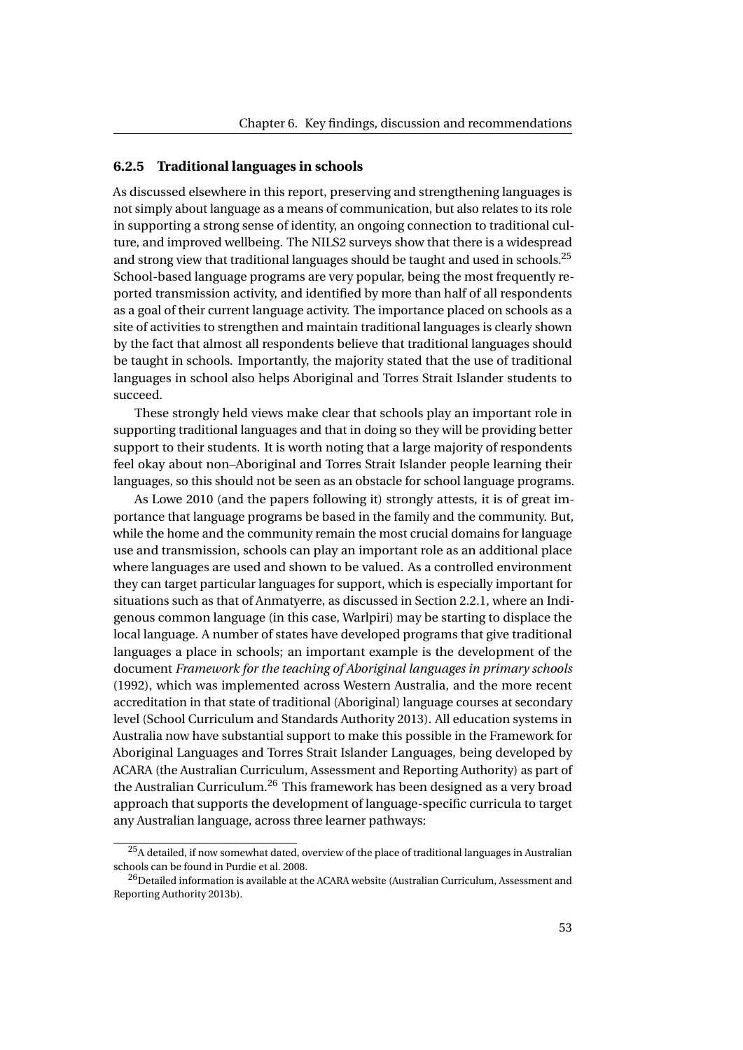### 6.2.5 Traditional languages in schools

As discussed elsewhere in this report, preserving and strengthening languages is not simply about language as a means of communication, but also relates to its role in supporting a strong sense of identity, an ongoing connection to traditional culture, and improved wellbeing. The NILS2 surveys show that there is a widespread and strong view that traditional languages should be taught and used in schools.[25] School-based language programs are very popular, being the most frequently reported transmission activity, and identified by more than half of all respondents as a goal of their current language activity. The importance placed on schools as a site of activities to strengthen and maintain traditional languages is clearly shown by the fact that almost all respondents believe that traditional languages should be taught in schools. Importantly, the majority stated that the use of traditional languages in school also helps Aboriginal and Torres Strait Islander students to succeed.

These strongly held views make clear that schools play an important role in supporting traditional languages and that in doing so they will be providing better support to their students. It is worth noting that a large majority of respondents feel okay about non–Aboriginal and Torres Strait Islander people learning their languages, so this should not be seen as an obstacle for school language programs.

As Lowe 2010 (and the papers following it) strongly attests, it is of great importance that language programs be based in the family and the community. But, while the home and the community remain the most crucial domains for language use and transmission, schools can play an important role as an additional place where languages are used and shown to be valued. As a controlled environment they can target particular languages for support, which is especially important for situations such as that of Anmatyerre, as discussed in Section 2.2.1, where an Indigenous common language (in this case, Warlpiri) may be starting to displace the local language. A number of states have developed programs that give traditional languages a place in schools; an important example is the development of the document *Framework for the teaching of Aboriginal languages in primary schools* (1992), which was implemented across Western Australia, and the more recent accreditation in that state of traditional (Aboriginal) language courses at secondary level (School Curriculum and Standards Authority 2013). All education systems in Australia now have substantial support to make this possible in the Framework for Aboriginal Languages and Torres Strait Islander Languages, being developed by ACARA (the Australian Curriculum, Assessment and Reporting Authority) as part of the Australian Curriculum.[26] This framework has been designed as a very broad approach that supports the development of language-specific curricula to target any Australian language, across three learner pathways:

[25] A detailed, if now somewhat dated, overview of the place of traditional languages in Australian schools can be found in Purdie et al. 2008.

[26] Detailed information is available at the ACARA website (Australian Curriculum, Assessment and Reporting Authority 2013b).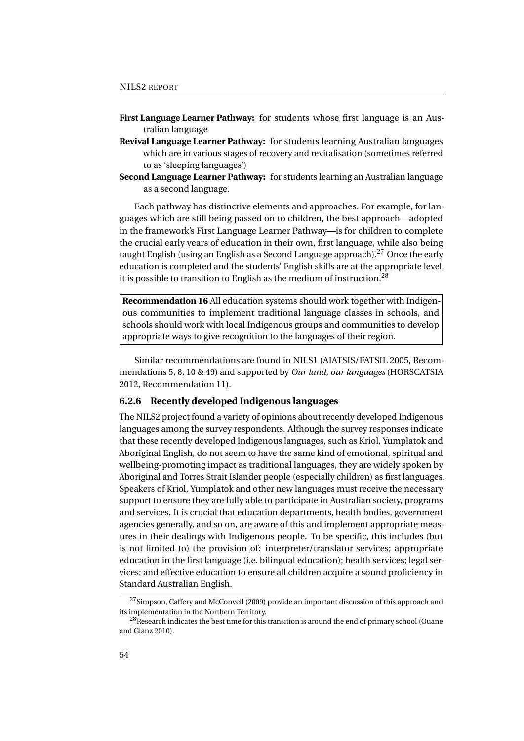**First Language Learner Pathway:** for students whose first language is an Australian language

**Revival Language Learner Pathway:** for students learning Australian languages which are in various stages of recovery and revitalisation (sometimes referred to as 'sleeping languages')

**Second Language Learner Pathway:** for students learning an Australian language as a second language.

Each pathway has distinctive elements and approaches. For example, for languages which are still being passed on to children, the best approach—adopted in the framework's First Language Learner Pathway—is for children to complete the crucial early years of education in their own, first language, while also being taught English (using an English as a Second Language approach).[27] Once the early education is completed and the students' English skills are at the appropriate level, it is possible to transition to English as the medium of instruction.[28]

> **Recommendation 16** All education systems should work together with Indigenous communities to implement traditional language classes in schools, and schools should work with local Indigenous groups and communities to develop appropriate ways to give recognition to the languages of their region.

Similar recommendations are found in NILS1 (AIATSIS/FATSIL 2005, Recommendations 5, 8, 10 & 49) and supported by *Our land, our languages* (HORSCATSIA 2012, Recommendation 11).

### 6.2.6 Recently developed Indigenous languages

The NILS2 project found a variety of opinions about recently developed Indigenous languages among the survey respondents. Although the survey responses indicate that these recently developed Indigenous languages, such as Kriol, Yumplatok and Aboriginal English, do not seem to have the same kind of emotional, spiritual and wellbeing-promoting impact as traditional languages, they are widely spoken by Aboriginal and Torres Strait Islander people (especially children) as first languages. Speakers of Kriol, Yumplatok and other new languages must receive the necessary support to ensure they are fully able to participate in Australian society, programs and services. It is crucial that education departments, health bodies, government agencies generally, and so on, are aware of this and implement appropriate measures in their dealings with Indigenous people. To be specific, this includes (but is not limited to) the provision of: interpreter/translator services; appropriate education in the first language (i.e. bilingual education); health services; legal services; and effective education to ensure all children acquire a sound proficiency in Standard Australian English.

[27] Simpson, Caffery and McConvell (2009) provide an important discussion of this approach and its implementation in the Northern Territory.

[28] Research indicates the best time for this transition is around the end of primary school (Ouane and Glanz 2010).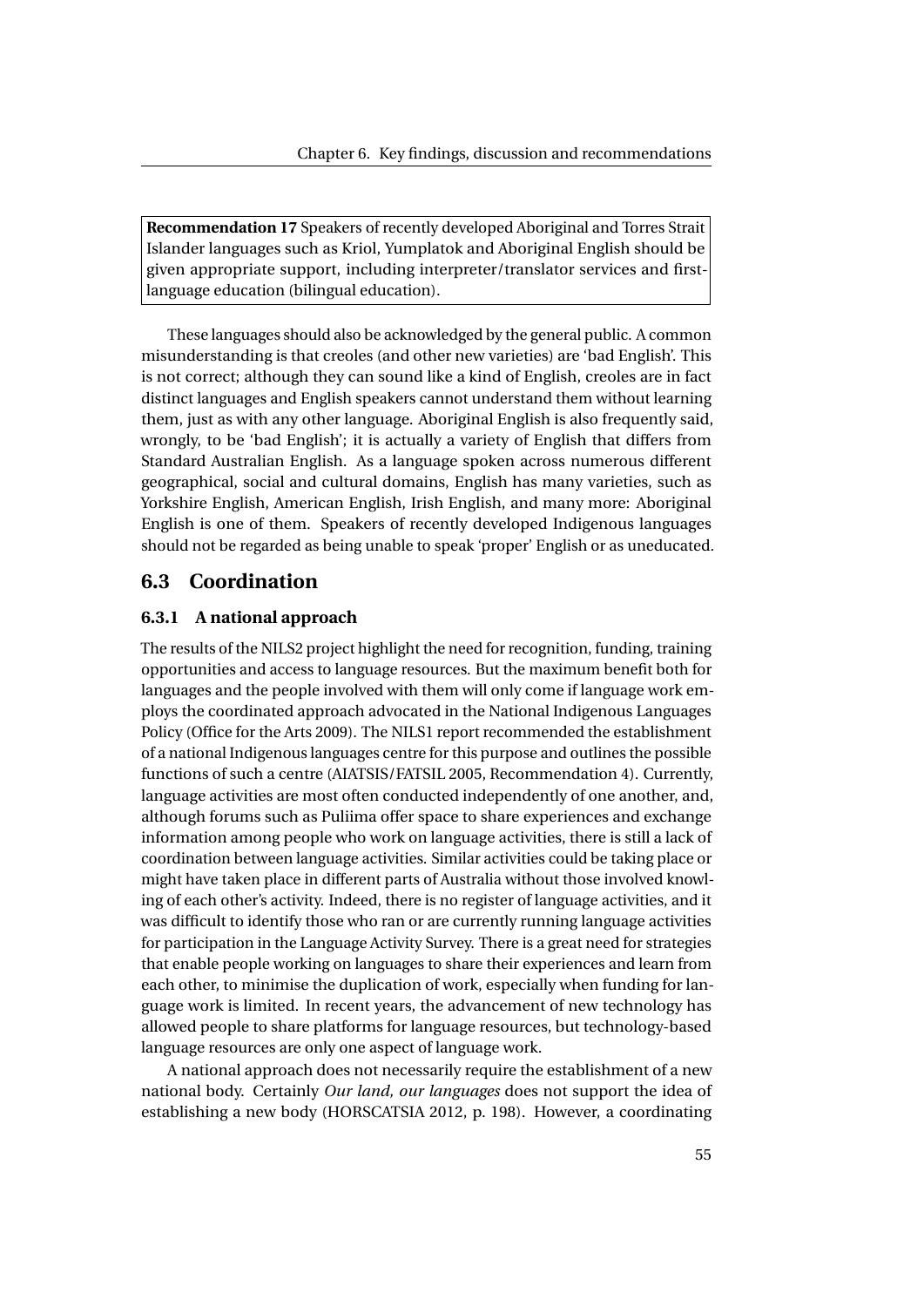> **Recommendation 17** Speakers of recently developed Aboriginal and Torres Strait Islander languages such as Kriol, Yumplatok and Aboriginal English should be given appropriate support, including interpreter/translator services and first-language education (bilingual education).

These languages should also be acknowledged by the general public. A common misunderstanding is that creoles (and other new varieties) are 'bad English'. This is not correct; although they can sound like a kind of English, creoles are in fact distinct languages and English speakers cannot understand them without learning them, just as with any other language. Aboriginal English is also frequently said, wrongly, to be 'bad English'; it is actually a variety of English that differs from Standard Australian English. As a language spoken across numerous different geographical, social and cultural domains, English has many varieties, such as Yorkshire English, American English, Irish English, and many more: Aboriginal English is one of them. Speakers of recently developed Indigenous languages should not be regarded as being unable to speak 'proper' English or as uneducated.

## 6.3 Coordination

### 6.3.1 A national approach

The results of the NILS2 project highlight the need for recognition, funding, training opportunities and access to language resources. But the maximum benefit both for languages and the people involved with them will only come if language work employs the coordinated approach advocated in the National Indigenous Languages Policy (Office for the Arts 2009). The NILS1 report recommended the establishment of a national Indigenous languages centre for this purpose and outlines the possible functions of such a centre (AIATSIS/FATSIL 2005, Recommendation 4). Currently, language activities are most often conducted independently of one another, and, although forums such as Puliima offer space to share experiences and exchange information among people who work on language activities, there is still a lack of coordination between language activities. Similar activities could be taking place or might have taken place in different parts of Australia without those involved knowing of each other's activity. Indeed, there is no register of language activities, and it was difficult to identify those who ran or are currently running language activities for participation in the Language Activity Survey. There is a great need for strategies that enable people working on languages to share their experiences and learn from each other, to minimise the duplication of work, especially when funding for language work is limited. In recent years, the advancement of new technology has allowed people to share platforms for language resources, but technology-based language resources are only one aspect of language work.

A national approach does not necessarily require the establishment of a new national body. Certainly *Our land, our languages* does not support the idea of establishing a new body (HORSCATSIA 2012, p. 198). However, a coordinating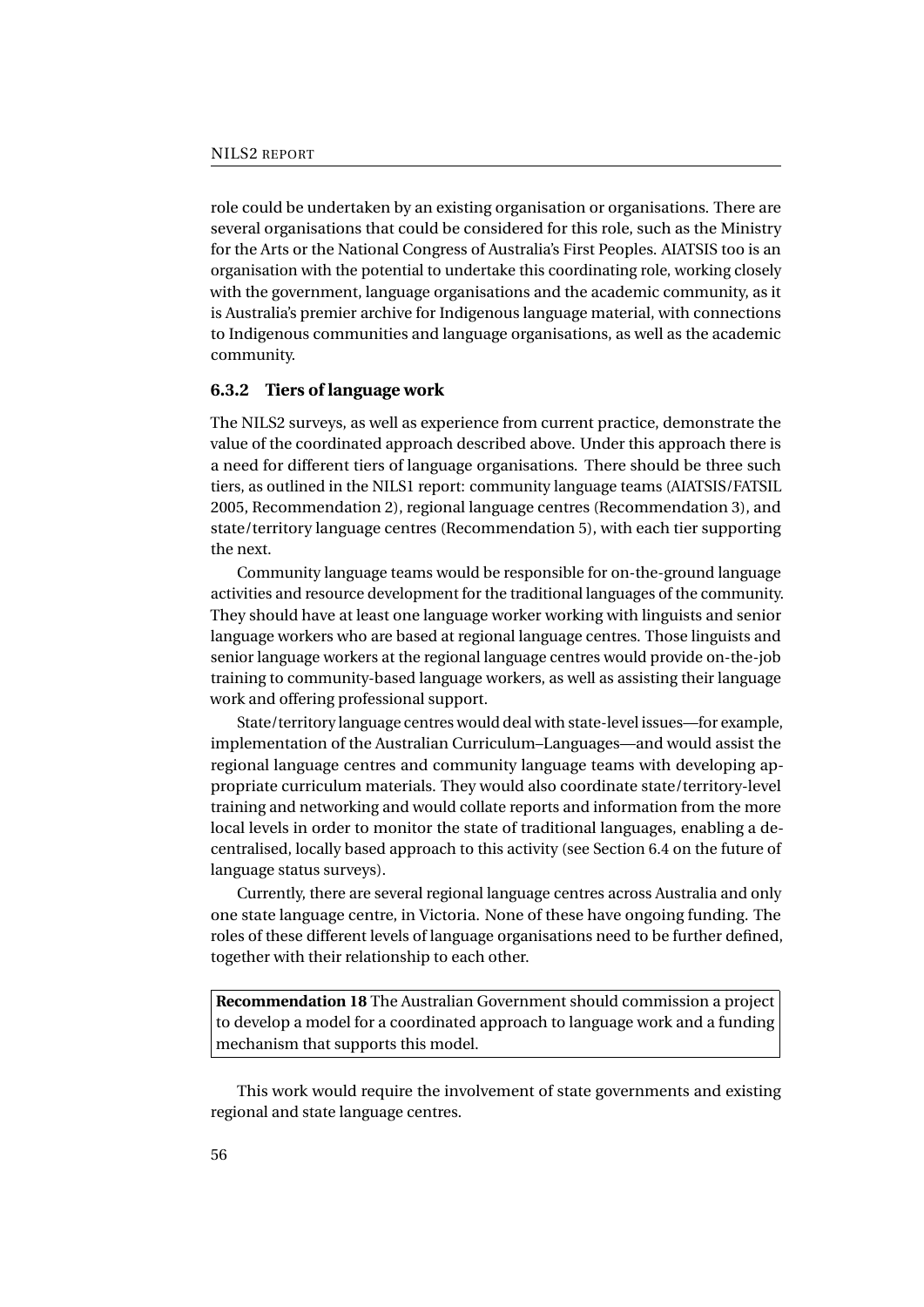role could be undertaken by an existing organisation or organisations. There are several organisations that could be considered for this role, such as the Ministry for the Arts or the National Congress of Australia's First Peoples. AIATSIS too is an organisation with the potential to undertake this coordinating role, working closely with the government, language organisations and the academic community, as it is Australia's premier archive for Indigenous language material, with connections to Indigenous communities and language organisations, as well as the academic community.

### 6.3.2 Tiers of language work

The NILS2 surveys, as well as experience from current practice, demonstrate the value of the coordinated approach described above. Under this approach there is a need for different tiers of language organisations. There should be three such tiers, as outlined in the NILS1 report: community language teams (AIATSIS/FATSIL 2005, Recommendation 2), regional language centres (Recommendation 3), and state/territory language centres (Recommendation 5), with each tier supporting the next.

Community language teams would be responsible for on-the-ground language activities and resource development for the traditional languages of the community. They should have at least one language worker working with linguists and senior language workers who are based at regional language centres. Those linguists and senior language workers at the regional language centres would provide on-the-job training to community-based language workers, as well as assisting their language work and offering professional support.

State/territory language centres would deal with state-level issues—for example, implementation of the Australian Curriculum–Languages—and would assist the regional language centres and community language teams with developing appropriate curriculum materials. They would also coordinate state/territory-level training and networking and would collate reports and information from the more local levels in order to monitor the state of traditional languages, enabling a decentralised, locally based approach to this activity (see Section 6.4 on the future of language status surveys).

Currently, there are several regional language centres across Australia and only one state language centre, in Victoria. None of these have ongoing funding. The roles of these different levels of language organisations need to be further defined, together with their relationship to each other.

**Recommendation 18** The Australian Government should commission a project to develop a model for a coordinated approach to language work and a funding mechanism that supports this model.

This work would require the involvement of state governments and existing regional and state language centres.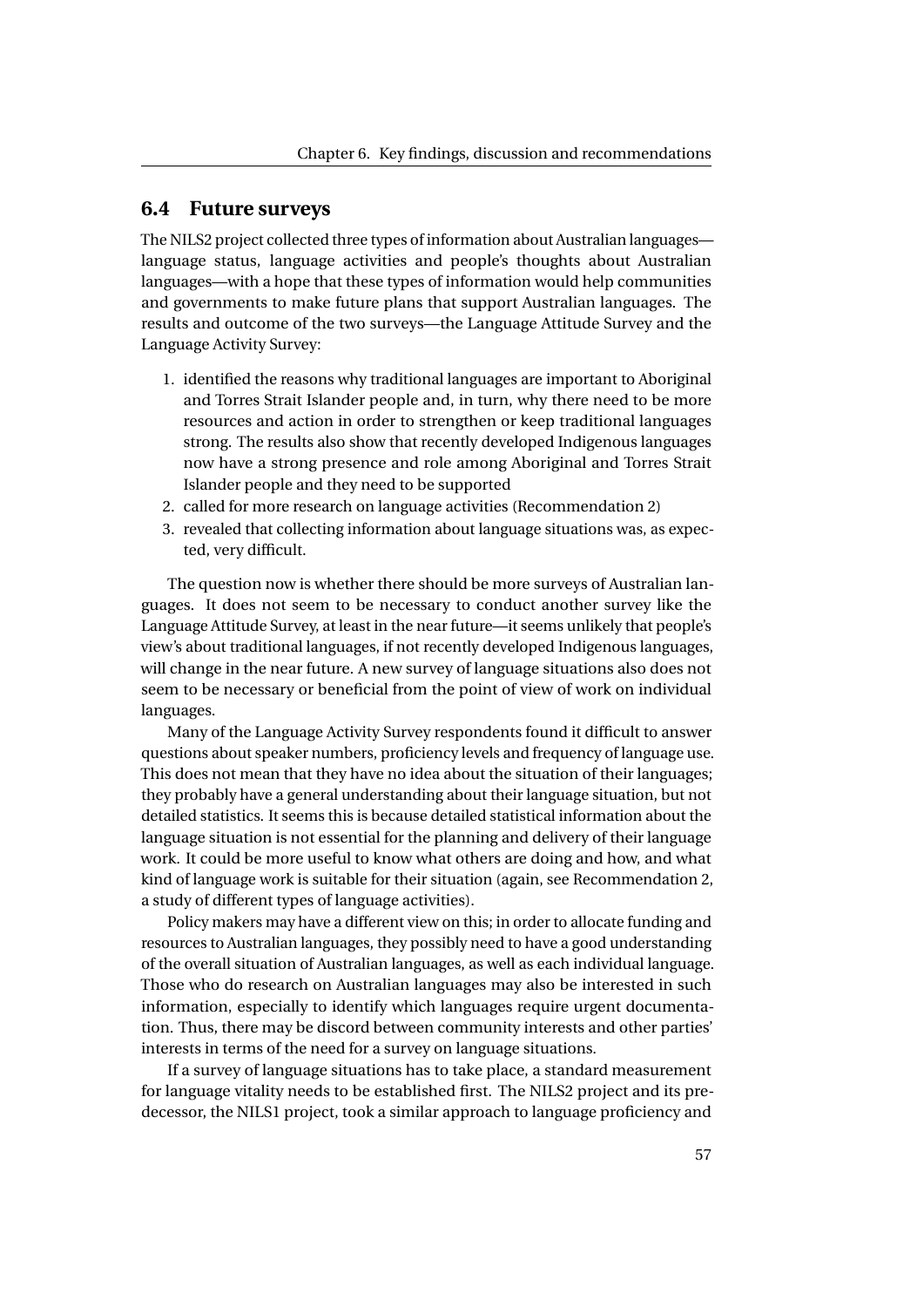## 6.4 Future surveys

The NILS2 project collected three types of information about Australian languages—language status, language activities and people's thoughts about Australian languages—with a hope that these types of information would help communities and governments to make future plans that support Australian languages. The results and outcome of the two surveys—the Language Attitude Survey and the Language Activity Survey:

1. identified the reasons why traditional languages are important to Aboriginal and Torres Strait Islander people and, in turn, why there need to be more resources and action in order to strengthen or keep traditional languages strong. The results also show that recently developed Indigenous languages now have a strong presence and role among Aboriginal and Torres Strait Islander people and they need to be supported
2. called for more research on language activities (Recommendation 2)
3. revealed that collecting information about language situations was, as expected, very difficult.

The question now is whether there should be more surveys of Australian languages. It does not seem to be necessary to conduct another survey like the Language Attitude Survey, at least in the near future—it seems unlikely that people's view's about traditional languages, if not recently developed Indigenous languages, will change in the near future. A new survey of language situations also does not seem to be necessary or beneficial from the point of view of work on individual languages.

Many of the Language Activity Survey respondents found it difficult to answer questions about speaker numbers, proficiency levels and frequency of language use. This does not mean that they have no idea about the situation of their languages; they probably have a general understanding about their language situation, but not detailed statistics. It seems this is because detailed statistical information about the language situation is not essential for the planning and delivery of their language work. It could be more useful to know what others are doing and how, and what kind of language work is suitable for their situation (again, see Recommendation 2, a study of different types of language activities).

Policy makers may have a different view on this; in order to allocate funding and resources to Australian languages, they possibly need to have a good understanding of the overall situation of Australian languages, as well as each individual language. Those who do research on Australian languages may also be interested in such information, especially to identify which languages require urgent documentation. Thus, there may be discord between community interests and other parties' interests in terms of the need for a survey on language situations.

If a survey of language situations has to take place, a standard measurement for language vitality needs to be established first. The NILS2 project and its predecessor, the NILS1 project, took a similar approach to language proficiency and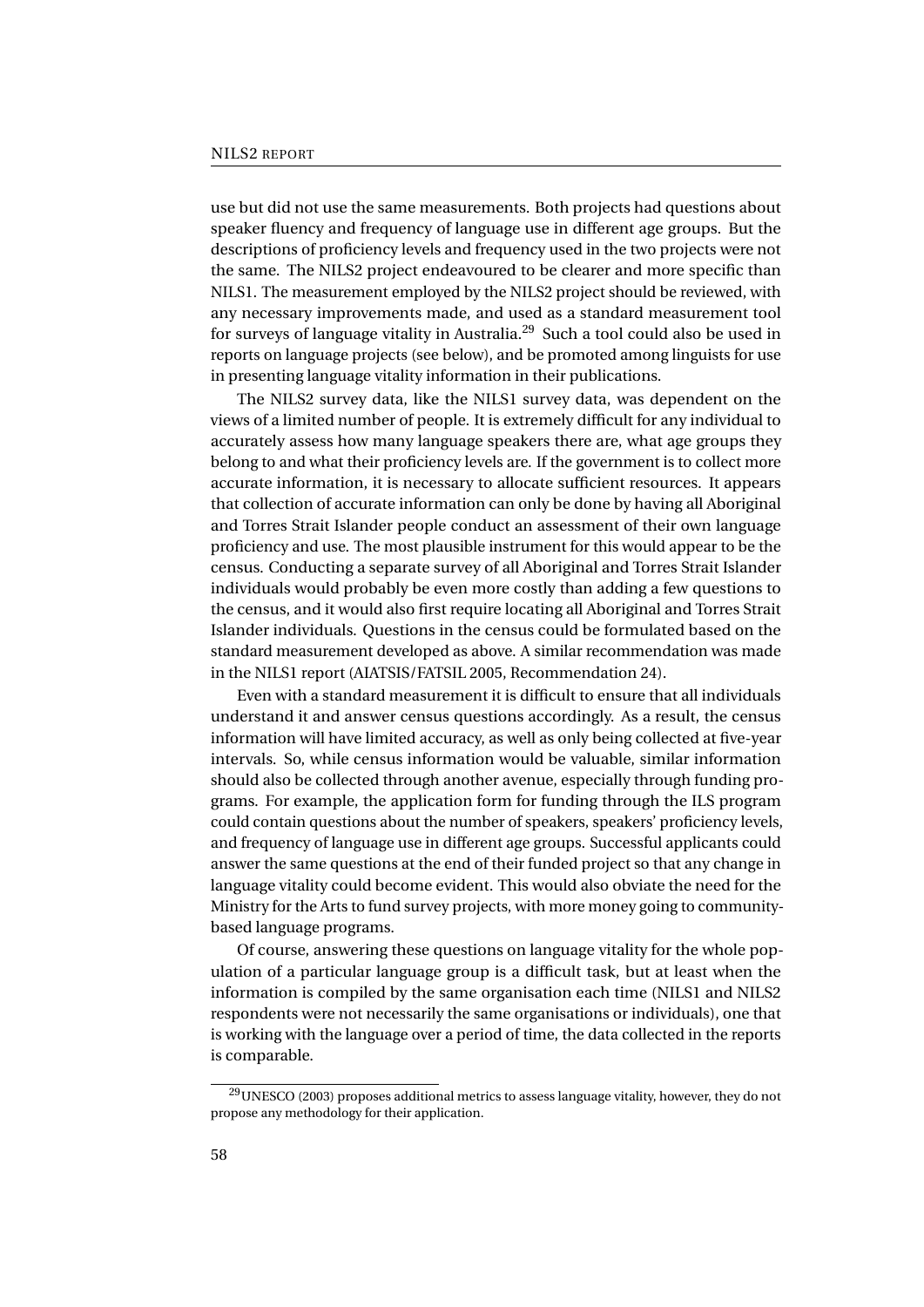use but did not use the same measurements. Both projects had questions about speaker fluency and frequency of language use in different age groups. But the descriptions of proficiency levels and frequency used in the two projects were not the same. The NILS2 project endeavoured to be clearer and more specific than NILS1. The measurement employed by the NILS2 project should be reviewed, with any necessary improvements made, and used as a standard measurement tool for surveys of language vitality in Australia.[29] Such a tool could also be used in reports on language projects (see below), and be promoted among linguists for use in presenting language vitality information in their publications.

The NILS2 survey data, like the NILS1 survey data, was dependent on the views of a limited number of people. It is extremely difficult for any individual to accurately assess how many language speakers there are, what age groups they belong to and what their proficiency levels are. If the government is to collect more accurate information, it is necessary to allocate sufficient resources. It appears that collection of accurate information can only be done by having all Aboriginal and Torres Strait Islander people conduct an assessment of their own language proficiency and use. The most plausible instrument for this would appear to be the census. Conducting a separate survey of all Aboriginal and Torres Strait Islander individuals would probably be even more costly than adding a few questions to the census, and it would also first require locating all Aboriginal and Torres Strait Islander individuals. Questions in the census could be formulated based on the standard measurement developed as above. A similar recommendation was made in the NILS1 report (AIATSIS/FATSIL 2005, Recommendation 24).

Even with a standard measurement it is difficult to ensure that all individuals understand it and answer census questions accordingly. As a result, the census information will have limited accuracy, as well as only being collected at five-year intervals. So, while census information would be valuable, similar information should also be collected through another avenue, especially through funding programs. For example, the application form for funding through the ILS program could contain questions about the number of speakers, speakers' proficiency levels, and frequency of language use in different age groups. Successful applicants could answer the same questions at the end of their funded project so that any change in language vitality could become evident. This would also obviate the need for the Ministry for the Arts to fund survey projects, with more money going to community-based language programs.

Of course, answering these questions on language vitality for the whole population of a particular language group is a difficult task, but at least when the information is compiled by the same organisation each time (NILS1 and NILS2 respondents were not necessarily the same organisations or individuals), one that is working with the language over a period of time, the data collected in the reports is comparable.

[29] UNESCO (2003) proposes additional metrics to assess language vitality, however, they do not propose any methodology for their application.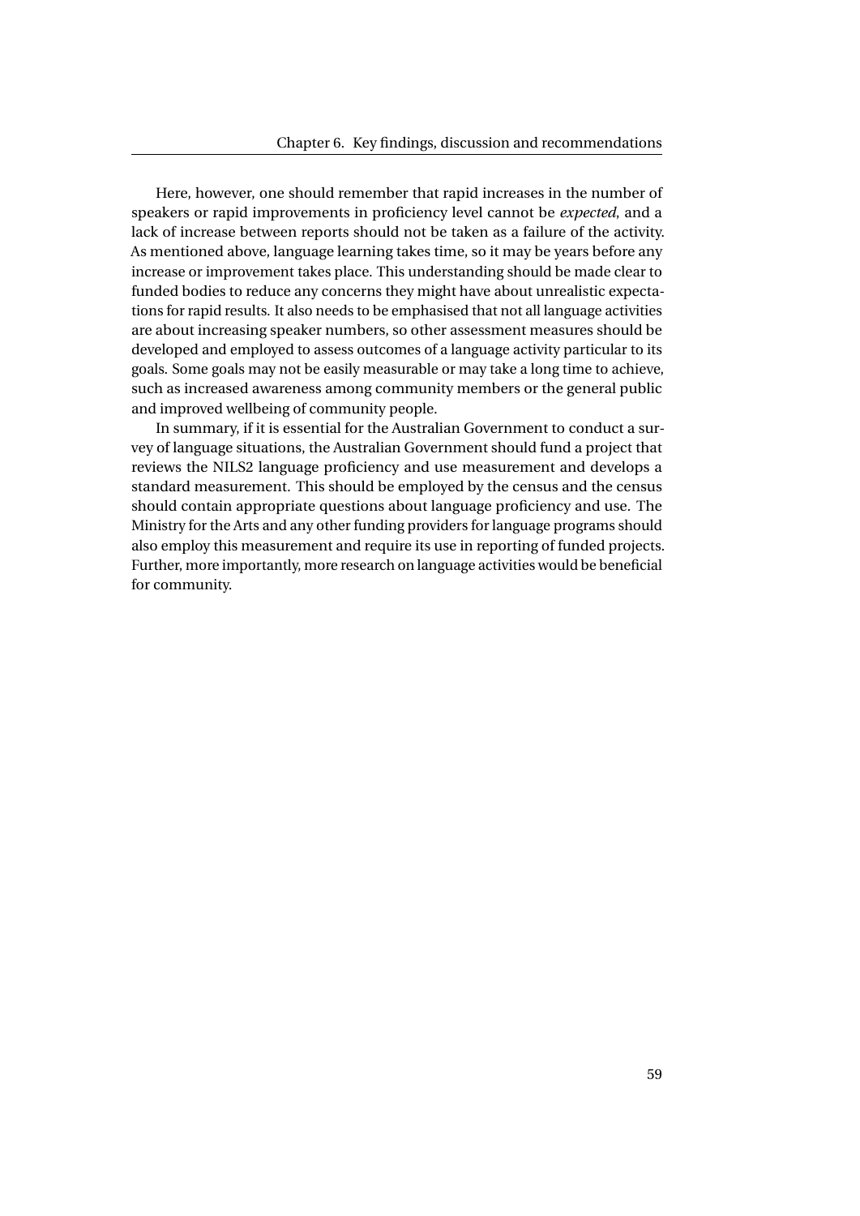Here, however, one should remember that rapid increases in the number of speakers or rapid improvements in proficiency level cannot be *expected*, and a lack of increase between reports should not be taken as a failure of the activity. As mentioned above, language learning takes time, so it may be years before any increase or improvement takes place. This understanding should be made clear to funded bodies to reduce any concerns they might have about unrealistic expectations for rapid results. It also needs to be emphasised that not all language activities are about increasing speaker numbers, so other assessment measures should be developed and employed to assess outcomes of a language activity particular to its goals. Some goals may not be easily measurable or may take a long time to achieve, such as increased awareness among community members or the general public and improved wellbeing of community people.

In summary, if it is essential for the Australian Government to conduct a survey of language situations, the Australian Government should fund a project that reviews the NILS2 language proficiency and use measurement and develops a standard measurement. This should be employed by the census and the census should contain appropriate questions about language proficiency and use. The Ministry for the Arts and any other funding providers for language programs should also employ this measurement and require its use in reporting of funded projects. Further, more importantly, more research on language activities would be beneficial for community.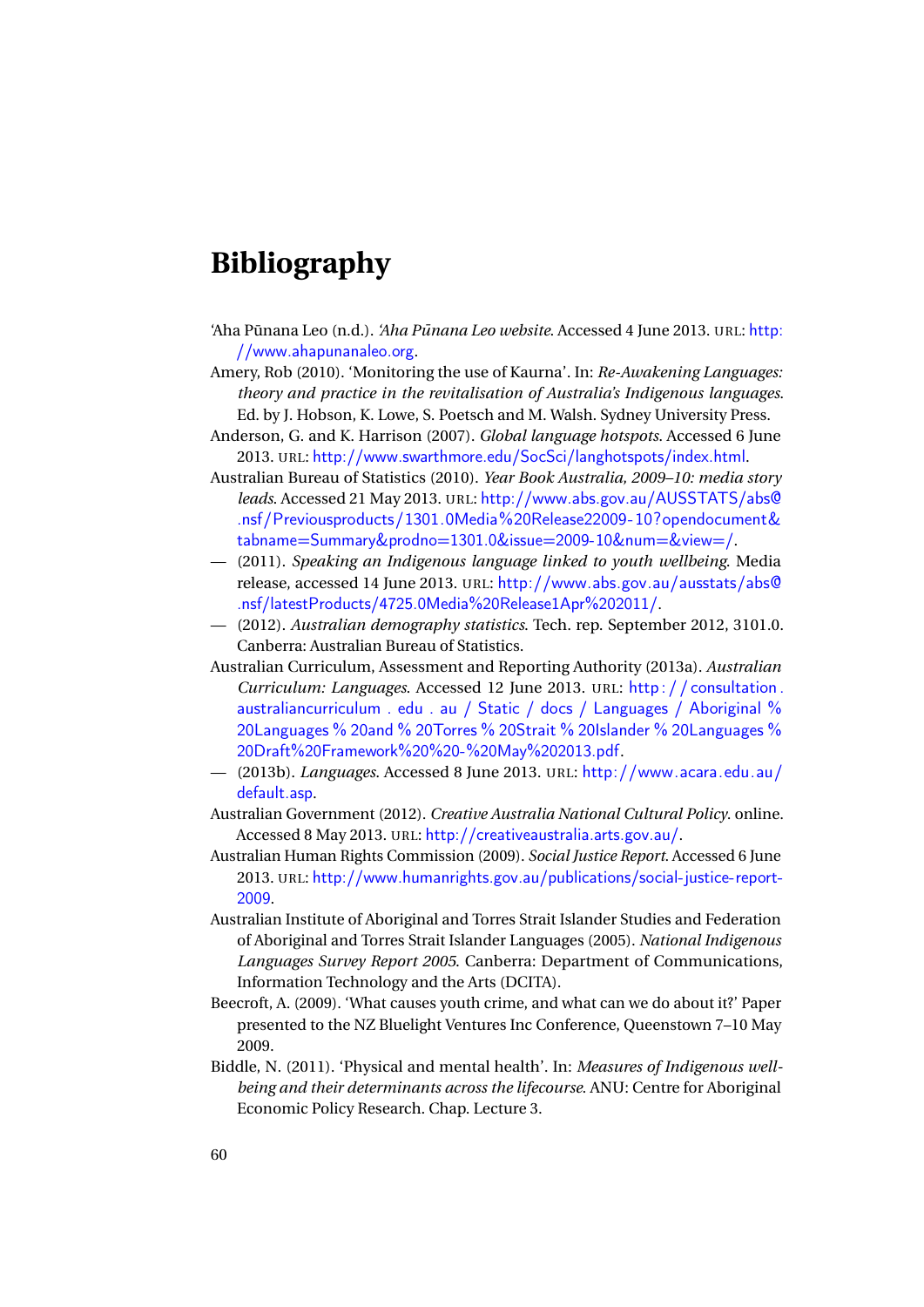# Bibliography

'Aha Pūnana Leo (n.d.). *'Aha Pūnana Leo website*. Accessed 4 June 2013. URL: http://www.ahapunanaleo.org.

Amery, Rob (2010). 'Monitoring the use of Kaurna'. In: *Re-Awakening Languages: theory and practice in the revitalisation of Australia's Indigenous languages*. Ed. by J. Hobson, K. Lowe, S. Poetsch and M. Walsh. Sydney University Press.

Anderson, G. and K. Harrison (2007). *Global language hotspots*. Accessed 6 June 2013. URL: http://www.swarthmore.edu/SocSci/langhotspots/index.html.

Australian Bureau of Statistics (2010). *Year Book Australia, 2009–10: media story leads*. Accessed 21 May 2013. URL: http://www.abs.gov.au/AUSSTATS/abs@.nsf/Previousproducts/1301.0Media%20Release22009-10?opendocument&tabname=Summary&prodno=1301.0&issue=2009-10&num=&view=/.

— (2011). *Speaking an Indigenous language linked to youth wellbeing*. Media release, accessed 14 June 2013. URL: http://www.abs.gov.au/ausstats/abs@.nsf/latestProducts/4725.0Media%20Release1Apr%202011/.

— (2012). *Australian demography statistics*. Tech. rep. September 2012, 3101.0. Canberra: Australian Bureau of Statistics.

Australian Curriculum, Assessment and Reporting Authority (2013a). *Australian Curriculum: Languages*. Accessed 12 June 2013. URL: http://consultation.australiancurriculum.edu.au/Static/docs/Languages/Aboriginal%20Languages%20and%20Torres%20Strait%20Islander%20Languages%20Draft%20Framework%20%20-%20May%202013.pdf.

— (2013b). *Languages*. Accessed 8 June 2013. URL: http://www.acara.edu.au/default.asp.

Australian Government (2012). *Creative Australia National Cultural Policy*. online. Accessed 8 May 2013. URL: http://creativeaustralia.arts.gov.au/.

Australian Human Rights Commission (2009). *Social Justice Report*. Accessed 6 June 2013. URL: http://www.humanrights.gov.au/publications/social-justice-report-2009.

Australian Institute of Aboriginal and Torres Strait Islander Studies and Federation of Aboriginal and Torres Strait Islander Languages (2005). *National Indigenous Languages Survey Report 2005*. Canberra: Department of Communications, Information Technology and the Arts (DCITA).

Beecroft, A. (2009). 'What causes youth crime, and what can we do about it?' Paper presented to the NZ Bluelight Ventures Inc Conference, Queenstown 7–10 May 2009.

Biddle, N. (2011). 'Physical and mental health'. In: *Measures of Indigenous well-being and their determinants across the lifecourse*. ANU: Centre for Aboriginal Economic Policy Research. Chap. Lecture 3.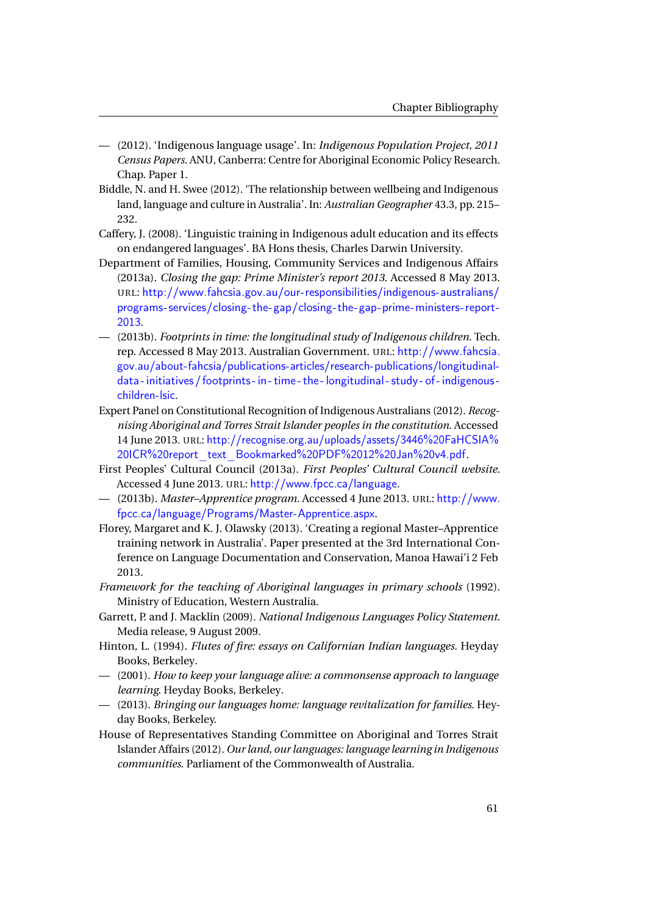— (2012). 'Indigenous language usage'. In: *Indigenous Population Project, 2011 Census Papers*. ANU, Canberra: Centre for Aboriginal Economic Policy Research. Chap. Paper 1.

Biddle, N. and H. Swee (2012). 'The relationship between wellbeing and Indigenous land, language and culture in Australia'. In: *Australian Geographer* 43.3, pp. 215–232.

Caffery, J. (2008). 'Linguistic training in Indigenous adult education and its effects on endangered languages'. BA Hons thesis, Charles Darwin University.

Department of Families, Housing, Community Services and Indigenous Affairs (2013a). *Closing the gap: Prime Minister's report 2013*. Accessed 8 May 2013. URL: http://www.fahcsia.gov.au/our-responsibilities/indigenous-australians/programs-services/closing-the-gap/closing-the-gap-prime-ministers-report-2013.

— (2013b). *Footprints in time: the longitudinal study of Indigenous children*. Tech. rep. Accessed 8 May 2013. Australian Government. URL: http://www.fahcsia.gov.au/about-fahcsia/publications-articles/research-publications/longitudinal-data-initiatives/footprints-in-time-the-longitudinal-study-of-indigenous-children-lsic.

Expert Panel on Constitutional Recognition of Indigenous Australians (2012). *Recognising Aboriginal and Torres Strait Islander peoples in the constitution*. Accessed 14 June 2013. URL: http://recognise.org.au/uploads/assets/3446%20FaHCSIA%20ICR%20report_text_Bookmarked%20PDF%2012%20Jan%20v4.pdf.

First Peoples' Cultural Council (2013a). *First Peoples' Cultural Council website*. Accessed 4 June 2013. URL: http://www.fpcc.ca/language.

— (2013b). *Master–Apprentice program*. Accessed 4 June 2013. URL: http://www.fpcc.ca/language/Programs/Master-Apprentice.aspx.

Florey, Margaret and K. J. Olawsky (2013). 'Creating a regional Master–Apprentice training network in Australia'. Paper presented at the 3rd International Conference on Language Documentation and Conservation, Manoa Hawai'i 2 Feb 2013.

*Framework for the teaching of Aboriginal languages in primary schools* (1992). Ministry of Education, Western Australia.

Garrett, P. and J. Macklin (2009). *National Indigenous Languages Policy Statement*. Media release, 9 August 2009.

Hinton, L. (1994). *Flutes of fire: essays on Californian Indian languages*. Heyday Books, Berkeley.

— (2001). *How to keep your language alive: a commonsense approach to language learning*. Heyday Books, Berkeley.

— (2013). *Bringing our languages home: language revitalization for families*. Heyday Books, Berkeley.

House of Representatives Standing Committee on Aboriginal and Torres Strait Islander Affairs (2012). *Our land, our languages: language learning in Indigenous communities*. Parliament of the Commonwealth of Australia.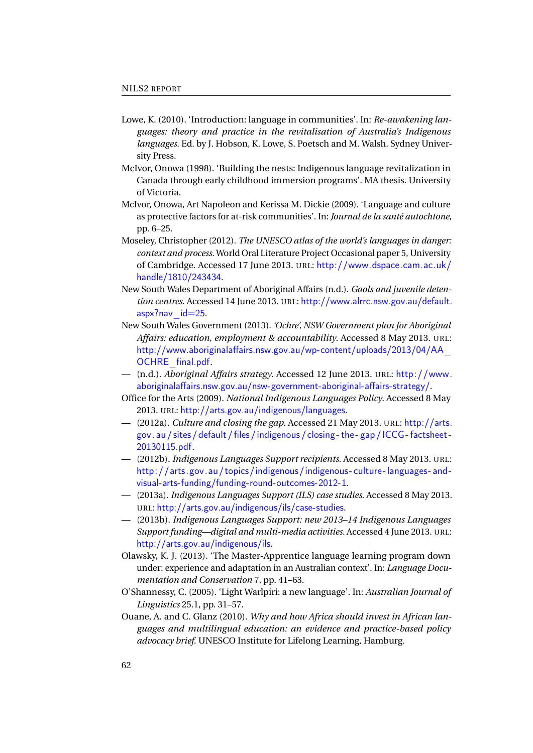Lowe, K. (2010). 'Introduction: language in communities'. In: *Re-awakening languages: theory and practice in the revitalisation of Australia's Indigenous languages*. Ed. by J. Hobson, K. Lowe, S. Poetsch and M. Walsh. Sydney University Press.

McIvor, Onowa (1998). 'Building the nests: Indigenous language revitalization in Canada through early childhood immersion programs'. MA thesis. University of Victoria.

McIvor, Onowa, Art Napoleon and Kerissa M. Dickie (2009). 'Language and culture as protective factors for at-risk communities'. In: *Journal de la santé autochtone*, pp. 6–25.

Moseley, Christopher (2012). *The UNESCO atlas of the world's languages in danger: context and process*. World Oral Literature Project Occasional paper 5, University of Cambridge. Accessed 17 June 2013. URL: http://www.dspace.cam.ac.uk/handle/1810/243434.

New South Wales Department of Aboriginal Affairs (n.d.). *Gaols and juvenile detention centres*. Accessed 14 June 2013. URL: http://www.alrrc.nsw.gov.au/default.aspx?nav_id=25.

New South Wales Government (2013). *'Ochre', NSW Government plan for Aboriginal Affairs: education, employment & accountability*. Accessed 8 May 2013. URL: http://www.aboriginalaffairs.nsw.gov.au/wp-content/uploads/2013/04/AA_OCHRE_final.pdf.

— (n.d.). *Aboriginal Affairs strategy*. Accessed 12 June 2013. URL: http://www.aboriginalaffairs.nsw.gov.au/nsw-government-aboriginal-affairs-strategy/.

Office for the Arts (2009). *National Indigenous Languages Policy*. Accessed 8 May 2013. URL: http://arts.gov.au/indigenous/languages.

— (2012a). *Culture and closing the gap*. Accessed 21 May 2013. URL: http://arts.gov.au/sites/default/files/indigenous/closing-the-gap/ICCG-factsheet-20130115.pdf.

— (2012b). *Indigenous Languages Support recipients*. Accessed 8 May 2013. URL: http://arts.gov.au/topics/indigenous/indigenous-culture-languages-and-visual-arts-funding/funding-round-outcomes-2012-1.

— (2013a). *Indigenous Languages Support (ILS) case studies*. Accessed 8 May 2013. URL: http://arts.gov.au/indigenous/ils/case-studies.

— (2013b). *Indigenous Languages Support: new 2013–14 Indigenous Languages Support funding—digital and multi-media activities*. Accessed 4 June 2013. URL: http://arts.gov.au/indigenous/ils.

Olawsky, K. J. (2013). 'The Master-Apprentice language learning program down under: experience and adaptation in an Australian context'. In: *Language Documentation and Conservation* 7, pp. 41–63.

O'Shannessy, C. (2005). 'Light Warlpiri: a new language'. In: *Australian Journal of Linguistics* 25.1, pp. 31–57.

Ouane, A. and C. Glanz (2010). *Why and how Africa should invest in African languages and multilingual education: an evidence and practice-based policy advocacy brief*. UNESCO Institute for Lifelong Learning, Hamburg.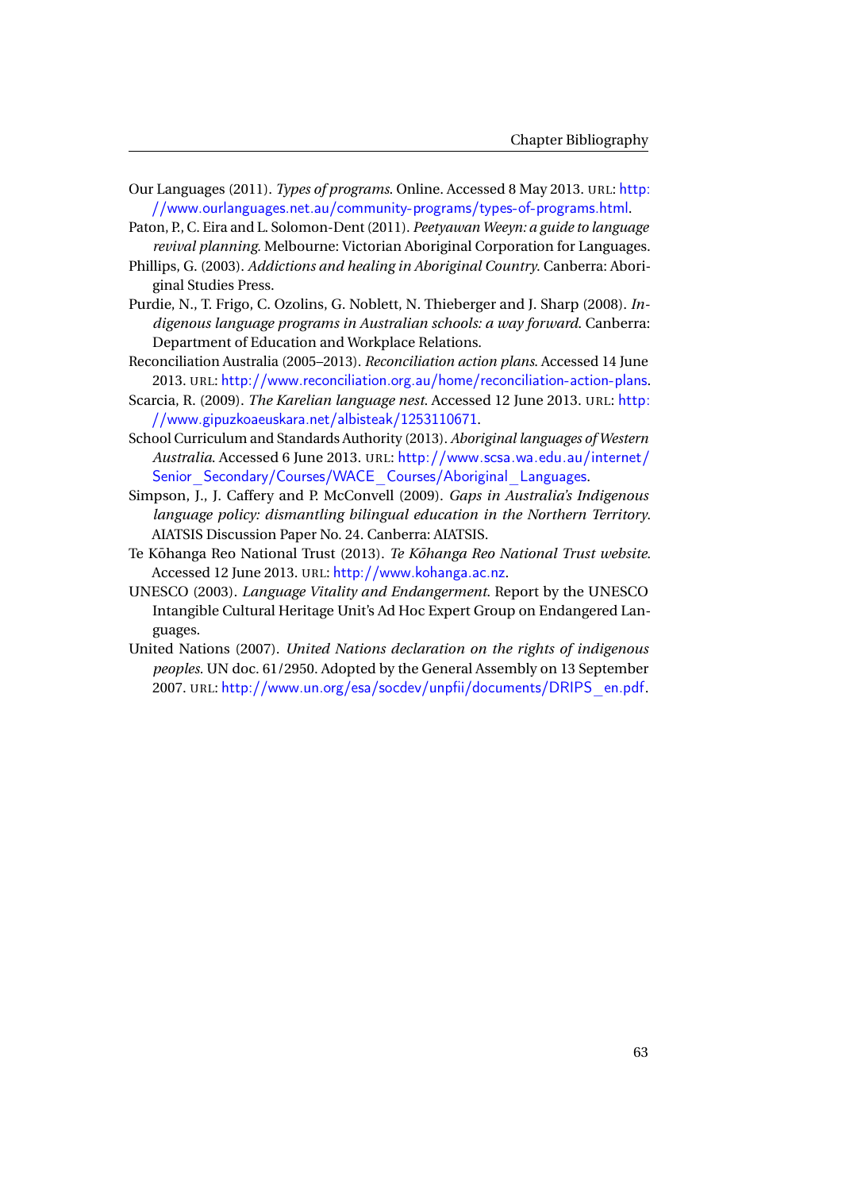Our Languages (2011). *Types of programs*. Online. Accessed 8 May 2013. URL: http://www.ourlanguages.net.au/community-programs/types-of-programs.html.

Paton, P., C. Eira and L. Solomon-Dent (2011). *Peetyawan Weeyn: a guide to language revival planning*. Melbourne: Victorian Aboriginal Corporation for Languages.

Phillips, G. (2003). *Addictions and healing in Aboriginal Country*. Canberra: Aboriginal Studies Press.

Purdie, N., T. Frigo, C. Ozolins, G. Noblett, N. Thieberger and J. Sharp (2008). *Indigenous language programs in Australian schools: a way forward*. Canberra: Department of Education and Workplace Relations.

Reconciliation Australia (2005–2013). *Reconciliation action plans*. Accessed 14 June 2013. URL: http://www.reconciliation.org.au/home/reconciliation-action-plans.

Scarcia, R. (2009). *The Karelian language nest*. Accessed 12 June 2013. URL: http://www.gipuzkoaeuskara.net/albisteak/1253110671.

School Curriculum and Standards Authority (2013). *Aboriginal languages of Western Australia*. Accessed 6 June 2013. URL: http://www.scsa.wa.edu.au/internet/Senior_Secondary/Courses/WACE_Courses/Aboriginal_Languages.

Simpson, J., J. Caffery and P. McConvell (2009). *Gaps in Australia's Indigenous language policy: dismantling bilingual education in the Northern Territory*. AIATSIS Discussion Paper No. 24. Canberra: AIATSIS.

Te Kōhanga Reo National Trust (2013). *Te Kōhanga Reo National Trust website*. Accessed 12 June 2013. URL: http://www.kohanga.ac.nz.

UNESCO (2003). *Language Vitality and Endangerment*. Report by the UNESCO Intangible Cultural Heritage Unit's Ad Hoc Expert Group on Endangered Languages.

United Nations (2007). *United Nations declaration on the rights of indigenous peoples*. UN doc. 61/2950. Adopted by the General Assembly on 13 September 2007. URL: http://www.un.org/esa/socdev/unpfii/documents/DRIPS_en.pdf.